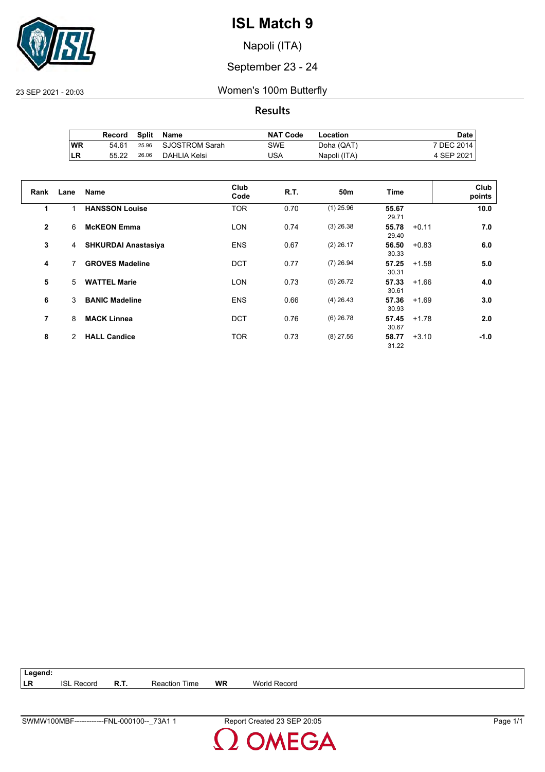# ISL Match 9

Napoli (ITA)

September 23 - 24

23 SEP 2021 - 20:03

Women's 100m Butterfly

## Results

| | Record | Split | Name | NAT Code | Location | Date |
|---|---|---|---|---|---|---|
| WR | 54.61 | 25.96 | SJOSTROM Sarah | SWE | Doha (QAT) | 7 DEC 2014 |
| LR | 55.22 | 26.06 | DAHLIA Kelsi | USA | Napoli (ITA) | 4 SEP 2021 |

| Rank | Lane | Name | Club Code | R.T. | 50m | Time | | Club points |
|---|---|---|---|---|---|---|---|---|
| 1 | 1 | **HANSSON Louise** | TOR | 0.70 | (1) 25.96 | **55.67** 29.71 | | **10.0** |
| 2 | 6 | **McKEON Emma** | LON | 0.74 | (3) 26.38 | **55.78** 29.40 | +0.11 | **7.0** |
| 3 | 4 | **SHKURDAI Anastasiya** | ENS | 0.67 | (2) 26.17 | **56.50** 30.33 | +0.83 | **6.0** |
| 4 | 7 | **GROVES Madeline** | DCT | 0.77 | (7) 26.94 | **57.25** 30.31 | +1.58 | **5.0** |
| 5 | 5 | **WATTEL Marie** | LON | 0.73 | (5) 26.72 | **57.33** 30.61 | +1.66 | **4.0** |
| 6 | 3 | **BANIC Madeline** | ENS | 0.66 | (4) 26.43 | **57.36** 30.93 | +1.69 | **3.0** |
| 7 | 8 | **MACK Linnea** | DCT | 0.76 | (6) 26.78 | **57.45** 30.67 | +1.78 | **2.0** |
| 8 | 2 | **HALL Candice** | TOR | 0.73 | (8) 27.55 | **58.77** 31.22 | +3.10 | **-1.0** |

**Legend:**

| | | | | | |
|---|---|---|---|---|---|
| **LR** | ISL Record | **R.T.** | Reaction Time | **WR** | World Record |

SWMW100MBF------------FNL-000100--_73A1 1 Report Created 23 SEP 20:05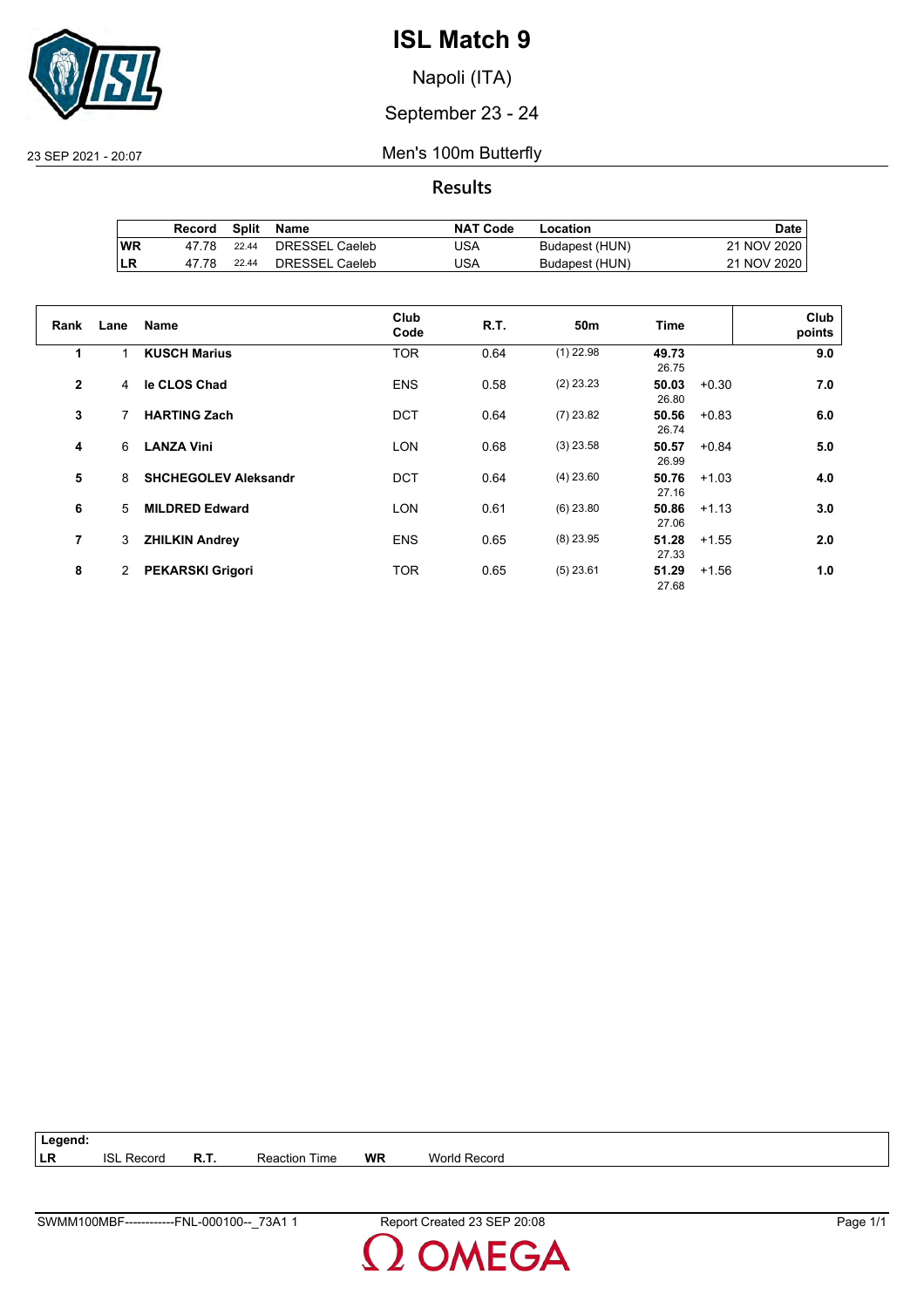# ISL Match 9

Napoli (ITA)

September 23 - 24

23 SEP 2021 - 20:07

## Men's 100m Butterfly

### Results

| | Record | Split | Name | NAT Code | Location | Date |
|---|---|---|---|---|---|---|
| WR | 47.78 | 22.44 | DRESSEL Caeleb | USA | Budapest (HUN) | 21 NOV 2020 |
| LR | 47.78 | 22.44 | DRESSEL Caeleb | USA | Budapest (HUN) | 21 NOV 2020 |

| Rank | Lane | Name | Club Code | R.T. | 50m | Time | | Club points |
|---|---|---|---|---|---|---|---|---|
| 1 | 1 | **KUSCH Marius** | TOR | 0.64 | (1) 22.98 | **49.73** 26.75 | | **9.0** |
| 2 | 4 | **le CLOS Chad** | ENS | 0.58 | (2) 23.23 | **50.03** 26.80 | +0.30 | **7.0** |
| 3 | 7 | **HARTING Zach** | DCT | 0.64 | (7) 23.82 | **50.56** 26.74 | +0.83 | **6.0** |
| 4 | 6 | **LANZA Vini** | LON | 0.68 | (3) 23.58 | **50.57** 26.99 | +0.84 | **5.0** |
| 5 | 8 | **SHCHEGOLEV Aleksandr** | DCT | 0.64 | (4) 23.60 | **50.76** 27.16 | +1.03 | **4.0** |
| 6 | 5 | **MILDRED Edward** | LON | 0.61 | (6) 23.80 | **50.86** 27.06 | +1.13 | **3.0** |
| 7 | 3 | **ZHILKIN Andrey** | ENS | 0.65 | (8) 23.95 | **51.28** 27.33 | +1.55 | **2.0** |
| 8 | 2 | **PEKARSKI Grigori** | TOR | 0.65 | (5) 23.61 | **51.29** 27.68 | +1.56 | **1.0** |

**Legend:**

| | | | | | |
|---|---|---|---|---|---|
| **LR** | ISL Record | **R.T.** | Reaction Time | **WR** | World Record |

SWMM100MBF------------FNL-000100--_73A1 1 Report Created 23 SEP 20:08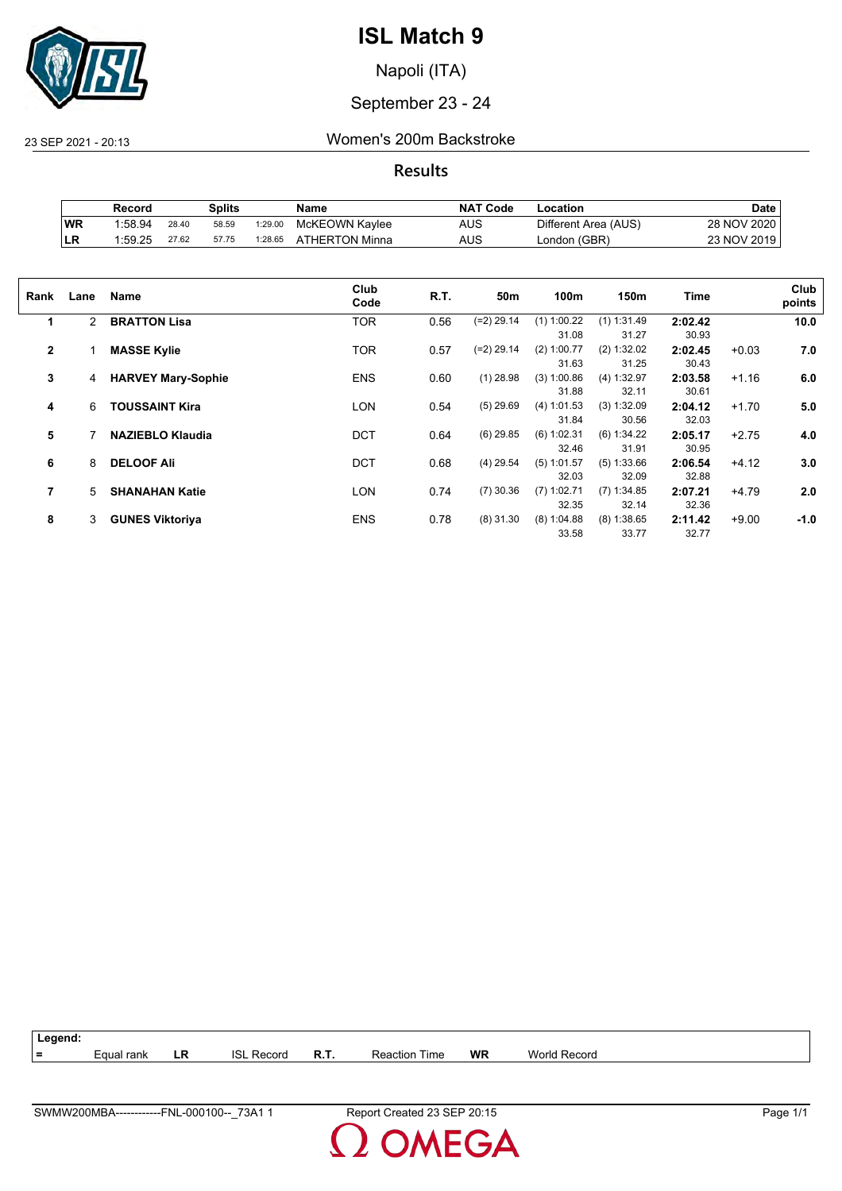# ISL Match 9

Napoli (ITA)

September 23 - 24

23 SEP 2021 - 20:13

## Women's 200m Backstroke

### Results

| | Record | Splits | | | Name | NAT Code | Location | Date |
|---|---|---|---|---|---|---|---|---|
| WR | 1:58.94 | 28.40 | 58.59 | 1:29.00 | McKEOWN Kaylee | AUS | Different Area (AUS) | 28 NOV 2020 |
| LR | 1:59.25 | 27.62 | 57.75 | 1:28.65 | ATHERTON Minna | AUS | London (GBR) | 23 NOV 2019 |

| Rank | Lane | Name | Club Code | R.T. | 50m | 100m | 150m | Time | | Club points |
|---|---|---|---|---|---|---|---|---|---|---|
| 1 | 2 | **BRATTON Lisa** | TOR | 0.56 | (=2) 29.14 | (1) 1:00.22<br>31.08 | (1) 1:31.49<br>31.27 | **2:02.42**<br>30.93 | | **10.0** |
| 2 | 1 | **MASSE Kylie** | TOR | 0.57 | (=2) 29.14 | (2) 1:00.77<br>31.63 | (2) 1:32.02<br>31.25 | **2:02.45**<br>30.43 | +0.03 | **7.0** |
| 3 | 4 | **HARVEY Mary-Sophie** | ENS | 0.60 | (1) 28.98 | (3) 1:00.86<br>31.88 | (4) 1:32.97<br>32.11 | **2:03.58**<br>30.61 | +1.16 | **6.0** |
| 4 | 6 | **TOUSSAINT Kira** | LON | 0.54 | (5) 29.69 | (4) 1:01.53<br>31.84 | (3) 1:32.09<br>30.56 | **2:04.12**<br>32.03 | +1.70 | **5.0** |
| 5 | 7 | **NAZIEBLO Klaudia** | DCT | 0.64 | (6) 29.85 | (6) 1:02.31<br>32.46 | (6) 1:34.22<br>31.91 | **2:05.17**<br>30.95 | +2.75 | **4.0** |
| 6 | 8 | **DELOOF Ali** | DCT | 0.68 | (4) 29.54 | (5) 1:01.57<br>32.03 | (5) 1:33.66<br>32.09 | **2:06.54**<br>32.88 | +4.12 | **3.0** |
| 7 | 5 | **SHANAHAN Katie** | LON | 0.74 | (7) 30.36 | (7) 1:02.71<br>32.35 | (7) 1:34.85<br>32.14 | **2:07.21**<br>32.36 | +4.79 | **2.0** |
| 8 | 3 | **GUNES Viktoriya** | ENS | 0.78 | (8) 31.30 | (8) 1:04.88<br>33.58 | (8) 1:38.65<br>33.77 | **2:11.42**<br>32.77 | +9.00 | **-1.0** |

**Legend:**

| = | Equal rank | LR | ISL Record | R.T. | Reaction Time | WR | World Record |
|---|---|---|---|---|---|---|---|

SWMW200MBA------------FNL-000100--_73A1 1 Report Created 23 SEP 20:15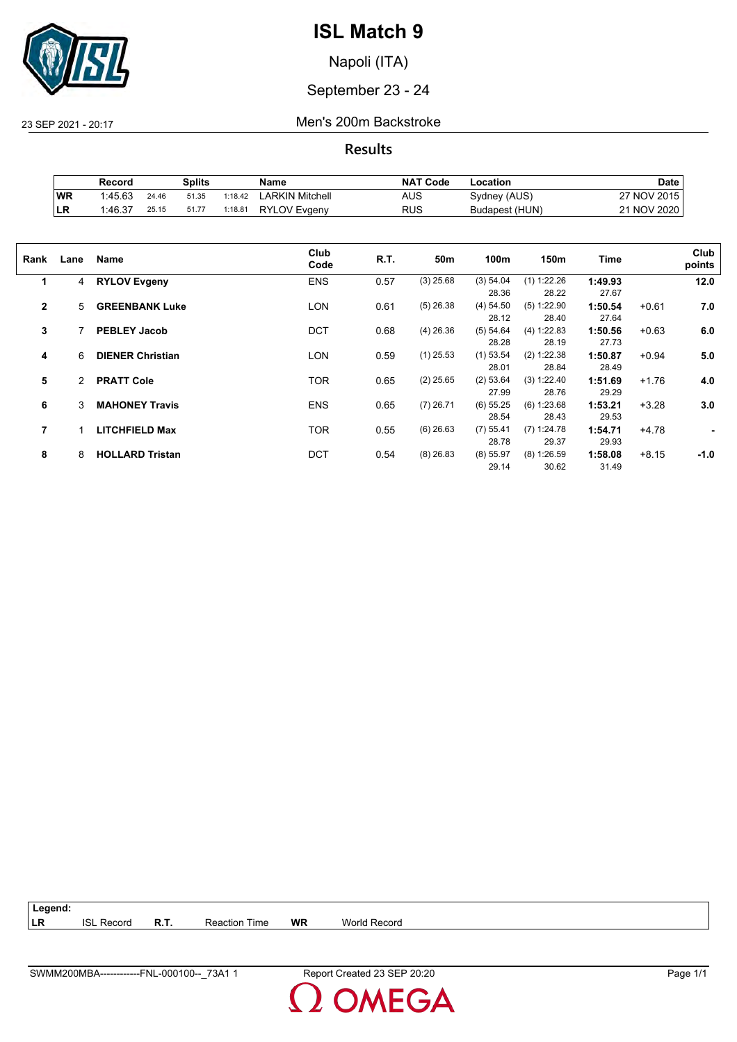# ISL Match 9

Napoli (ITA)

September 23 - 24

23 SEP 2021 - 20:17

Men's 200m Backstroke

## Results

| | Record | Splits | | | Name | NAT Code | Location | Date |
|---|---|---|---|---|---|---|---|---|
| WR | 1:45.63 | 24.46 | 51.35 | 1:18.42 | LARKIN Mitchell | AUS | Sydney (AUS) | 27 NOV 2015 |
| LR | 1:46.37 | 25.15 | 51.77 | 1:18.81 | RYLOV Evgeny | RUS | Budapest (HUN) | 21 NOV 2020 |

| Rank | Lane | Name | Club Code | R.T. | 50m | 100m | 150m | Time | | Club points |
|---|---|---|---|---|---|---|---|---|---|---|
| 1 | 4 | **RYLOV Evgeny** | ENS | 0.57 | (3) 25.68 | (3) 54.04<br>28.36 | (1) 1:22.26<br>28.22 | **1:49.93**<br>27.67 | | **12.0** |
| 2 | 5 | **GREENBANK Luke** | LON | 0.61 | (5) 26.38 | (4) 54.50<br>28.12 | (5) 1:22.90<br>28.40 | **1:50.54**<br>27.64 | +0.61 | **7.0** |
| 3 | 7 | **PEBLEY Jacob** | DCT | 0.68 | (4) 26.36 | (5) 54.64<br>28.28 | (4) 1:22.83<br>28.19 | **1:50.56**<br>27.73 | +0.63 | **6.0** |
| 4 | 6 | **DIENER Christian** | LON | 0.59 | (1) 25.53 | (1) 53.54<br>28.01 | (2) 1:22.38<br>28.84 | **1:50.87**<br>28.49 | +0.94 | **5.0** |
| 5 | 2 | **PRATT Cole** | TOR | 0.65 | (2) 25.65 | (2) 53.64<br>27.99 | (3) 1:22.40<br>28.76 | **1:51.69**<br>29.29 | +1.76 | **4.0** |
| 6 | 3 | **MAHONEY Travis** | ENS | 0.65 | (7) 26.71 | (6) 55.25<br>28.54 | (6) 1:23.68<br>28.43 | **1:53.21**<br>29.53 | +3.28 | **3.0** |
| 7 | 1 | **LITCHFIELD Max** | TOR | 0.55 | (6) 26.63 | (7) 55.41<br>28.78 | (7) 1:24.78<br>29.37 | **1:54.71**<br>29.93 | +4.78 | **-** |
| 8 | 8 | **HOLLARD Tristan** | DCT | 0.54 | (8) 26.83 | (8) 55.97<br>29.14 | (8) 1:26.59<br>30.62 | **1:58.08**<br>31.49 | +8.15 | **-1.0** |

| Legend: | | | | | |
|---|---|---|---|---|---|
| LR | ISL Record | R.T. | Reaction Time | WR | World Record |

SWMM200MBA------------FNL-000100--_73A1 1    Report Created 23 SEP 20:20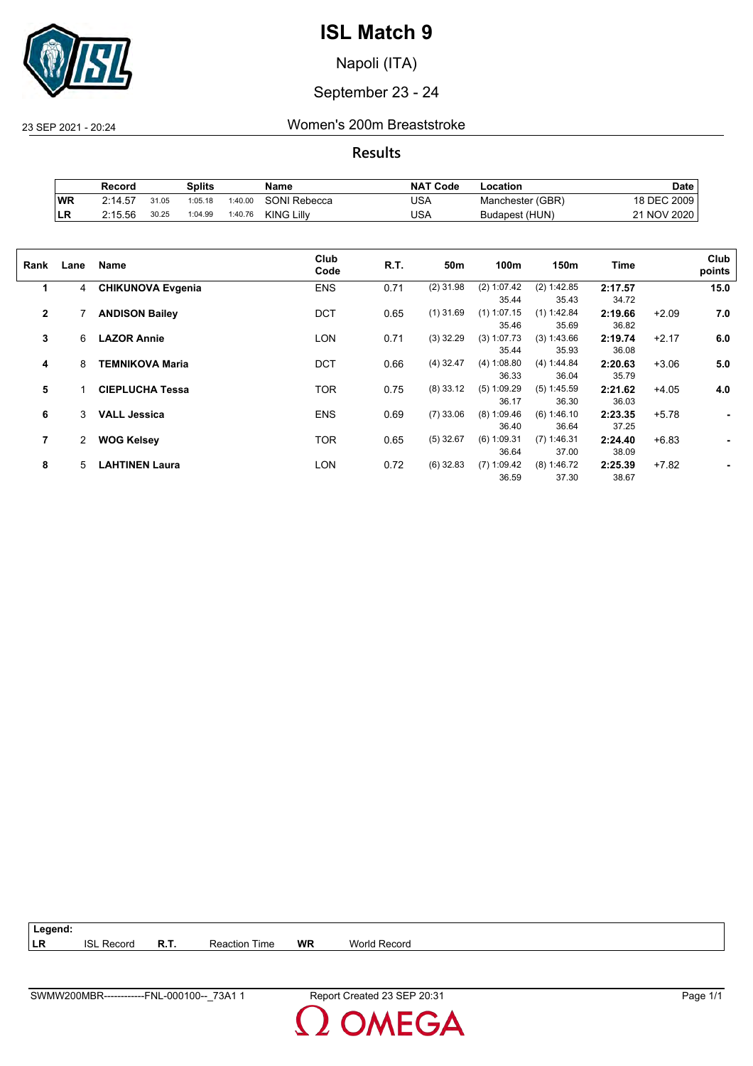# ISL Match 9

Napoli (ITA)

September 23 - 24

23 SEP 2021 - 20:24 — Women's 200m Breaststroke

## Results

| | Record | Splits | | | Name | NAT Code | Location | Date |
|---|---|---|---|---|---|---|---|---|
| WR | 2:14.57 | 31.05 | 1:05.18 | 1:40.00 | SONI Rebecca | USA | Manchester (GBR) | 18 DEC 2009 |
| LR | 2:15.56 | 30.25 | 1:04.99 | 1:40.76 | KING Lilly | USA | Budapest (HUN) | 21 NOV 2020 |

| Rank | Lane | Name | Club Code | R.T. | 50m | 100m | 150m | Time | | Club points |
|---|---|---|---|---|---|---|---|---|---|---|
| 1 | 4 | **CHIKUNOVA Evgenia** | ENS | 0.71 | (2) 31.98 | (2) 1:07.42<br>35.44 | (2) 1:42.85<br>35.43 | **2:17.57**<br>34.72 | | **15.0** |
| 2 | 7 | **ANDISON Bailey** | DCT | 0.65 | (1) 31.69 | (1) 1:07.15<br>35.46 | (1) 1:42.84<br>35.69 | **2:19.66**<br>36.82 | +2.09 | **7.0** |
| 3 | 6 | **LAZOR Annie** | LON | 0.71 | (3) 32.29 | (3) 1:07.73<br>35.44 | (3) 1:43.66<br>35.93 | **2:19.74**<br>36.08 | +2.17 | **6.0** |
| 4 | 8 | **TEMNIKOVA Maria** | DCT | 0.66 | (4) 32.47 | (4) 1:08.80<br>36.33 | (4) 1:44.84<br>36.04 | **2:20.63**<br>35.79 | +3.06 | **5.0** |
| 5 | 1 | **CIEPLUCHA Tessa** | TOR | 0.75 | (8) 33.12 | (5) 1:09.29<br>36.17 | (5) 1:45.59<br>36.30 | **2:21.62**<br>36.03 | +4.05 | **4.0** |
| 6 | 3 | **VALL Jessica** | ENS | 0.69 | (7) 33.06 | (8) 1:09.46<br>36.40 | (6) 1:46.10<br>36.64 | **2:23.35**<br>37.25 | +5.78 | **-** |
| 7 | 2 | **WOG Kelsey** | TOR | 0.65 | (5) 32.67 | (6) 1:09.31<br>36.64 | (7) 1:46.31<br>37.00 | **2:24.40**<br>38.09 | +6.83 | **-** |
| 8 | 5 | **LAHTINEN Laura** | LON | 0.72 | (6) 32.83 | (7) 1:09.42<br>36.59 | (8) 1:46.72<br>37.30 | **2:25.39**<br>38.67 | +7.82 | **-** |

**Legend:**

| LR | ISL Record | R.T. | Reaction Time | WR | World Record |
|---|---|---|---|---|---|

SWMW200MBR------------FNL-000100--_73A1 1 — Report Created 23 SEP 20:31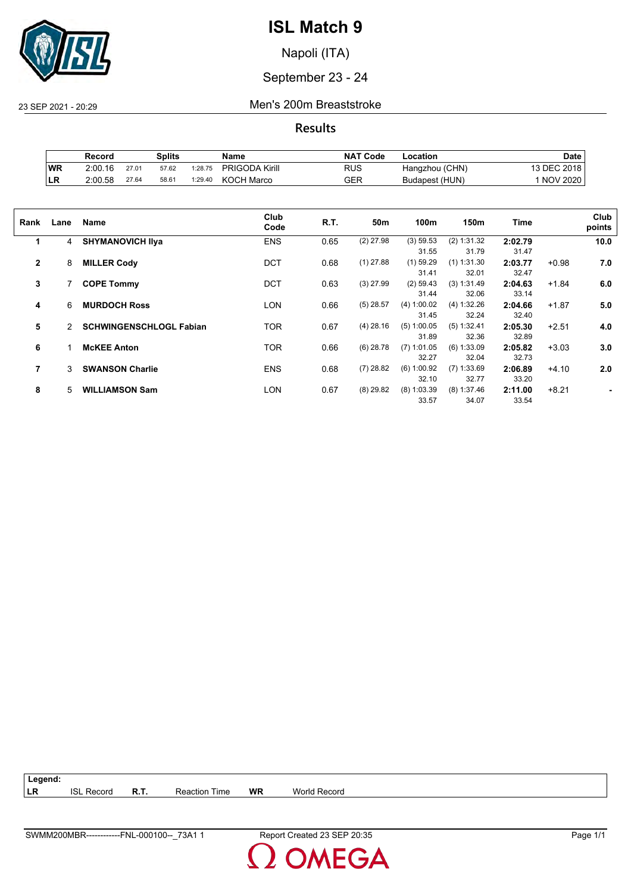# ISL Match 9

Napoli (ITA)

September 23 - 24

23 SEP 2021 - 20:29

## Men's 200m Breaststroke

### Results

| | Record | Splits | | | Name | NAT Code | Location | Date |
|---|---|---|---|---|---|---|---|---|
| WR | 2:00.16 | 27.01 | 57.62 | 1:28.75 | PRIGODA Kirill | RUS | Hangzhou (CHN) | 13 DEC 2018 |
| LR | 2:00.58 | 27.64 | 58.61 | 1:29.40 | KOCH Marco | GER | Budapest (HUN) | 1 NOV 2020 |

| Rank | Lane | Name | Club Code | R.T. | 50m | 100m | 150m | Time | | Club points |
|---|---|---|---|---|---|---|---|---|---|---|
| 1 | 4 | **SHYMANOVICH Ilya** | ENS | 0.65 | (2) 27.98 | (3) 59.53 | (2) 1:31.32 | **2:02.79** | | **10.0** |
| | | | | | | 31.55 | 31.79 | 31.47 | | |
| 2 | 8 | **MILLER Cody** | DCT | 0.68 | (1) 27.88 | (1) 59.29 | (1) 1:31.30 | **2:03.77** | +0.98 | **7.0** |
| | | | | | | 31.41 | 32.01 | 32.47 | | |
| 3 | 7 | **COPE Tommy** | DCT | 0.63 | (3) 27.99 | (2) 59.43 | (3) 1:31.49 | **2:04.63** | +1.84 | **6.0** |
| | | | | | | 31.44 | 32.06 | 33.14 | | |
| 4 | 6 | **MURDOCH Ross** | LON | 0.66 | (5) 28.57 | (4) 1:00.02 | (4) 1:32.26 | **2:04.66** | +1.87 | **5.0** |
| | | | | | | 31.45 | 32.24 | 32.40 | | |
| 5 | 2 | **SCHWINGENSCHLOGL Fabian** | TOR | 0.67 | (4) 28.16 | (5) 1:00.05 | (5) 1:32.41 | **2:05.30** | +2.51 | **4.0** |
| | | | | | | 31.89 | 32.36 | 32.89 | | |
| 6 | 1 | **McKEE Anton** | TOR | 0.66 | (6) 28.78 | (7) 1:01.05 | (6) 1:33.09 | **2:05.82** | +3.03 | **3.0** |
| | | | | | | 32.27 | 32.04 | 32.73 | | |
| 7 | 3 | **SWANSON Charlie** | ENS | 0.68 | (7) 28.82 | (6) 1:00.92 | (7) 1:33.69 | **2:06.89** | +4.10 | **2.0** |
| | | | | | | 32.10 | 32.77 | 33.20 | | |
| 8 | 5 | **WILLIAMSON Sam** | LON | 0.67 | (8) 29.82 | (8) 1:03.39 | (8) 1:37.46 | **2:11.00** | +8.21 | **-** |
| | | | | | | 33.57 | 34.07 | 33.54 | | |

**Legend:**

| | | | | | |
|---|---|---|---|---|---|
| **LR** | ISL Record | **R.T.** | Reaction Time | **WR** | World Record |

SWMM200MBR------------FNL-000100--_73A1 1 Report Created 23 SEP 20:35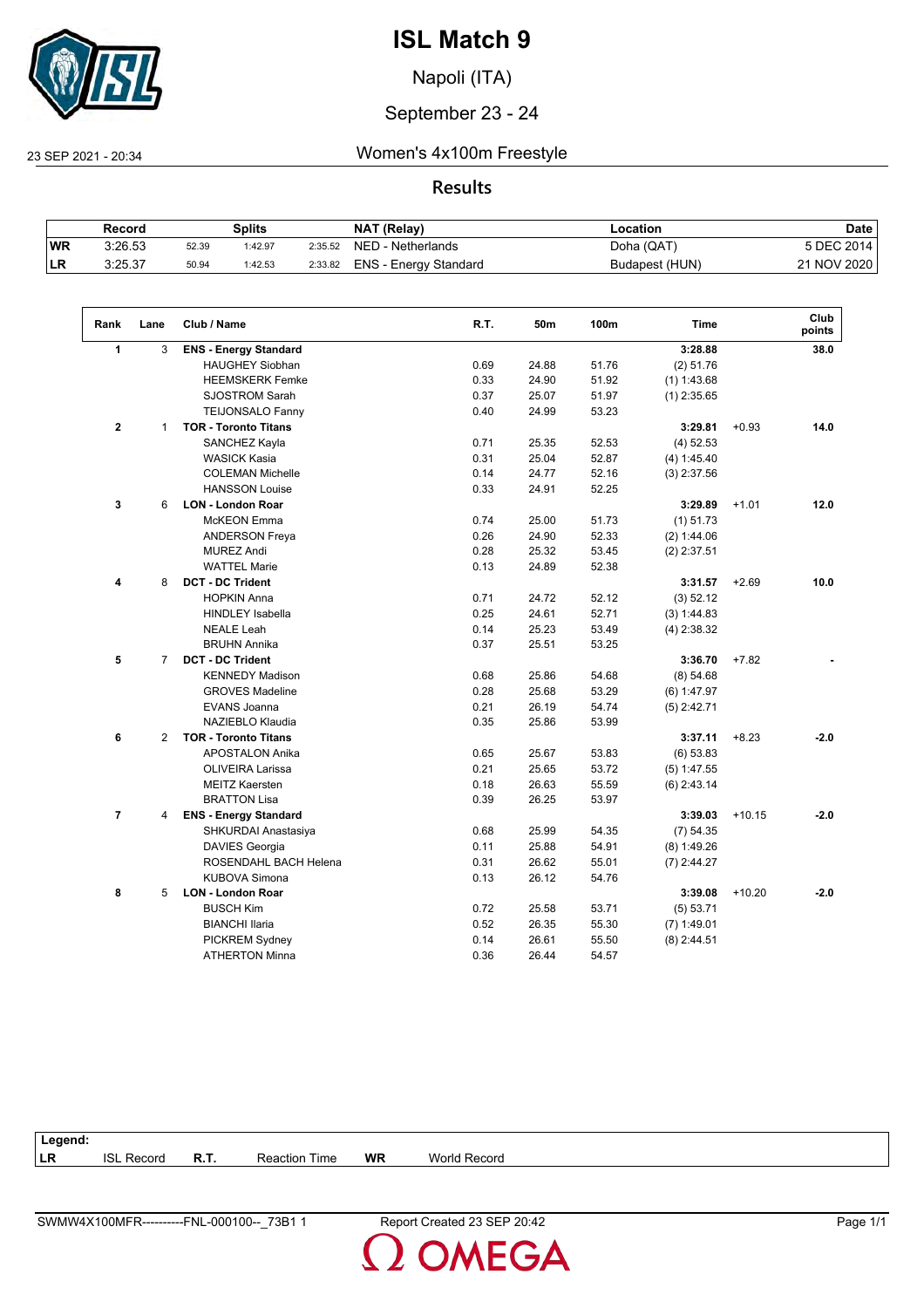# ISL Match 9

Napoli (ITA)

September 23 - 24

23 SEP 2021 - 20:34

## Women's 4x100m Freestyle

### Results

| | Record | Splits | | | NAT (Relay) | Location | Date |
|---|---|---|---|---|---|---|---|
| WR | 3:26.53 | 52.39 | 1:42.97 | 2:35.52 | NED - Netherlands | Doha (QAT) | 5 DEC 2014 |
| LR | 3:25.37 | 50.94 | 1:42.53 | 2:33.82 | ENS - Energy Standard | Budapest (HUN) | 21 NOV 2020 |

| Rank | Lane | Club / Name | R.T. | 50m | 100m | Time | | Club points |
|---|---|---|---|---|---|---|---|---|
| 1 | 3 | **ENS - Energy Standard** | | | | **3:28.88** | | **38.0** |
| | | HAUGHEY Siobhan | 0.69 | 24.88 | 51.76 | (2) 51.76 | | |
| | | HEEMSKERK Femke | 0.33 | 24.90 | 51.92 | (1) 1:43.68 | | |
| | | SJOSTROM Sarah | 0.37 | 25.07 | 51.97 | (1) 2:35.65 | | |
| | | TEIJONSALO Fanny | 0.40 | 24.99 | 53.23 | | | |
| 2 | 1 | **TOR - Toronto Titans** | | | | **3:29.81** | +0.93 | **14.0** |
| | | SANCHEZ Kayla | 0.71 | 25.35 | 52.53 | (4) 52.53 | | |
| | | WASICK Kasia | 0.31 | 25.04 | 52.87 | (4) 1:45.40 | | |
| | | COLEMAN Michelle | 0.14 | 24.77 | 52.16 | (3) 2:37.56 | | |
| | | HANSSON Louise | 0.33 | 24.91 | 52.25 | | | |
| 3 | 6 | **LON - London Roar** | | | | **3:29.89** | +1.01 | **12.0** |
| | | McKEON Emma | 0.74 | 25.00 | 51.73 | (1) 51.73 | | |
| | | ANDERSON Freya | 0.26 | 24.90 | 52.33 | (2) 1:44.06 | | |
| | | MUREZ Andi | 0.28 | 25.32 | 53.45 | (2) 2:37.51 | | |
| | | WATTEL Marie | 0.13 | 24.89 | 52.38 | | | |
| 4 | 8 | **DCT - DC Trident** | | | | **3:31.57** | +2.69 | **10.0** |
| | | HOPKIN Anna | 0.71 | 24.72 | 52.12 | (3) 52.12 | | |
| | | HINDLEY Isabella | 0.25 | 24.61 | 52.71 | (3) 1:44.83 | | |
| | | NEALE Leah | 0.14 | 25.23 | 53.49 | (4) 2:38.32 | | |
| | | BRUHN Annika | 0.37 | 25.51 | 53.25 | | | |
| 5 | 7 | **DCT - DC Trident** | | | | **3:36.70** | +7.82 | **-** |
| | | KENNEDY Madison | 0.68 | 25.86 | 54.68 | (8) 54.68 | | |
| | | GROVES Madeline | 0.28 | 25.68 | 53.29 | (6) 1:47.97 | | |
| | | EVANS Joanna | 0.21 | 26.19 | 54.74 | (5) 2:42.71 | | |
| | | NAZIEBLO Klaudia | 0.35 | 25.86 | 53.99 | | | |
| 6 | 2 | **TOR - Toronto Titans** | | | | **3:37.11** | +8.23 | **-2.0** |
| | | APOSTALON Anika | 0.65 | 25.67 | 53.83 | (6) 53.83 | | |
| | | OLIVEIRA Larissa | 0.21 | 25.65 | 53.72 | (5) 1:47.55 | | |
| | | MEITZ Kaersten | 0.18 | 26.63 | 55.59 | (6) 2:43.14 | | |
| | | BRATTON Lisa | 0.39 | 26.25 | 53.97 | | | |
| 7 | 4 | **ENS - Energy Standard** | | | | **3:39.03** | +10.15 | **-2.0** |
| | | SHKURDAI Anastasiya | 0.68 | 25.99 | 54.35 | (7) 54.35 | | |
| | | DAVIES Georgia | 0.11 | 25.88 | 54.91 | (8) 1:49.26 | | |
| | | ROSENDAHL BACH Helena | 0.31 | 26.62 | 55.01 | (7) 2:44.27 | | |
| | | KUBOVA Simona | 0.13 | 26.12 | 54.76 | | | |
| 8 | 5 | **LON - London Roar** | | | | **3:39.08** | +10.20 | **-2.0** |
| | | BUSCH Kim | 0.72 | 25.58 | 53.71 | (5) 53.71 | | |
| | | BIANCHI Ilaria | 0.52 | 26.35 | 55.30 | (7) 1:49.01 | | |
| | | PICKREM Sydney | 0.14 | 26.61 | 55.50 | (8) 2:44.51 | | |
| | | ATHERTON Minna | 0.36 | 26.44 | 54.57 | | | |

**Legend:**

| LR | ISL Record | R.T. | Reaction Time | WR | World Record |
|---|---|---|---|---|---|

SWMW4X100MFR----------FNL-000100--_73B1 1 — Report Created 23 SEP 20:42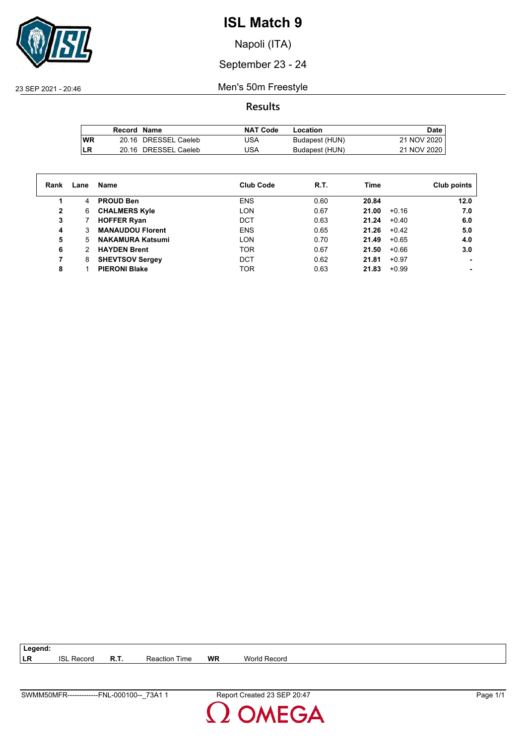# ISL Match 9

Napoli (ITA)

September 23 - 24

23 SEP 2021 - 20:46

## Men's 50m Freestyle

### Results

| | Record | Name | NAT Code | Location | Date |
|---|---|---|---|---|---|
| WR | 20.16 | DRESSEL Caeleb | USA | Budapest (HUN) | 21 NOV 2020 |
| LR | 20.16 | DRESSEL Caeleb | USA | Budapest (HUN) | 21 NOV 2020 |

| Rank | Lane | Name | Club Code | R.T. | Time | | Club points |
|---|---|---|---|---|---|---|---|
| 1 | 4 | **PROUD Ben** | ENS | 0.60 | **20.84** | | **12.0** |
| 2 | 6 | **CHALMERS Kyle** | LON | 0.67 | **21.00** | +0.16 | **7.0** |
| 3 | 7 | **HOFFER Ryan** | DCT | 0.63 | **21.24** | +0.40 | **6.0** |
| 4 | 3 | **MANAUDOU Florent** | ENS | 0.65 | **21.26** | +0.42 | **5.0** |
| 5 | 5 | **NAKAMURA Katsumi** | LON | 0.70 | **21.49** | +0.65 | **4.0** |
| 6 | 2 | **HAYDEN Brent** | TOR | 0.67 | **21.50** | +0.66 | **3.0** |
| 7 | 8 | **SHEVTSOV Sergey** | DCT | 0.62 | **21.81** | +0.97 | **-** |
| 8 | 1 | **PIERONI Blake** | TOR | 0.63 | **21.83** | +0.99 | **-** |

**Legend:**

| | | | | | |
|---|---|---|---|---|---|
| **LR** | ISL Record | **R.T.** | Reaction Time | **WR** | World Record |

SWMM50MFR-------------FNL-000100--_73A1 1 — Report Created 23 SEP 20:47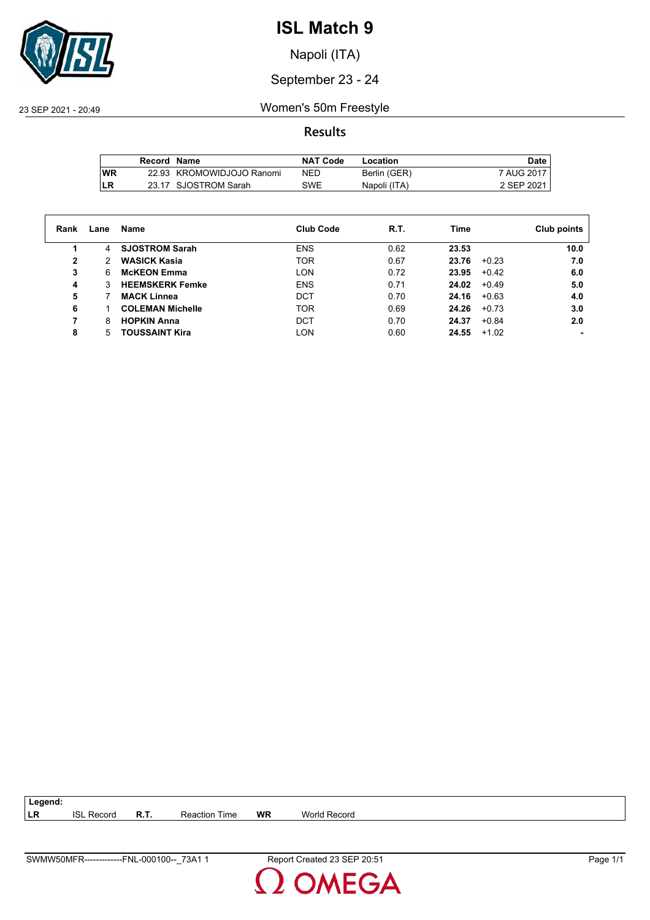# ISL Match 9

Napoli (ITA)

September 23 - 24

23 SEP 2021 - 20:49

## Women's 50m Freestyle

### Results

| | Record | Name | NAT Code | Location | Date |
|---|---|---|---|---|---|
| WR | 22.93 | KROMOWIDJOJO Ranomi | NED | Berlin (GER) | 7 AUG 2017 |
| LR | 23.17 | SJOSTROM Sarah | SWE | Napoli (ITA) | 2 SEP 2021 |

| Rank | Lane | Name | Club Code | R.T. | Time | | Club points |
|---|---|---|---|---|---|---|---|
| 1 | 4 | **SJOSTROM Sarah** | ENS | 0.62 | **23.53** | | **10.0** |
| 2 | 2 | **WASICK Kasia** | TOR | 0.67 | **23.76** | +0.23 | **7.0** |
| 3 | 6 | **McKEON Emma** | LON | 0.72 | **23.95** | +0.42 | **6.0** |
| 4 | 3 | **HEEMSKERK Femke** | ENS | 0.71 | **24.02** | +0.49 | **5.0** |
| 5 | 7 | **MACK Linnea** | DCT | 0.70 | **24.16** | +0.63 | **4.0** |
| 6 | 1 | **COLEMAN Michelle** | TOR | 0.69 | **24.26** | +0.73 | **3.0** |
| 7 | 8 | **HOPKIN Anna** | DCT | 0.70 | **24.37** | +0.84 | **2.0** |
| 8 | 5 | **TOUSSAINT Kira** | LON | 0.60 | **24.55** | +1.02 | **-** |

**Legend:**

| | | | | | |
|---|---|---|---|---|---|
| **LR** | ISL Record | **R.T.** | Reaction Time | **WR** | World Record |

SWMW50MFR-------------FNL-000100--_73A1 1 Report Created 23 SEP 20:51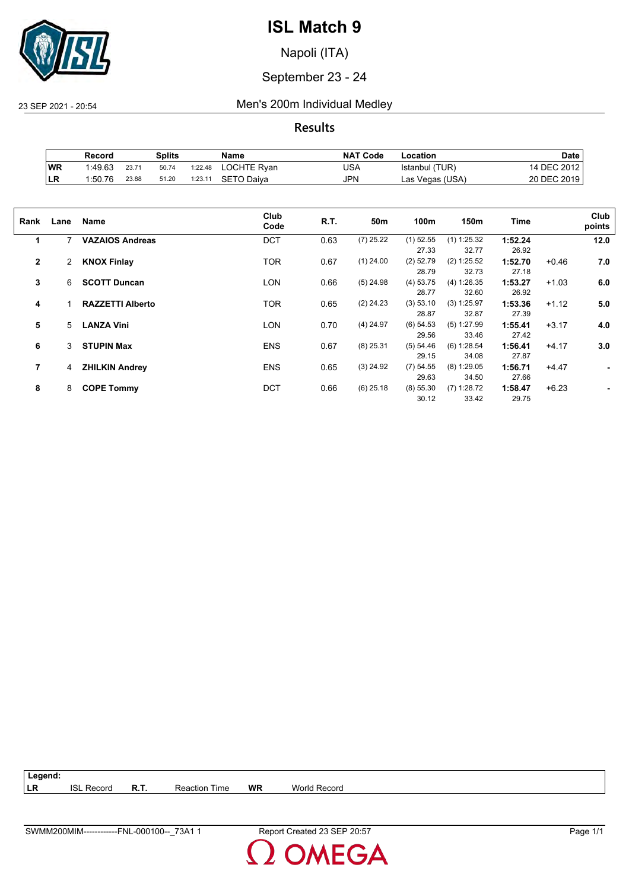# ISL Match 9

Napoli (ITA)

September 23 - 24

23 SEP 2021 - 20:54

## Men's 200m Individual Medley

### Results

| | Record | Splits | | | Name | NAT Code | Location | Date |
|---|---|---|---|---|---|---|---|---|
| WR | 1:49.63 | 23.71 | 50.74 | 1:22.48 | LOCHTE Ryan | USA | Istanbul (TUR) | 14 DEC 2012 |
| LR | 1:50.76 | 23.88 | 51.20 | 1:23.11 | SETO Daiya | JPN | Las Vegas (USA) | 20 DEC 2019 |

| Rank | Lane | Name | Club Code | R.T. | 50m | 100m | 150m | Time | | Club points |
|---|---|---|---|---|---|---|---|---|---|---|
| 1 | 7 | **VAZAIOS Andreas** | DCT | 0.63 | (7) 25.22 | (1) 52.55<br>27.33 | (1) 1:25.32<br>32.77 | **1:52.24**<br>26.92 | | **12.0** |
| 2 | 2 | **KNOX Finlay** | TOR | 0.67 | (1) 24.00 | (2) 52.79<br>28.79 | (2) 1:25.52<br>32.73 | **1:52.70**<br>27.18 | +0.46 | **7.0** |
| 3 | 6 | **SCOTT Duncan** | LON | 0.66 | (5) 24.98 | (4) 53.75<br>28.77 | (4) 1:26.35<br>32.60 | **1:53.27**<br>26.92 | +1.03 | **6.0** |
| 4 | 1 | **RAZZETTI Alberto** | TOR | 0.65 | (2) 24.23 | (3) 53.10<br>28.87 | (3) 1:25.97<br>32.87 | **1:53.36**<br>27.39 | +1.12 | **5.0** |
| 5 | 5 | **LANZA Vini** | LON | 0.70 | (4) 24.97 | (6) 54.53<br>29.56 | (5) 1:27.99<br>33.46 | **1:55.41**<br>27.42 | +3.17 | **4.0** |
| 6 | 3 | **STUPIN Max** | ENS | 0.67 | (8) 25.31 | (5) 54.46<br>29.15 | (6) 1:28.54<br>34.08 | **1:56.41**<br>27.87 | +4.17 | **3.0** |
| 7 | 4 | **ZHILKIN Andrey** | ENS | 0.65 | (3) 24.92 | (7) 54.55<br>29.63 | (8) 1:29.05<br>34.50 | **1:56.71**<br>27.66 | +4.47 | **-** |
| 8 | 8 | **COPE Tommy** | DCT | 0.66 | (6) 25.18 | (8) 55.30<br>30.12 | (7) 1:28.72<br>33.42 | **1:58.47**<br>29.75 | +6.23 | **-** |

**Legend:**

| | | | | | |
|---|---|---|---|---|---|
| **LR** | ISL Record | **R.T.** | Reaction Time | **WR** | World Record |

SWMM200MIM------------FNL-000100--_73A1 1 Report Created 23 SEP 20:57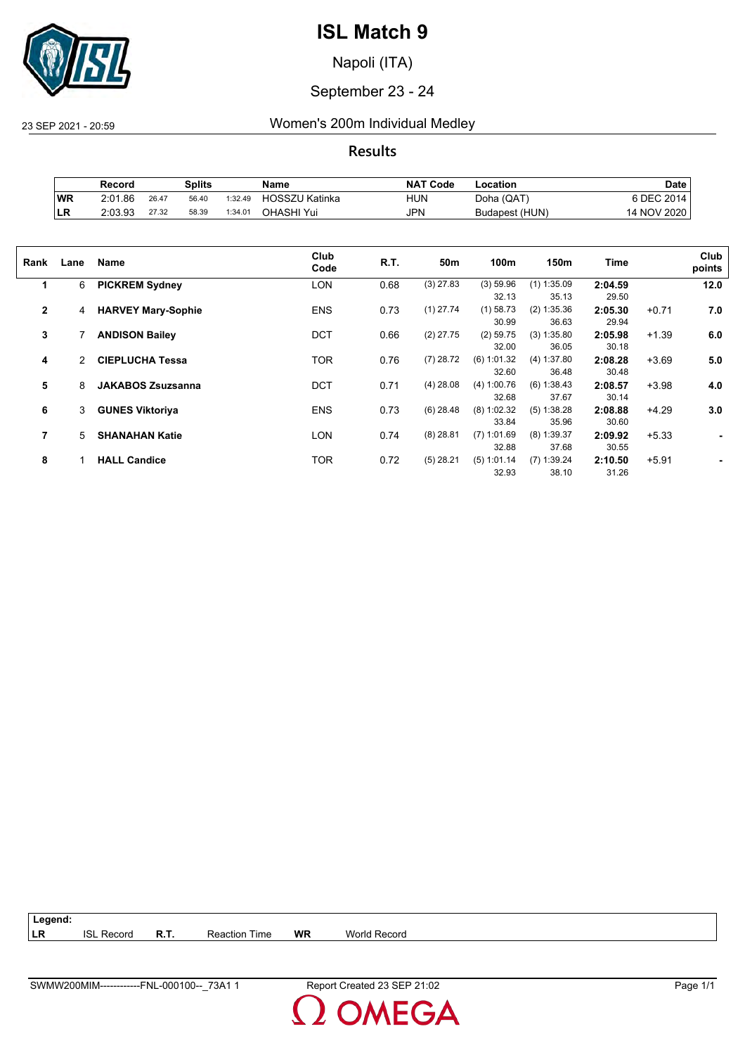# ISL Match 9

Napoli (ITA)

September 23 - 24

23 SEP 2021 - 20:59

## Women's 200m Individual Medley

### Results

| | Record | Splits | | | Name | NAT Code | Location | Date |
|---|---|---|---|---|---|---|---|---|
| WR | 2:01.86 | 26.47 | 56.40 | 1:32.49 | HOSSZU Katinka | HUN | Doha (QAT) | 6 DEC 2014 |
| LR | 2:03.93 | 27.32 | 58.39 | 1:34.01 | OHASHI Yui | JPN | Budapest (HUN) | 14 NOV 2020 |

| Rank | Lane | Name | Club Code | R.T. | 50m | 100m | 150m | Time | | Club points |
|---|---|---|---|---|---|---|---|---|---|---|
| 1 | 6 | **PICKREM Sydney** | LON | 0.68 | (3) 27.83 | (3) 59.96<br>32.13 | (1) 1:35.09<br>35.13 | **2:04.59**<br>29.50 | | **12.0** |
| 2 | 4 | **HARVEY Mary-Sophie** | ENS | 0.73 | (1) 27.74 | (1) 58.73<br>30.99 | (2) 1:35.36<br>36.63 | **2:05.30**<br>29.94 | +0.71 | **7.0** |
| 3 | 7 | **ANDISON Bailey** | DCT | 0.66 | (2) 27.75 | (2) 59.75<br>32.00 | (3) 1:35.80<br>36.05 | **2:05.98**<br>30.18 | +1.39 | **6.0** |
| 4 | 2 | **CIEPLUCHA Tessa** | TOR | 0.76 | (7) 28.72 | (6) 1:01.32<br>32.60 | (4) 1:37.80<br>36.48 | **2:08.28**<br>30.48 | +3.69 | **5.0** |
| 5 | 8 | **JAKABOS Zsuzsanna** | DCT | 0.71 | (4) 28.08 | (4) 1:00.76<br>32.68 | (6) 1:38.43<br>37.67 | **2:08.57**<br>30.14 | +3.98 | **4.0** |
| 6 | 3 | **GUNES Viktoriya** | ENS | 0.73 | (6) 28.48 | (8) 1:02.32<br>33.84 | (5) 1:38.28<br>35.96 | **2:08.88**<br>30.60 | +4.29 | **3.0** |
| 7 | 5 | **SHANAHAN Katie** | LON | 0.74 | (8) 28.81 | (7) 1:01.69<br>32.88 | (8) 1:39.37<br>37.68 | **2:09.92**<br>30.55 | +5.33 | **-** |
| 8 | 1 | **HALL Candice** | TOR | 0.72 | (5) 28.21 | (5) 1:01.14<br>32.93 | (7) 1:39.24<br>38.10 | **2:10.50**<br>31.26 | +5.91 | **-** |

**Legend:**

| | | | | | |
|---|---|---|---|---|---|
| LR | ISL Record | R.T. | Reaction Time | WR | World Record |

SWMW200MIM------------FNL-000100--_73A1 1 — Report Created 23 SEP 21:02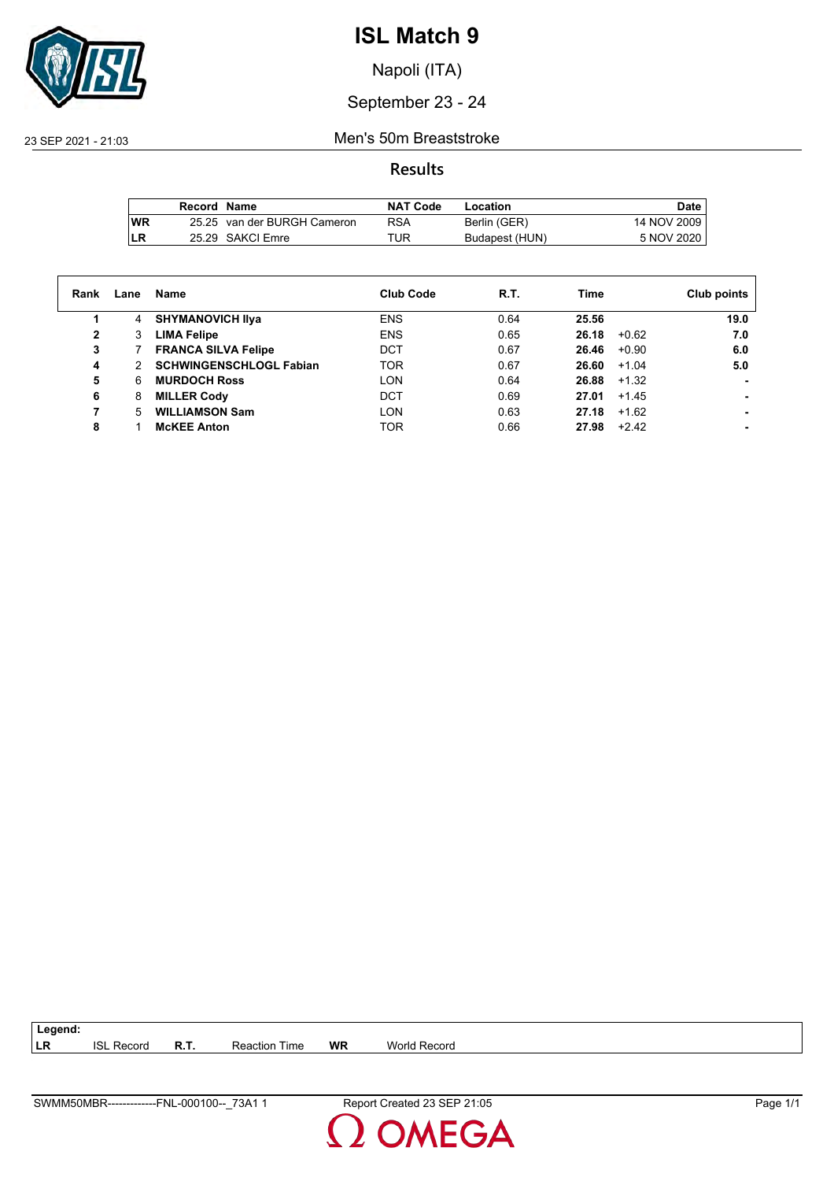# ISL Match 9

Napoli (ITA)

September 23 - 24

23 SEP 2021 - 21:03

## Men's 50m Breaststroke

### Results

| | Record | Name | NAT Code | Location | Date |
|---|---|---|---|---|---|
| WR | 25.25 | van der BURGH Cameron | RSA | Berlin (GER) | 14 NOV 2009 |
| LR | 25.29 | SAKCI Emre | TUR | Budapest (HUN) | 5 NOV 2020 |

| Rank | Lane | Name | Club Code | R.T. | Time | | Club points |
|---|---|---|---|---|---|---|---|
| **1** | 4 | **SHYMANOVICH Ilya** | ENS | 0.64 | **25.56** | | **19.0** |
| **2** | 3 | **LIMA Felipe** | ENS | 0.65 | **26.18** | +0.62 | **7.0** |
| **3** | 7 | **FRANCA SILVA Felipe** | DCT | 0.67 | **26.46** | +0.90 | **6.0** |
| **4** | 2 | **SCHWINGENSCHLOGL Fabian** | TOR | 0.67 | **26.60** | +1.04 | **5.0** |
| **5** | 6 | **MURDOCH Ross** | LON | 0.64 | **26.88** | +1.32 | **-** |
| **6** | 8 | **MILLER Cody** | DCT | 0.69 | **27.01** | +1.45 | **-** |
| **7** | 5 | **WILLIAMSON Sam** | LON | 0.63 | **27.18** | +1.62 | **-** |
| **8** | 1 | **McKEE Anton** | TOR | 0.66 | **27.98** | +2.42 | **-** |

**Legend:**

| | | | | | |
|---|---|---|---|---|---|
| **LR** | ISL Record | **R.T.** | Reaction Time | **WR** | World Record |

SWMM50MBR-------------FNL-000100--_73A1 1 Report Created 23 SEP 21:05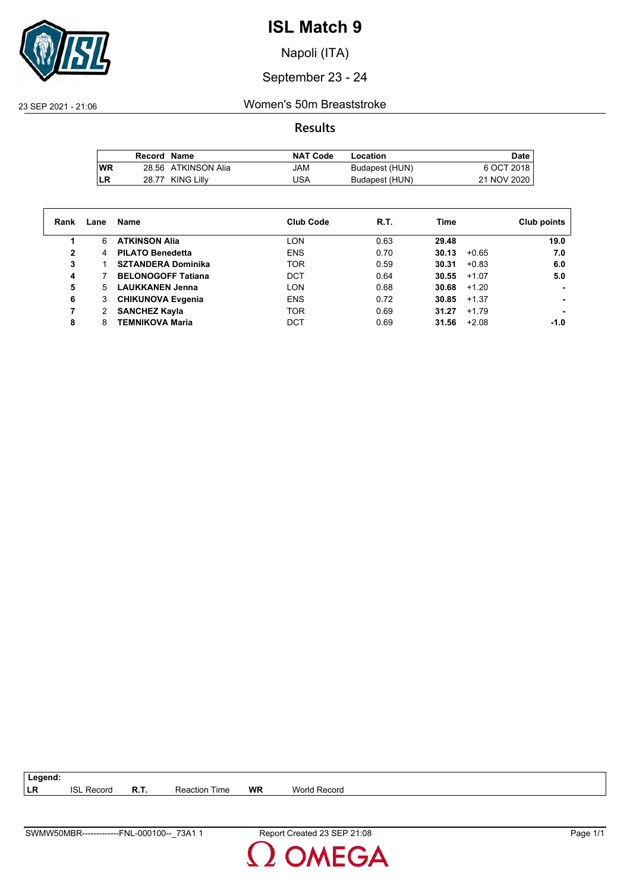# ISL Match 9

Napoli (ITA)

September 23 - 24

23 SEP 2021 - 21:06

## Women's 50m Breaststroke

### Results

| | Record | Name | NAT Code | Location | Date |
|---|---|---|---|---|---|
| WR | 28.56 | ATKINSON Alia | JAM | Budapest (HUN) | 6 OCT 2018 |
| LR | 28.77 | KING Lilly | USA | Budapest (HUN) | 21 NOV 2020 |

| Rank | Lane | Name | Club Code | R.T. | Time | | Club points |
|---|---|---|---|---|---|---|---|
| 1 | 6 | **ATKINSON Alia** | LON | 0.63 | **29.48** | | **19.0** |
| 2 | 4 | **PILATO Benedetta** | ENS | 0.70 | **30.13** | +0.65 | **7.0** |
| 3 | 1 | **SZTANDERA Dominika** | TOR | 0.59 | **30.31** | +0.83 | **6.0** |
| 4 | 7 | **BELONOGOFF Tatiana** | DCT | 0.64 | **30.55** | +1.07 | **5.0** |
| 5 | 5 | **LAUKKANEN Jenna** | LON | 0.68 | **30.68** | +1.20 | **-** |
| 6 | 3 | **CHIKUNOVA Evgenia** | ENS | 0.72 | **30.85** | +1.37 | **-** |
| 7 | 2 | **SANCHEZ Kayla** | TOR | 0.69 | **31.27** | +1.79 | **-** |
| 8 | 8 | **TEMNIKOVA Maria** | DCT | 0.69 | **31.56** | +2.08 | **-1.0** |

**Legend:**

| | | | | | |
|---|---|---|---|---|---|
| **LR** | ISL Record | **R.T.** | Reaction Time | **WR** | World Record |

SWMW50MBR-------------FNL-000100--_73A1 1 Report Created 23 SEP 21:08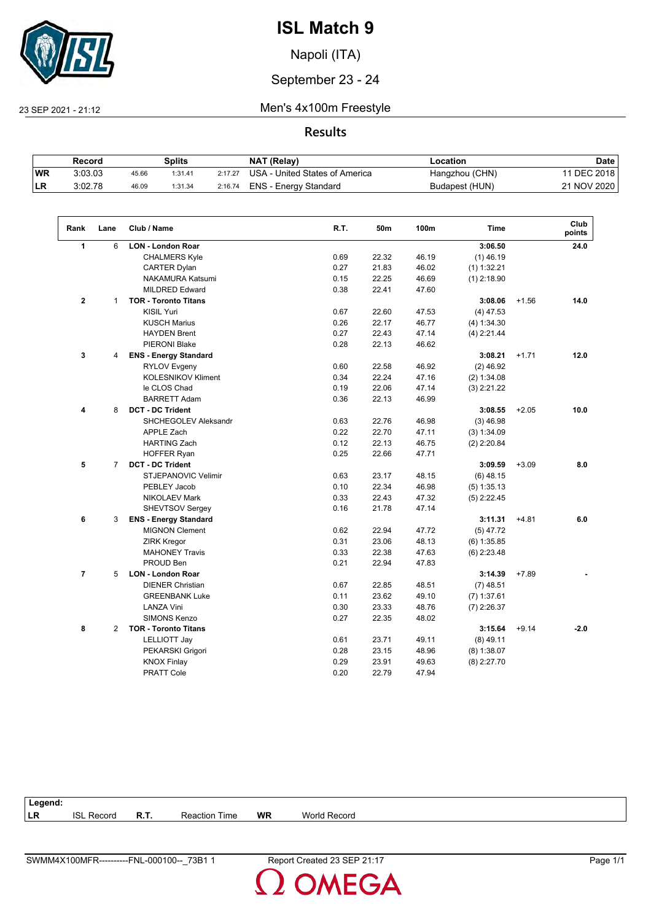# ISL Match 9

Napoli (ITA)

September 23 - 24

23 SEP 2021 - 21:12

## Men's 4x100m Freestyle

### Results

| | Record | Splits | | | NAT (Relay) | Location | Date |
|---|---|---|---|---|---|---|---|
| WR | 3:03.03 | 45.66 | 1:31.41 | 2:17.27 | USA - United States of America | Hangzhou (CHN) | 11 DEC 2018 |
| LR | 3:02.78 | 46.09 | 1:31.34 | 2:16.74 | ENS - Energy Standard | Budapest (HUN) | 21 NOV 2020 |

| Rank | Lane | Club / Name | R.T. | 50m | 100m | Time | | Club points |
|---|---|---|---|---|---|---|---|---|
| **1** | 6 | **LON - London Roar** | | | | **3:06.50** | | **24.0** |
| | | CHALMERS Kyle | 0.69 | 22.32 | 46.19 | (1) 46.19 | | |
| | | CARTER Dylan | 0.27 | 21.83 | 46.02 | (1) 1:32.21 | | |
| | | NAKAMURA Katsumi | 0.15 | 22.25 | 46.69 | (1) 2:18.90 | | |
| | | MILDRED Edward | 0.38 | 22.41 | 47.60 | | | |
| **2** | 1 | **TOR - Toronto Titans** | | | | **3:08.06** | +1.56 | **14.0** |
| | | KISIL Yuri | 0.67 | 22.60 | 47.53 | (4) 47.53 | | |
| | | KUSCH Marius | 0.26 | 22.17 | 46.77 | (4) 1:34.30 | | |
| | | HAYDEN Brent | 0.27 | 22.43 | 47.14 | (4) 2:21.44 | | |
| | | PIERONI Blake | 0.28 | 22.13 | 46.62 | | | |
| **3** | 4 | **ENS - Energy Standard** | | | | **3:08.21** | +1.71 | **12.0** |
| | | RYLOV Evgeny | 0.60 | 22.58 | 46.92 | (2) 46.92 | | |
| | | KOLESNIKOV Kliment | 0.34 | 22.24 | 47.16 | (2) 1:34.08 | | |
| | | le CLOS Chad | 0.19 | 22.06 | 47.14 | (3) 2:21.22 | | |
| | | BARRETT Adam | 0.36 | 22.13 | 46.99 | | | |
| **4** | 8 | **DCT - DC Trident** | | | | **3:08.55** | +2.05 | **10.0** |
| | | SHCHEGOLEV Aleksandr | 0.63 | 22.76 | 46.98 | (3) 46.98 | | |
| | | APPLE Zach | 0.22 | 22.70 | 47.11 | (3) 1:34.09 | | |
| | | HARTING Zach | 0.12 | 22.13 | 46.75 | (2) 2:20.84 | | |
| | | HOFFER Ryan | 0.25 | 22.66 | 47.71 | | | |
| **5** | 7 | **DCT - DC Trident** | | | | **3:09.59** | +3.09 | **8.0** |
| | | STJEPANOVIC Velimir | 0.63 | 23.17 | 48.15 | (6) 48.15 | | |
| | | PEBLEY Jacob | 0.10 | 22.34 | 46.98 | (5) 1:35.13 | | |
| | | NIKOLAEV Mark | 0.33 | 22.43 | 47.32 | (5) 2:22.45 | | |
| | | SHEVTSOV Sergey | 0.16 | 21.78 | 47.14 | | | |
| **6** | 3 | **ENS - Energy Standard** | | | | **3:11.31** | +4.81 | **6.0** |
| | | MIGNON Clement | 0.62 | 22.94 | 47.72 | (5) 47.72 | | |
| | | ZIRK Kregor | 0.31 | 23.06 | 48.13 | (6) 1:35.85 | | |
| | | MAHONEY Travis | 0.33 | 22.38 | 47.63 | (6) 2:23.48 | | |
| | | PROUD Ben | 0.21 | 22.94 | 47.83 | | | |
| **7** | 5 | **LON - London Roar** | | | | **3:14.39** | +7.89 | **-** |
| | | DIENER Christian | 0.67 | 22.85 | 48.51 | (7) 48.51 | | |
| | | GREENBANK Luke | 0.11 | 23.62 | 49.10 | (7) 1:37.61 | | |
| | | LANZA Vini | 0.30 | 23.33 | 48.76 | (7) 2:26.37 | | |
| | | SIMONS Kenzo | 0.27 | 22.35 | 48.02 | | | |
| **8** | 2 | **TOR - Toronto Titans** | | | | **3:15.64** | +9.14 | **-2.0** |
| | | LELLIOTT Jay | 0.61 | 23.71 | 49.11 | (8) 49.11 | | |
| | | PEKARSKI Grigori | 0.28 | 23.15 | 48.96 | (8) 1:38.07 | | |
| | | KNOX Finlay | 0.29 | 23.91 | 49.63 | (8) 2:27.70 | | |
| | | PRATT Cole | 0.20 | 22.79 | 47.94 | | | |

**Legend:**

| | | | | | |
|---|---|---|---|---|---|
| LR | ISL Record | R.T. | Reaction Time | WR | World Record |

SWMM4X100MFR----------FNL-000100--_73B1 1 Report Created 23 SEP 21:17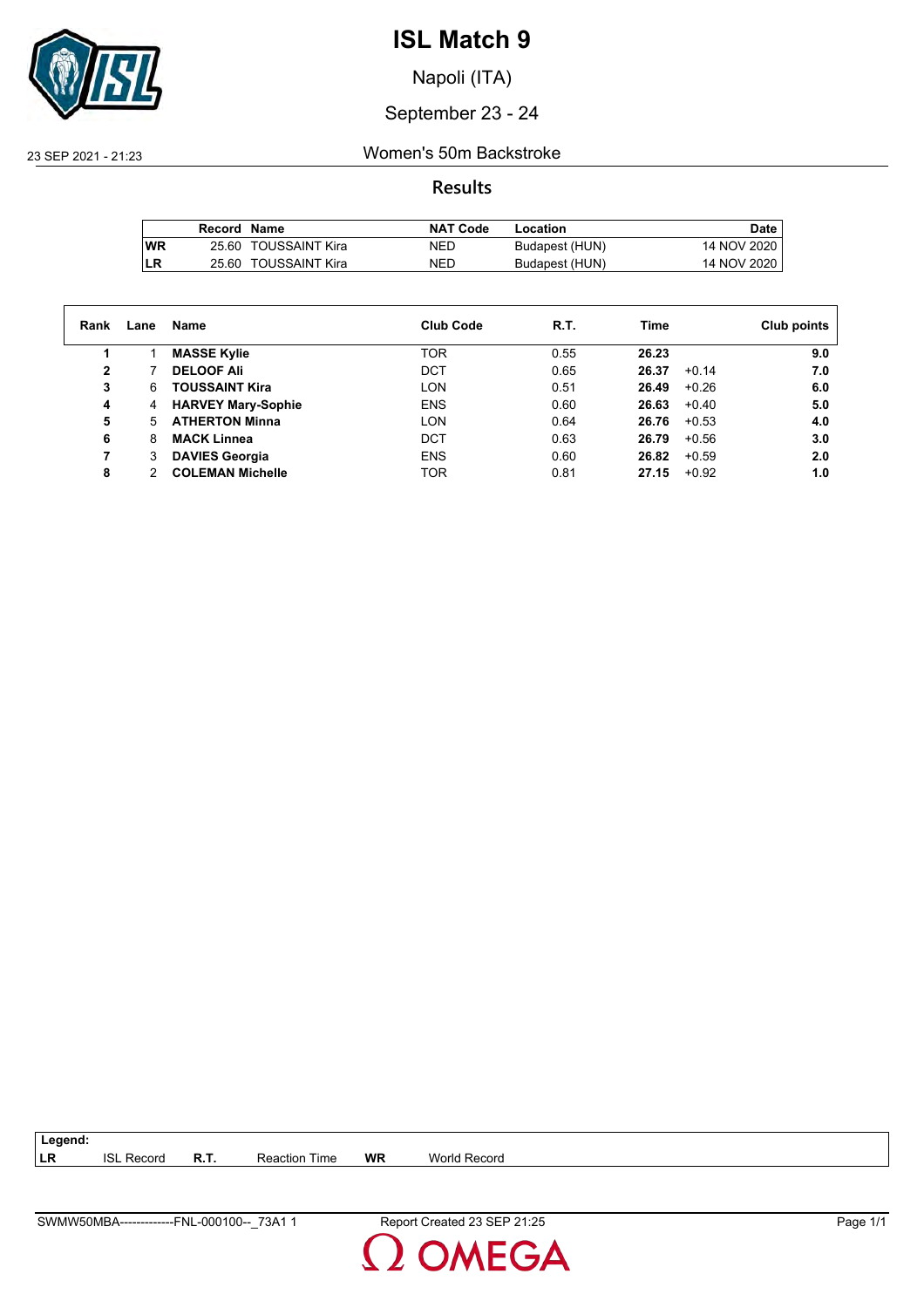# ISL Match 9

Napoli (ITA)

September 23 - 24

23 SEP 2021 - 21:23

## Women's 50m Backstroke

### Results

| | Record | Name | NAT Code | Location | Date |
|---|---|---|---|---|---|
| WR | 25.60 | TOUSSAINT Kira | NED | Budapest (HUN) | 14 NOV 2020 |
| LR | 25.60 | TOUSSAINT Kira | NED | Budapest (HUN) | 14 NOV 2020 |

| Rank | Lane | Name | Club Code | R.T. | Time | | Club points |
|---|---|---|---|---|---|---|---|
| **1** | 1 | **MASSE Kylie** | TOR | 0.55 | **26.23** | | **9.0** |
| **2** | 7 | **DELOOF Ali** | DCT | 0.65 | **26.37** | +0.14 | **7.0** |
| **3** | 6 | **TOUSSAINT Kira** | LON | 0.51 | **26.49** | +0.26 | **6.0** |
| **4** | 4 | **HARVEY Mary-Sophie** | ENS | 0.60 | **26.63** | +0.40 | **5.0** |
| **5** | 5 | **ATHERTON Minna** | LON | 0.64 | **26.76** | +0.53 | **4.0** |
| **6** | 8 | **MACK Linnea** | DCT | 0.63 | **26.79** | +0.56 | **3.0** |
| **7** | 3 | **DAVIES Georgia** | ENS | 0.60 | **26.82** | +0.59 | **2.0** |
| **8** | 2 | **COLEMAN Michelle** | TOR | 0.81 | **27.15** | +0.92 | **1.0** |

**Legend:**

| | | | | | |
|---|---|---|---|---|---|
| **LR** | ISL Record | **R.T.** | Reaction Time | **WR** | World Record |

SWMW50MBA-------------FNL-000100--_73A1 1 Report Created 23 SEP 21:25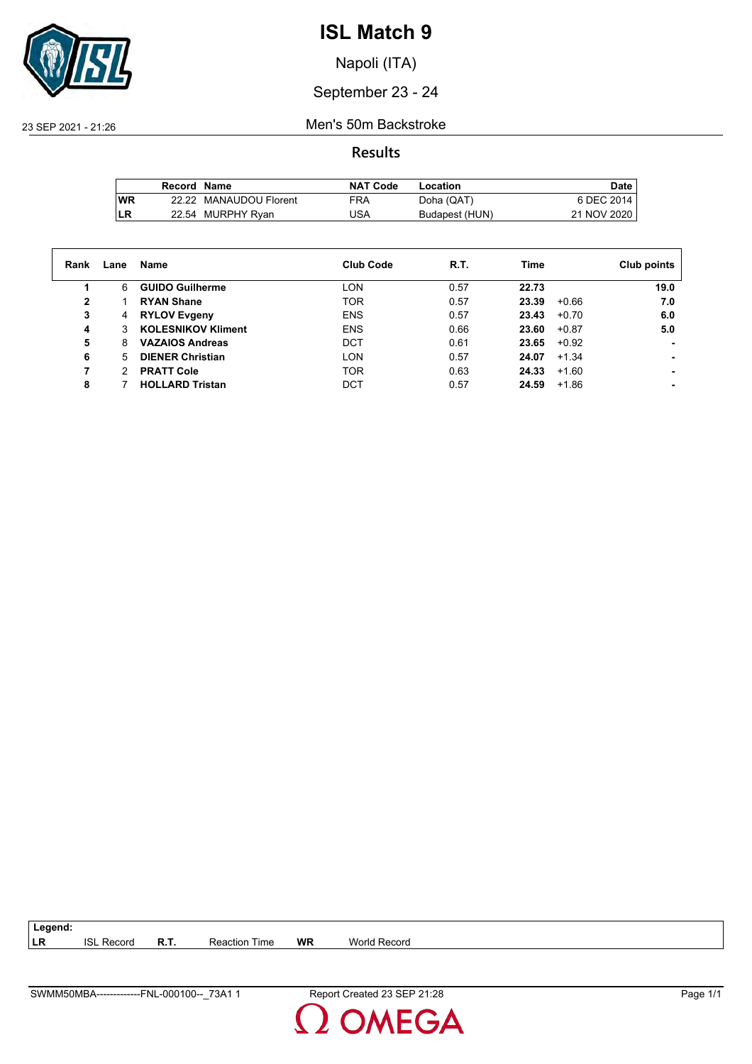# ISL Match 9

Napoli (ITA)

September 23 - 24

23 SEP 2021 - 21:26

Men's 50m Backstroke

## Results

| | Record | Name | NAT Code | Location | Date |
|---|---|---|---|---|---|
| WR | 22.22 | MANAUDOU Florent | FRA | Doha (QAT) | 6 DEC 2014 |
| LR | 22.54 | MURPHY Ryan | USA | Budapest (HUN) | 21 NOV 2020 |

| Rank | Lane | Name | Club Code | R.T. | Time | | Club points |
|---|---|---|---|---|---|---|---|
| 1 | 6 | **GUIDO Guilherme** | LON | 0.57 | **22.73** | | **19.0** |
| 2 | 1 | **RYAN Shane** | TOR | 0.57 | **23.39** | +0.66 | **7.0** |
| 3 | 4 | **RYLOV Evgeny** | ENS | 0.57 | **23.43** | +0.70 | **6.0** |
| 4 | 3 | **KOLESNIKOV Kliment** | ENS | 0.66 | **23.60** | +0.87 | **5.0** |
| 5 | 8 | **VAZAIOS Andreas** | DCT | 0.61 | **23.65** | +0.92 | **-** |
| 6 | 5 | **DIENER Christian** | LON | 0.57 | **24.07** | +1.34 | **-** |
| 7 | 2 | **PRATT Cole** | TOR | 0.63 | **24.33** | +1.60 | **-** |
| 8 | 7 | **HOLLARD Tristan** | DCT | 0.57 | **24.59** | +1.86 | **-** |

**Legend:**

| | | | | | |
|---|---|---|---|---|---|
| LR | ISL Record | R.T. | Reaction Time | WR | World Record |

SWMM50MBA-------------FNL-000100--_73A1 1 Report Created 23 SEP 21:28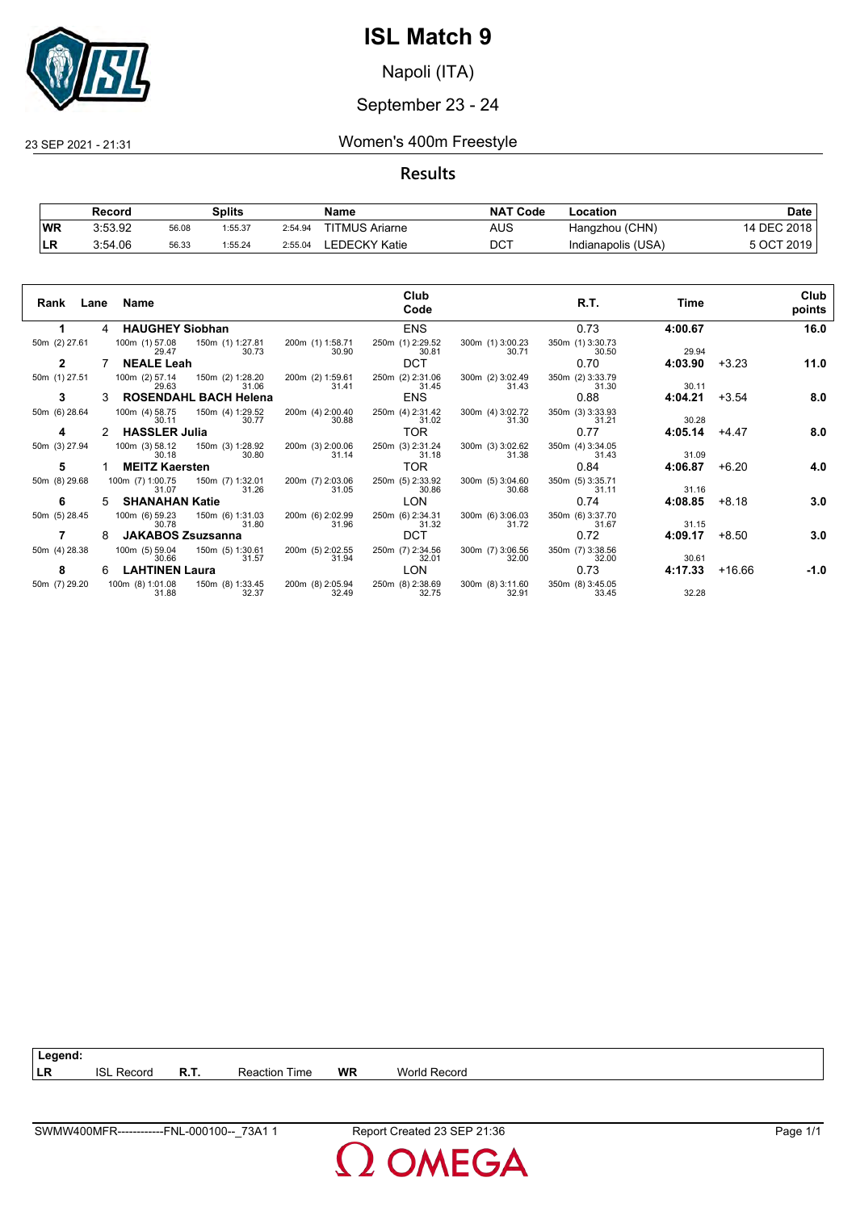# ISL Match 9

Napoli (ITA)

September 23 - 24

23 SEP 2021 - 21:31

## Women's 400m Freestyle

### Results

| | Record | | Splits | | Name | NAT Code | Location | Date |
|---|---|---|---|---|---|---|---|---|
| WR | 3:53.92 | 56.08 | 1:55.37 | 2:54.94 | TITMUS Ariarne | AUS | Hangzhou (CHN) | 14 DEC 2018 |
| LR | 3:54.06 | 56.33 | 1:55.24 | 2:55.04 | LEDECKY Katie | DCT | Indianapolis (USA) | 5 OCT 2019 |

| Rank | Lane | Name | Club Code | R.T. | Time | | Club points |
|---|---|---|---|---|---|---|---|
| 1 | 4 | **HAUGHEY Siobhan** | ENS | 0.73 | **4:00.67** | | **16.0** |
| 2 | 7 | **NEALE Leah** | DCT | 0.70 | **4:03.90** | +3.23 | **11.0** |
| 3 | 3 | **ROSENDAHL BACH Helena** | ENS | 0.88 | **4:04.21** | +3.54 | **8.0** |
| 4 | 2 | **HASSLER Julia** | TOR | 0.77 | **4:05.14** | +4.47 | **8.0** |
| 5 | 1 | **MEITZ Kaersten** | TOR | 0.84 | **4:06.87** | +6.20 | **4.0** |
| 6 | 5 | **SHANAHAN Katie** | LON | 0.74 | **4:08.85** | +8.18 | **3.0** |
| 7 | 8 | **JAKABOS Zsuzsanna** | DCT | 0.72 | **4:09.17** | +8.50 | **3.0** |
| 8 | 6 | **LAHTINEN Laura** | LON | 0.73 | **4:17.33** | +16.66 | **-1.0** |

Splits:

| Name | 50m | 100m | 150m | 200m | 250m | 300m | 350m | 400m |
|---|---|---|---|---|---|---|---|---|
| HAUGHEY Siobhan | (2) 27.61 | (1) 57.08 / 29.47 | (1) 1:27.81 / 30.73 | (1) 1:58.71 / 30.90 | (1) 2:29.52 / 30.81 | (1) 3:00.23 / 30.71 | (1) 3:30.73 / 30.50 | 29.94 |
| NEALE Leah | (1) 27.51 | (2) 57.14 / 29.63 | (2) 1:28.20 / 31.06 | (2) 1:59.61 / 31.41 | (2) 2:31.06 / 31.45 | (2) 3:02.49 / 31.43 | (2) 3:33.79 / 31.30 | 30.11 |
| ROSENDAHL BACH Helena | (6) 28.64 | (4) 58.75 / 30.11 | (4) 1:29.52 / 30.77 | (4) 2:00.40 / 30.88 | (4) 2:31.42 / 31.02 | (4) 3:02.72 / 31.30 | (3) 3:33.93 / 31.21 | 30.28 |
| HASSLER Julia | (3) 27.94 | (3) 58.12 / 30.18 | (3) 1:28.92 / 30.80 | (3) 2:00.06 / 31.14 | (3) 2:31.24 / 31.18 | (3) 3:02.62 / 31.38 | (4) 3:34.05 / 31.43 | 31.09 |
| MEITZ Kaersten | (8) 29.68 | (7) 1:00.75 / 31.07 | (7) 1:32.01 / 31.26 | (7) 2:03.06 / 31.05 | (5) 2:33.92 / 30.86 | (5) 3:04.60 / 30.68 | (5) 3:35.71 / 31.11 | 31.16 |
| SHANAHAN Katie | (5) 28.45 | (6) 59.23 / 30.78 | (6) 1:31.03 / 31.80 | (6) 2:02.99 / 31.96 | (6) 2:34.31 / 31.32 | (6) 3:06.03 / 31.72 | (6) 3:37.70 / 31.67 | 31.15 |
| JAKABOS Zsuzsanna | (4) 28.38 | (5) 59.04 / 30.66 | (5) 1:30.61 / 31.57 | (5) 2:02.55 / 31.94 | (7) 2:34.56 / 32.01 | (7) 3:06.56 / 32.00 | (7) 3:38.56 / 32.00 | 30.61 |
| LAHTINEN Laura | (7) 29.20 | (8) 1:01.08 / 31.88 | (8) 1:33.45 / 32.37 | (8) 2:05.94 / 32.49 | (8) 2:38.69 / 32.75 | (8) 3:11.60 / 32.91 | (8) 3:45.05 / 33.45 | 32.28 |

**Legend:**

| | | | | | |
|---|---|---|---|---|---|
| **LR** | ISL Record | **R.T.** | Reaction Time | **WR** | World Record |

SWMW400MFR------------FNL-000100--_73A1 1 — Report Created 23 SEP 21:36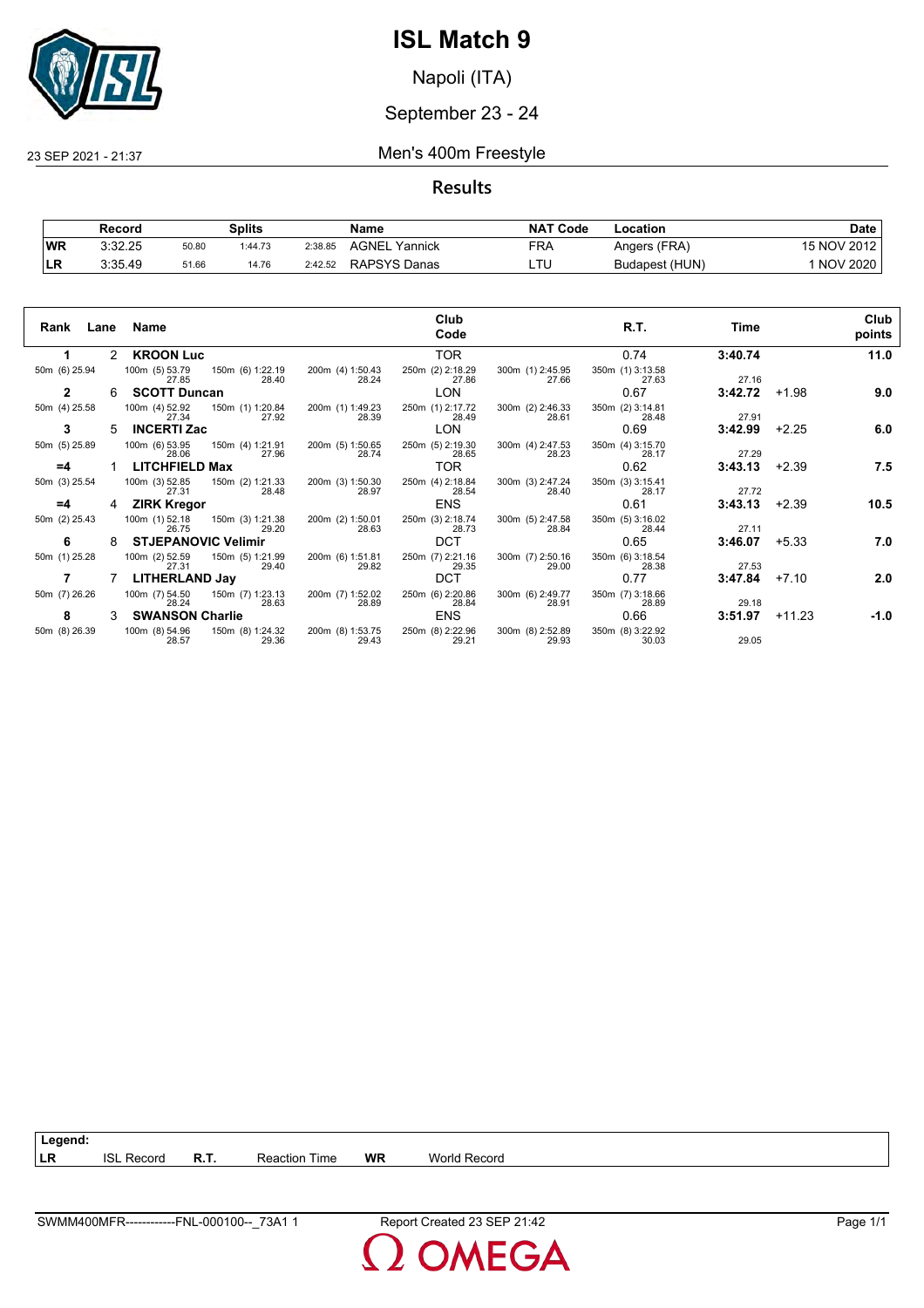# ISL Match 9

Napoli (ITA)

September 23 - 24

23 SEP 2021 - 21:37

## Men's 400m Freestyle

### Results

| | Record | Splits | | | Name | NAT Code | Location | Date |
|---|---|---|---|---|---|---|---|---|
| WR | 3:32.25 | 50.80 | 1:44.73 | 2:38.85 | AGNEL Yannick | FRA | Angers (FRA) | 15 NOV 2012 |
| LR | 3:35.49 | 51.66 | 14.76 | 2:42.52 | RAPSYS Danas | LTU | Budapest (HUN) | 1 NOV 2020 |

| Rank | Lane | Name | Club Code | R.T. | Time | | Club points |
|---|---|---|---|---|---|---|---|
| 1 | 2 | **KROON Luc** | TOR | 0.74 | **3:40.74** | | **11.0** |
| 50m (6) 25.94 | 100m (5) 53.79 / 27.85 | 150m (6) 1:22.19 / 28.40 | 200m (4) 1:50.43 / 28.24 | 250m (2) 2:18.29 / 27.86 | 300m (1) 2:45.95 / 27.66 | 350m (1) 3:13.58 / 27.63 | 27.16 |
| 2 | 6 | **SCOTT Duncan** | LON | 0.67 | **3:42.72** | +1.98 | **9.0** |
| 50m (4) 25.58 | 100m (4) 52.92 / 27.34 | 150m (1) 1:20.84 / 27.92 | 200m (1) 1:49.23 / 28.39 | 250m (1) 2:17.72 / 28.49 | 300m (2) 2:46.33 / 28.61 | 350m (2) 3:14.81 / 28.48 | 27.91 |
| 3 | 5 | **INCERTI Zac** | LON | 0.69 | **3:42.99** | +2.25 | **6.0** |
| 50m (5) 25.89 | 100m (6) 53.95 / 28.06 | 150m (4) 1:21.91 / 27.96 | 200m (5) 1:50.65 / 28.74 | 250m (5) 2:19.30 / 28.65 | 300m (4) 2:47.53 / 28.23 | 350m (4) 3:15.70 / 28.17 | 27.29 |
| =4 | 1 | **LITCHFIELD Max** | TOR | 0.62 | **3:43.13** | +2.39 | **7.5** |
| 50m (3) 25.54 | 100m (3) 52.85 / 27.31 | 150m (2) 1:21.33 / 28.48 | 200m (3) 1:50.30 / 28.97 | 250m (4) 2:18.84 / 28.54 | 300m (3) 2:47.24 / 28.40 | 350m (3) 3:15.41 / 28.17 | 27.72 |
| =4 | 4 | **ZIRK Kregor** | ENS | 0.61 | **3:43.13** | +2.39 | **10.5** |
| 50m (2) 25.43 | 100m (1) 52.18 / 26.75 | 150m (3) 1:21.38 / 29.20 | 200m (2) 1:50.01 / 28.63 | 250m (3) 2:18.74 / 28.73 | 300m (5) 2:47.58 / 28.84 | 350m (5) 3:16.02 / 28.44 | 27.11 |
| 6 | 8 | **STJEPANOVIC Velimir** | DCT | 0.65 | **3:46.07** | +5.33 | **7.0** |
| 50m (1) 25.28 | 100m (2) 52.59 / 27.31 | 150m (5) 1:21.99 / 29.40 | 200m (6) 1:51.81 / 29.82 | 250m (7) 2:21.16 / 29.35 | 300m (7) 2:50.16 / 29.00 | 350m (6) 3:18.54 / 28.38 | 27.53 |
| 7 | 7 | **LITHERLAND Jay** | DCT | 0.77 | **3:47.84** | +7.10 | **2.0** |
| 50m (7) 26.26 | 100m (7) 54.50 / 28.24 | 150m (7) 1:23.13 / 28.63 | 200m (7) 1:52.02 / 28.89 | 250m (6) 2:20.86 / 28.84 | 300m (6) 2:49.77 / 28.91 | 350m (7) 3:18.66 / 28.89 | 29.18 |
| 8 | 3 | **SWANSON Charlie** | ENS | 0.66 | **3:51.97** | +11.23 | **-1.0** |
| 50m (8) 26.39 | 100m (8) 54.96 / 28.57 | 150m (8) 1:24.32 / 29.36 | 200m (8) 1:53.75 / 29.43 | 250m (8) 2:22.96 / 29.21 | 300m (8) 2:52.89 / 29.93 | 350m (8) 3:22.92 / 30.03 | 29.05 |

**Legend:**

| | | | | | |
|---|---|---|---|---|---|
| LR | ISL Record | R.T. | Reaction Time | WR | World Record |

SWMM400MFR------------FNL-000100--_73A1 1 Report Created 23 SEP 21:42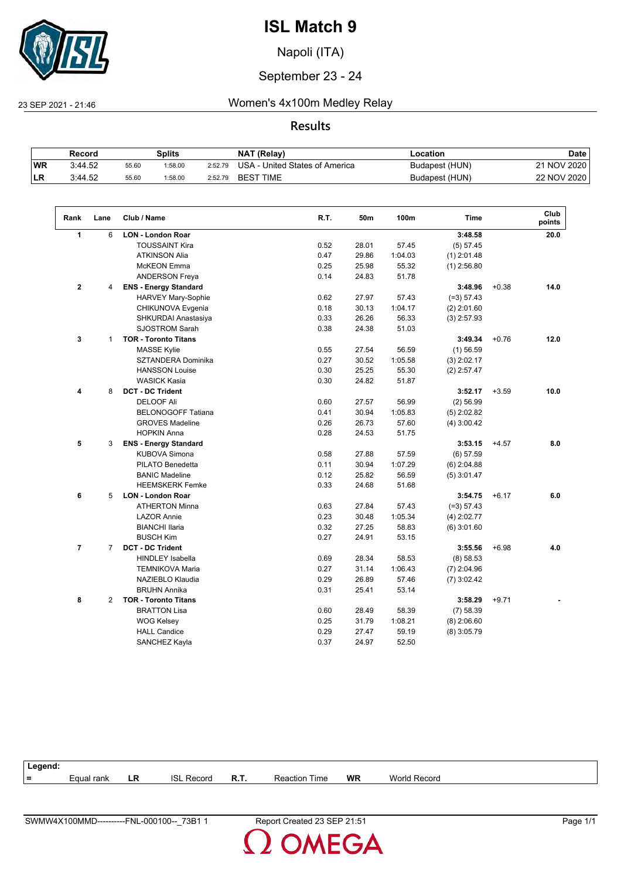# ISL Match 9

Napoli (ITA)

September 23 - 24

23 SEP 2021 - 21:46

## Women's 4x100m Medley Relay

### Results

| | Record | Splits | | | NAT (Relay) | Location | Date |
|---|---|---|---|---|---|---|---|
| WR | 3:44.52 | 55.60 | 1:58.00 | 2:52.79 | USA - United States of America | Budapest (HUN) | 21 NOV 2020 |
| LR | 3:44.52 | 55.60 | 1:58.00 | 2:52.79 | BEST TIME | Budapest (HUN) | 22 NOV 2020 |

| Rank | Lane | Club / Name | R.T. | 50m | 100m | Time | | Club points |
|---|---|---|---|---|---|---|---|---|
| 1 | 6 | **LON - London Roar** | | | | **3:48.58** | | **20.0** |
| | | TOUSSAINT Kira | 0.52 | 28.01 | 57.45 | (5) 57.45 | | |
| | | ATKINSON Alia | 0.47 | 29.86 | 1:04.03 | (1) 2:01.48 | | |
| | | McKEON Emma | 0.25 | 25.98 | 55.32 | (1) 2:56.80 | | |
| | | ANDERSON Freya | 0.14 | 24.83 | 51.78 | | | |
| 2 | 4 | **ENS - Energy Standard** | | | | **3:48.96** | +0.38 | **14.0** |
| | | HARVEY Mary-Sophie | 0.62 | 27.97 | 57.43 | (=3) 57.43 | | |
| | | CHIKUNOVA Evgenia | 0.18 | 30.13 | 1:04.17 | (2) 2:01.60 | | |
| | | SHKURDAI Anastasiya | 0.33 | 26.26 | 56.33 | (3) 2:57.93 | | |
| | | SJOSTROM Sarah | 0.38 | 24.38 | 51.03 | | | |
| 3 | 1 | **TOR - Toronto Titans** | | | | **3:49.34** | +0.76 | **12.0** |
| | | MASSE Kylie | 0.55 | 27.54 | 56.59 | (1) 56.59 | | |
| | | SZTANDERA Dominika | 0.27 | 30.52 | 1:05.58 | (3) 2:02.17 | | |
| | | HANSSON Louise | 0.30 | 25.25 | 55.30 | (2) 2:57.47 | | |
| | | WASICK Kasia | 0.30 | 24.82 | 51.87 | | | |
| 4 | 8 | **DCT - DC Trident** | | | | **3:52.17** | +3.59 | **10.0** |
| | | DELOOF Ali | 0.60 | 27.57 | 56.99 | (2) 56.99 | | |
| | | BELONOGOFF Tatiana | 0.41 | 30.94 | 1:05.83 | (5) 2:02.82 | | |
| | | GROVES Madeline | 0.26 | 26.73 | 57.60 | (4) 3:00.42 | | |
| | | HOPKIN Anna | 0.28 | 24.53 | 51.75 | | | |
| 5 | 3 | **ENS - Energy Standard** | | | | **3:53.15** | +4.57 | **8.0** |
| | | KUBOVA Simona | 0.58 | 27.88 | 57.59 | (6) 57.59 | | |
| | | PILATO Benedetta | 0.11 | 30.94 | 1:07.29 | (6) 2:04.88 | | |
| | | BANIC Madeline | 0.12 | 25.82 | 56.59 | (5) 3:01.47 | | |
| | | HEEMSKERK Femke | 0.33 | 24.68 | 51.68 | | | |
| 6 | 5 | **LON - London Roar** | | | | **3:54.75** | +6.17 | **6.0** |
| | | ATHERTON Minna | 0.63 | 27.84 | 57.43 | (=3) 57.43 | | |
| | | LAZOR Annie | 0.23 | 30.48 | 1:05.34 | (4) 2:02.77 | | |
| | | BIANCHI Ilaria | 0.32 | 27.25 | 58.83 | (6) 3:01.60 | | |
| | | BUSCH Kim | 0.27 | 24.91 | 53.15 | | | |
| 7 | 7 | **DCT - DC Trident** | | | | **3:55.56** | +6.98 | **4.0** |
| | | HINDLEY Isabella | 0.69 | 28.34 | 58.53 | (8) 58.53 | | |
| | | TEMNIKOVA Maria | 0.27 | 31.14 | 1:06.43 | (7) 2:04.96 | | |
| | | NAZIEBLO Klaudia | 0.29 | 26.89 | 57.46 | (7) 3:02.42 | | |
| | | BRUHN Annika | 0.31 | 25.41 | 53.14 | | | |
| 8 | 2 | **TOR - Toronto Titans** | | | | **3:58.29** | +9.71 | **-** |
| | | BRATTON Lisa | 0.60 | 28.49 | 58.39 | (7) 58.39 | | |
| | | WOG Kelsey | 0.25 | 31.79 | 1:08.21 | (8) 2:06.60 | | |
| | | HALL Candice | 0.29 | 27.47 | 59.19 | (8) 3:05.79 | | |
| | | SANCHEZ Kayla | 0.37 | 24.97 | 52.50 | | | |

**Legend:**

| = | Equal rank | LR | ISL Record | R.T. | Reaction Time | WR | World Record |
|---|---|---|---|---|---|---|---|

SWMW4X100MMD----------FNL-000100--_73B1 1 | Report Created 23 SEP 21:51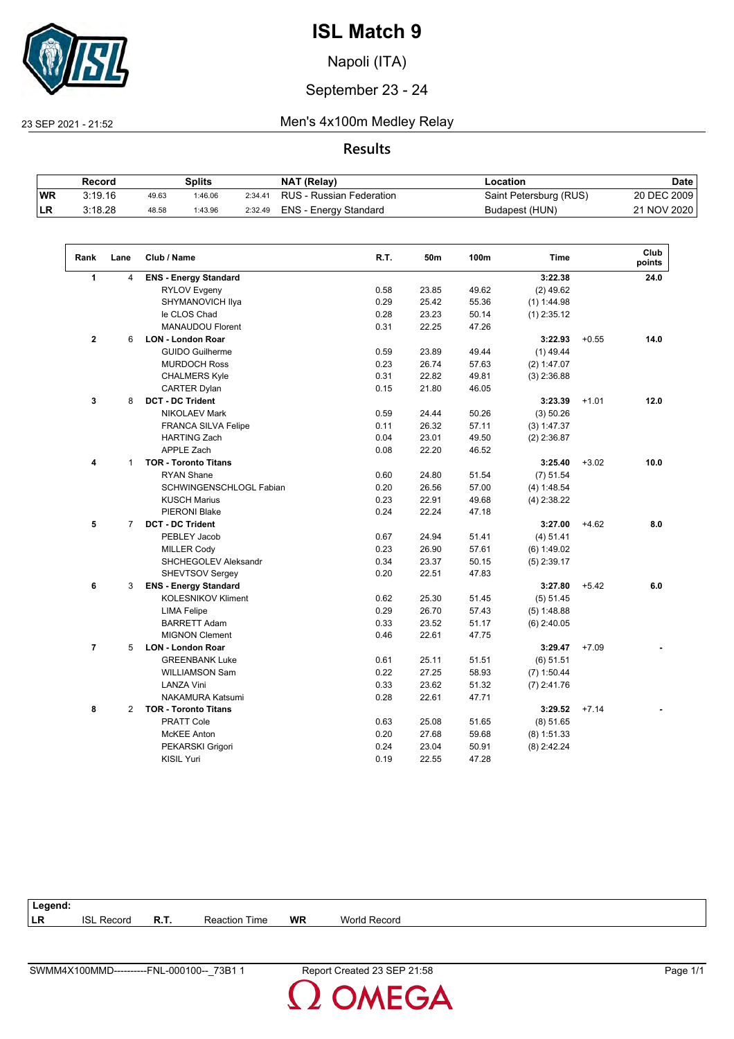# ISL Match 9

Napoli (ITA)

September 23 - 24

23 SEP 2021 - 21:52

## Men's 4x100m Medley Relay

### Results

| | Record | Splits | | | NAT (Relay) | Location | Date |
|---|---|---|---|---|---|---|---|
| WR | 3:19.16 | 49.63 | 1:46.06 | 2:34.41 | RUS - Russian Federation | Saint Petersburg (RUS) | 20 DEC 2009 |
| LR | 3:18.28 | 48.58 | 1:43.96 | 2:32.49 | ENS - Energy Standard | Budapest (HUN) | 21 NOV 2020 |

| Rank | Lane | Club / Name | R.T. | 50m | 100m | Time | | Club points |
|---|---|---|---|---|---|---|---|---|
| 1 | 4 | **ENS - Energy Standard** | | | | **3:22.38** | | **24.0** |
| | | RYLOV Evgeny | 0.58 | 23.85 | 49.62 | (2) 49.62 | | |
| | | SHYMANOVICH Ilya | 0.29 | 25.42 | 55.36 | (1) 1:44.98 | | |
| | | le CLOS Chad | 0.28 | 23.23 | 50.14 | (1) 2:35.12 | | |
| | | MANAUDOU Florent | 0.31 | 22.25 | 47.26 | | | |
| 2 | 6 | **LON - London Roar** | | | | **3:22.93** | +0.55 | **14.0** |
| | | GUIDO Guilherme | 0.59 | 23.89 | 49.44 | (1) 49.44 | | |
| | | MURDOCH Ross | 0.23 | 26.74 | 57.63 | (2) 1:47.07 | | |
| | | CHALMERS Kyle | 0.31 | 22.82 | 49.81 | (3) 2:36.88 | | |
| | | CARTER Dylan | 0.15 | 21.80 | 46.05 | | | |
| 3 | 8 | **DCT - DC Trident** | | | | **3:23.39** | +1.01 | **12.0** |
| | | NIKOLAEV Mark | 0.59 | 24.44 | 50.26 | (3) 50.26 | | |
| | | FRANCA SILVA Felipe | 0.11 | 26.32 | 57.11 | (3) 1:47.37 | | |
| | | HARTING Zach | 0.04 | 23.01 | 49.50 | (2) 2:36.87 | | |
| | | APPLE Zach | 0.08 | 22.20 | 46.52 | | | |
| 4 | 1 | **TOR - Toronto Titans** | | | | **3:25.40** | +3.02 | **10.0** |
| | | RYAN Shane | 0.60 | 24.80 | 51.54 | (7) 51.54 | | |
| | | SCHWINGENSCHLOGL Fabian | 0.20 | 26.56 | 57.00 | (4) 1:48.54 | | |
| | | KUSCH Marius | 0.23 | 22.91 | 49.68 | (4) 2:38.22 | | |
| | | PIERONI Blake | 0.24 | 22.24 | 47.18 | | | |
| 5 | 7 | **DCT - DC Trident** | | | | **3:27.00** | +4.62 | **8.0** |
| | | PEBLEY Jacob | 0.67 | 24.94 | 51.41 | (4) 51.41 | | |
| | | MILLER Cody | 0.23 | 26.90 | 57.61 | (6) 1:49.02 | | |
| | | SHCHEGOLEV Aleksandr | 0.34 | 23.37 | 50.15 | (5) 2:39.17 | | |
| | | SHEVTSOV Sergey | 0.20 | 22.51 | 47.83 | | | |
| 6 | 3 | **ENS - Energy Standard** | | | | **3:27.80** | +5.42 | **6.0** |
| | | KOLESNIKOV Kliment | 0.62 | 25.30 | 51.45 | (5) 51.45 | | |
| | | LIMA Felipe | 0.29 | 26.70 | 57.43 | (5) 1:48.88 | | |
| | | BARRETT Adam | 0.33 | 23.52 | 51.17 | (6) 2:40.05 | | |
| | | MIGNON Clement | 0.46 | 22.61 | 47.75 | | | |
| 7 | 5 | **LON - London Roar** | | | | **3:29.47** | +7.09 | **-** |
| | | GREENBANK Luke | 0.61 | 25.11 | 51.51 | (6) 51.51 | | |
| | | WILLIAMSON Sam | 0.22 | 27.25 | 58.93 | (7) 1:50.44 | | |
| | | LANZA Vini | 0.33 | 23.62 | 51.32 | (7) 2:41.76 | | |
| | | NAKAMURA Katsumi | 0.28 | 22.61 | 47.71 | | | |
| 8 | 2 | **TOR - Toronto Titans** | | | | **3:29.52** | +7.14 | **-** |
| | | PRATT Cole | 0.63 | 25.08 | 51.65 | (8) 51.65 | | |
| | | McKEE Anton | 0.20 | 27.68 | 59.68 | (8) 1:51.33 | | |
| | | PEKARSKI Grigori | 0.24 | 23.04 | 50.91 | (8) 2:42.24 | | |
| | | KISIL Yuri | 0.19 | 22.55 | 47.28 | | | |

**Legend:**

| LR | ISL Record | R.T. | Reaction Time | WR | World Record |
|---|---|---|---|---|---|

SWMM4X100MMD----------FNL-000100--_73B1 1 Report Created 23 SEP 21:58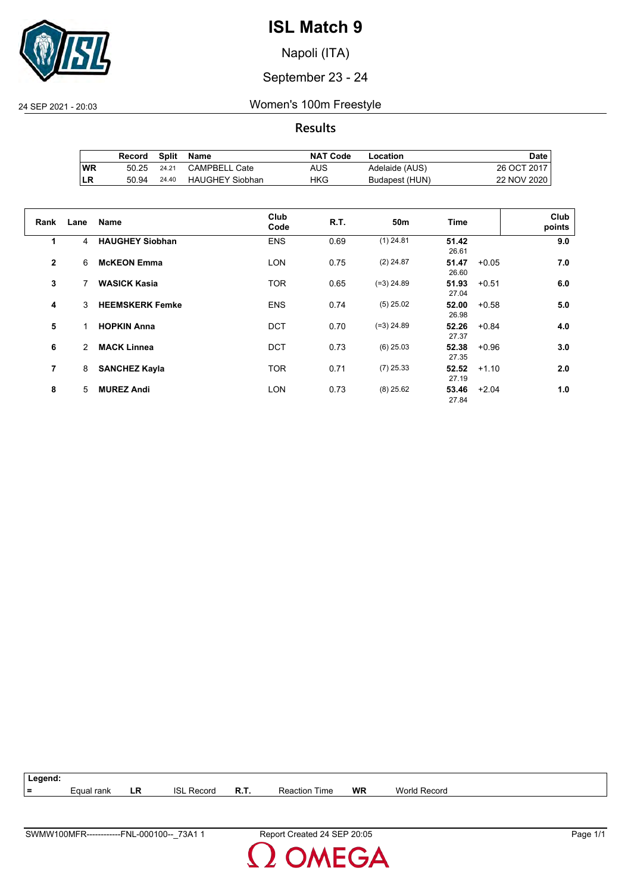# ISL Match 9

Napoli (ITA)

September 23 - 24

24 SEP 2021 - 20:03

## Women's 100m Freestyle

### Results

| | Record | Split | Name | NAT Code | Location | Date |
|---|---|---|---|---|---|---|
| WR | 50.25 | 24.21 | CAMPBELL Cate | AUS | Adelaide (AUS) | 26 OCT 2017 |
| LR | 50.94 | 24.40 | HAUGHEY Siobhan | HKG | Budapest (HUN) | 22 NOV 2020 |

| Rank | Lane | Name | Club Code | R.T. | 50m | Time | | Club points |
|---|---|---|---|---|---|---|---|---|
| 1 | 4 | **HAUGHEY Siobhan** | ENS | 0.69 | (1) 24.81 | **51.42** 26.61 | | **9.0** |
| 2 | 6 | **McKEON Emma** | LON | 0.75 | (2) 24.87 | **51.47** 26.60 | +0.05 | **7.0** |
| 3 | 7 | **WASICK Kasia** | TOR | 0.65 | (=3) 24.89 | **51.93** 27.04 | +0.51 | **6.0** |
| 4 | 3 | **HEEMSKERK Femke** | ENS | 0.74 | (5) 25.02 | **52.00** 26.98 | +0.58 | **5.0** |
| 5 | 1 | **HOPKIN Anna** | DCT | 0.70 | (=3) 24.89 | **52.26** 27.37 | +0.84 | **4.0** |
| 6 | 2 | **MACK Linnea** | DCT | 0.73 | (6) 25.03 | **52.38** 27.35 | +0.96 | **3.0** |
| 7 | 8 | **SANCHEZ Kayla** | TOR | 0.71 | (7) 25.33 | **52.52** 27.19 | +1.10 | **2.0** |
| 8 | 5 | **MUREZ Andi** | LON | 0.73 | (8) 25.62 | **53.46** 27.84 | +2.04 | **1.0** |

**Legend:**

| = | Equal rank | LR | ISL Record | R.T. | Reaction Time | WR | World Record |
|---|---|---|---|---|---|---|---|

SWMW100MFR------------FNL-000100--_73A1 1 Report Created 24 SEP 20:05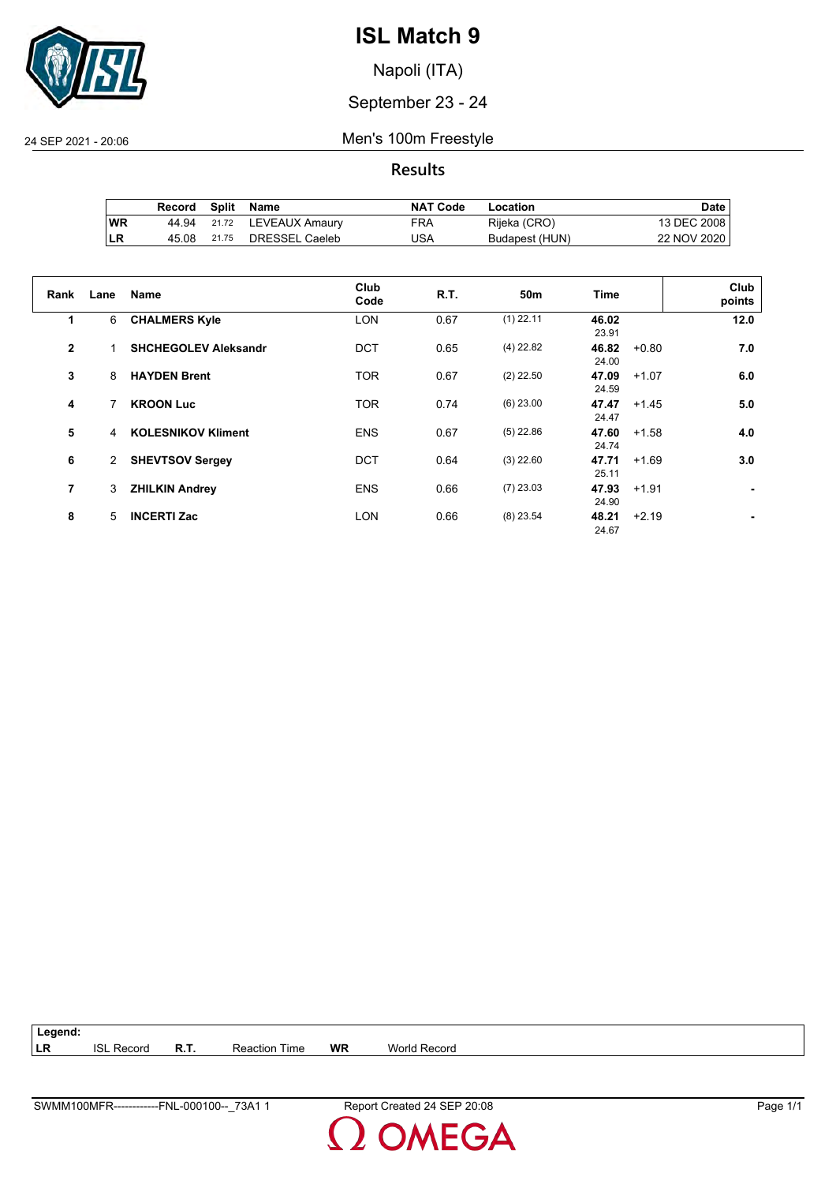# ISL Match 9

Napoli (ITA)

September 23 - 24

24 SEP 2021 - 20:06

## Men's 100m Freestyle

### Results

| | Record | Split | Name | NAT Code | Location | Date |
|---|---|---|---|---|---|---|
| WR | 44.94 | 21.72 | LEVEAUX Amaury | FRA | Rijeka (CRO) | 13 DEC 2008 |
| LR | 45.08 | 21.75 | DRESSEL Caeleb | USA | Budapest (HUN) | 22 NOV 2020 |

| Rank | Lane | Name | Club Code | R.T. | 50m | Time | | Club points |
|---|---|---|---|---|---|---|---|---|
| 1 | 6 | **CHALMERS Kyle** | LON | 0.67 | (1) 22.11 | **46.02** 23.91 | | **12.0** |
| 2 | 1 | **SHCHEGOLEV Aleksandr** | DCT | 0.65 | (4) 22.82 | **46.82** 24.00 | +0.80 | **7.0** |
| 3 | 8 | **HAYDEN Brent** | TOR | 0.67 | (2) 22.50 | **47.09** 24.59 | +1.07 | **6.0** |
| 4 | 7 | **KROON Luc** | TOR | 0.74 | (6) 23.00 | **47.47** 24.47 | +1.45 | **5.0** |
| 5 | 4 | **KOLESNIKOV Kliment** | ENS | 0.67 | (5) 22.86 | **47.60** 24.74 | +1.58 | **4.0** |
| 6 | 2 | **SHEVTSOV Sergey** | DCT | 0.64 | (3) 22.60 | **47.71** 25.11 | +1.69 | **3.0** |
| 7 | 3 | **ZHILKIN Andrey** | ENS | 0.66 | (7) 23.03 | **47.93** 24.90 | +1.91 | **-** |
| 8 | 5 | **INCERTI Zac** | LON | 0.66 | (8) 23.54 | **48.21** 24.67 | +2.19 | **-** |

**Legend:**

| | | | | | |
|---|---|---|---|---|---|
| LR | ISL Record | R.T. | Reaction Time | WR | World Record |

SWMM100MFR------------FNL-000100--_73A1 1    Report Created 24 SEP 20:08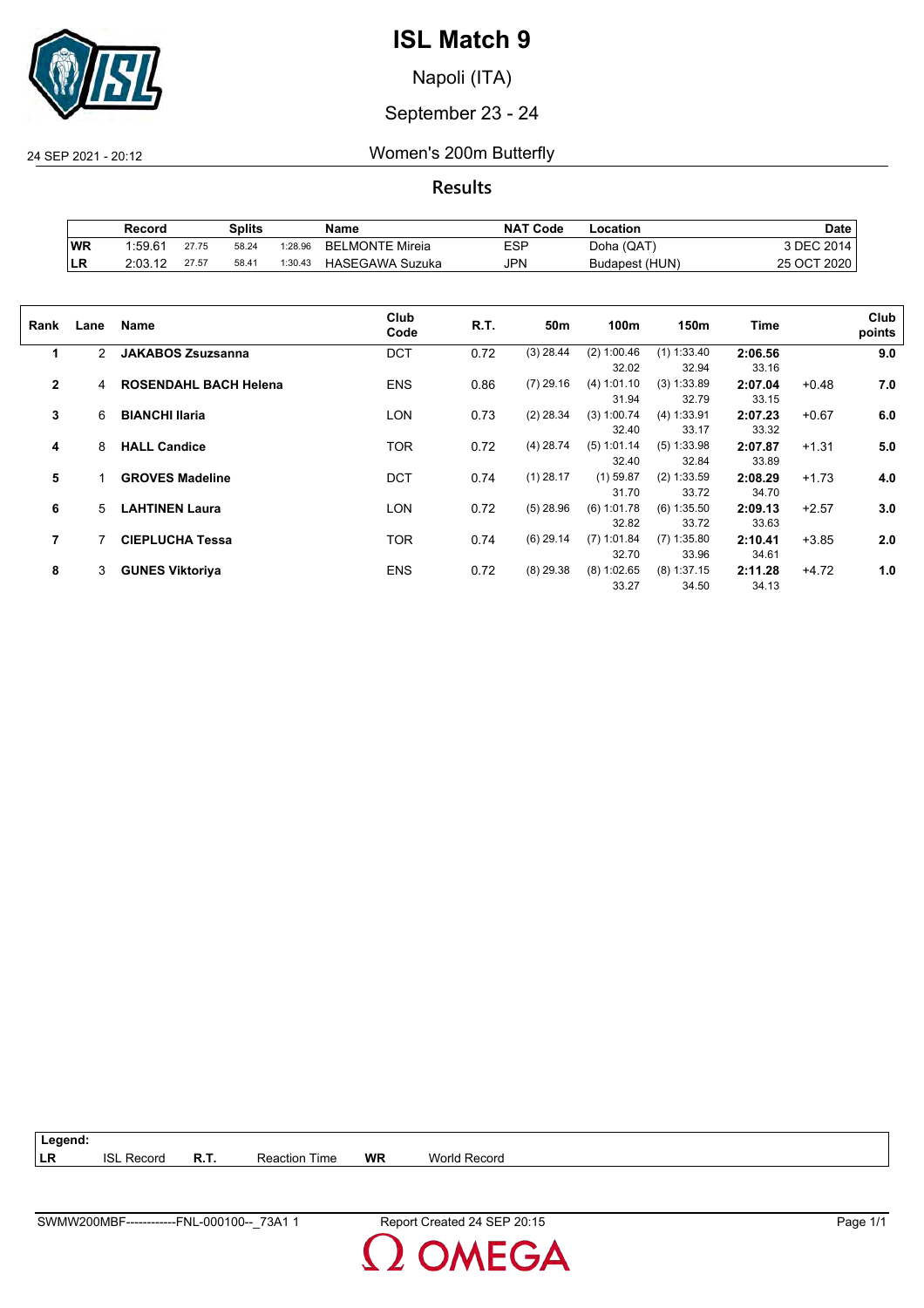# ISL Match 9

Napoli (ITA)

September 23 - 24

24 SEP 2021 - 20:12

## Women's 200m Butterfly

### Results

| | Record | Splits | | | Name | NAT Code | Location | Date |
|---|---|---|---|---|---|---|---|---|
| WR | 1:59.61 | 27.75 | 58.24 | 1:28.96 | BELMONTE Mireia | ESP | Doha (QAT) | 3 DEC 2014 |
| LR | 2:03.12 | 27.57 | 58.41 | 1:30.43 | HASEGAWA Suzuka | JPN | Budapest (HUN) | 25 OCT 2020 |

| Rank | Lane | Name | Club Code | R.T. | 50m | 100m | 150m | Time | | Club points |
|---|---|---|---|---|---|---|---|---|---|---|
| 1 | 2 | **JAKABOS Zsuzsanna** | DCT | 0.72 | (3) 28.44 | (2) 1:00.46<br>32.02 | (1) 1:33.40<br>32.94 | **2:06.56**<br>33.16 | | **9.0** |
| 2 | 4 | **ROSENDAHL BACH Helena** | ENS | 0.86 | (7) 29.16 | (4) 1:01.10<br>31.94 | (3) 1:33.89<br>32.79 | **2:07.04**<br>33.15 | +0.48 | **7.0** |
| 3 | 6 | **BIANCHI Ilaria** | LON | 0.73 | (2) 28.34 | (3) 1:00.74<br>32.40 | (4) 1:33.91<br>33.17 | **2:07.23**<br>33.32 | +0.67 | **6.0** |
| 4 | 8 | **HALL Candice** | TOR | 0.72 | (4) 28.74 | (5) 1:01.14<br>32.40 | (5) 1:33.98<br>32.84 | **2:07.87**<br>33.89 | +1.31 | **5.0** |
| 5 | 1 | **GROVES Madeline** | DCT | 0.74 | (1) 28.17 | (1) 59.87<br>31.70 | (2) 1:33.59<br>33.72 | **2:08.29**<br>34.70 | +1.73 | **4.0** |
| 6 | 5 | **LAHTINEN Laura** | LON | 0.72 | (5) 28.96 | (6) 1:01.78<br>32.82 | (6) 1:35.50<br>33.72 | **2:09.13**<br>33.63 | +2.57 | **3.0** |
| 7 | 7 | **CIEPLUCHA Tessa** | TOR | 0.74 | (6) 29.14 | (7) 1:01.84<br>32.70 | (7) 1:35.80<br>33.96 | **2:10.41**<br>34.61 | +3.85 | **2.0** |
| 8 | 3 | **GUNES Viktoriya** | ENS | 0.72 | (8) 29.38 | (8) 1:02.65<br>33.27 | (8) 1:37.15<br>34.50 | **2:11.28**<br>34.13 | +4.72 | **1.0** |

| Legend: | | | | | |
|---|---|---|---|---|---|
| LR | ISL Record | R.T. | Reaction Time | WR | World Record |

SWMW200MBF------------FNL-000100--_73A1 1 Report Created 24 SEP 20:15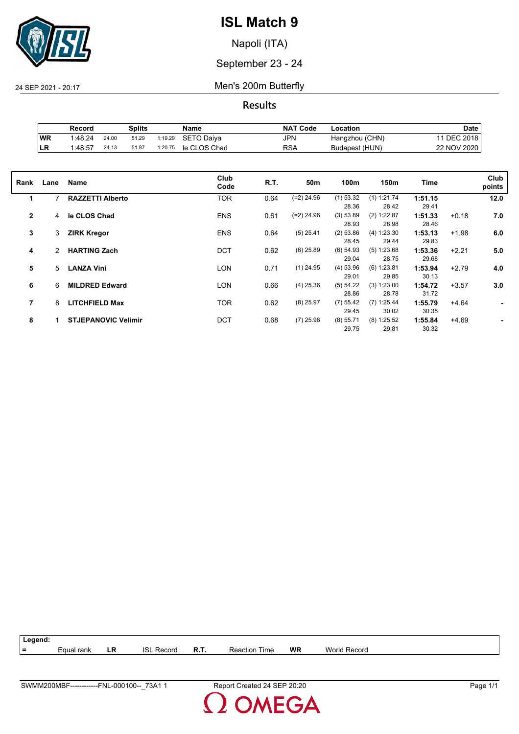# ISL Match 9

Napoli (ITA)

September 23 - 24

24 SEP 2021 - 20:17

## Men's 200m Butterfly

### Results

| | Record | Splits | | | Name | NAT Code | Location | Date |
|---|---|---|---|---|---|---|---|---|
| WR | 1:48.24 | 24.00 | 51.29 | 1:19.29 | SETO Daiya | JPN | Hangzhou (CHN) | 11 DEC 2018 |
| LR | 1:48.57 | 24.13 | 51.87 | 1:20.75 | le CLOS Chad | RSA | Budapest (HUN) | 22 NOV 2020 |

| Rank | Lane | Name | Club Code | R.T. | 50m | 100m | 150m | Time | | Club points |
|---|---|---|---|---|---|---|---|---|---|---|
| 1 | 7 | **RAZZETTI Alberto** | TOR | 0.64 | (=2) 24.96 | (1) 53.32<br>28.36 | (1) 1:21.74<br>28.42 | **1:51.15**<br>29.41 | | **12.0** |
| 2 | 4 | **le CLOS Chad** | ENS | 0.61 | (=2) 24.96 | (3) 53.89<br>28.93 | (2) 1:22.87<br>28.98 | **1:51.33**<br>28.46 | +0.18 | **7.0** |
| 3 | 3 | **ZIRK Kregor** | ENS | 0.64 | (5) 25.41 | (2) 53.86<br>28.45 | (4) 1:23.30<br>29.44 | **1:53.13**<br>29.83 | +1.98 | **6.0** |
| 4 | 2 | **HARTING Zach** | DCT | 0.62 | (6) 25.89 | (6) 54.93<br>29.04 | (5) 1:23.68<br>28.75 | **1:53.36**<br>29.68 | +2.21 | **5.0** |
| 5 | 5 | **LANZA Vini** | LON | 0.71 | (1) 24.95 | (4) 53.96<br>29.01 | (6) 1:23.81<br>29.85 | **1:53.94**<br>30.13 | +2.79 | **4.0** |
| 6 | 6 | **MILDRED Edward** | LON | 0.66 | (4) 25.36 | (5) 54.22<br>28.86 | (3) 1:23.00<br>28.78 | **1:54.72**<br>31.72 | +3.57 | **3.0** |
| 7 | 8 | **LITCHFIELD Max** | TOR | 0.62 | (8) 25.97 | (7) 55.42<br>29.45 | (7) 1:25.44<br>30.02 | **1:55.79**<br>30.35 | +4.64 | **-** |
| 8 | 1 | **STJEPANOVIC Velimir** | DCT | 0.68 | (7) 25.96 | (8) 55.71<br>29.75 | (8) 1:25.52<br>29.81 | **1:55.84**<br>30.32 | +4.69 | **-** |

**Legend:**

| = | Equal rank | LR | ISL Record | R.T. | Reaction Time | WR | World Record |
|---|---|---|---|---|---|---|---|

SWMM200MBF------------FNL-000100--_73A1 1 Report Created 24 SEP 20:20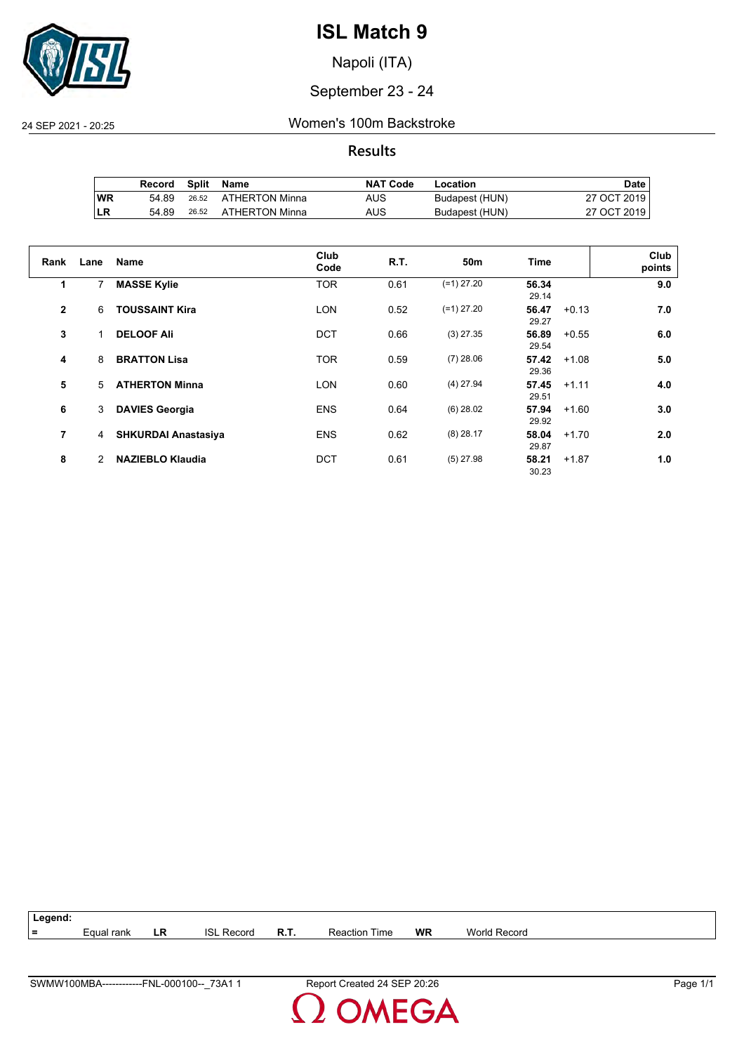# ISL Match 9

Napoli (ITA)

September 23 - 24

24 SEP 2021 - 20:25

## Women's 100m Backstroke

### Results

| | Record | Split | Name | NAT Code | Location | Date |
|---|---|---|---|---|---|---|
| WR | 54.89 | 26.52 | ATHERTON Minna | AUS | Budapest (HUN) | 27 OCT 2019 |
| LR | 54.89 | 26.52 | ATHERTON Minna | AUS | Budapest (HUN) | 27 OCT 2019 |

| Rank | Lane | Name | Club Code | R.T. | 50m | Time | | Club points |
|---|---|---|---|---|---|---|---|---|
| 1 | 7 | **MASSE Kylie** | TOR | 0.61 | (=1) 27.20 | **56.34** 29.14 | | **9.0** |
| 2 | 6 | **TOUSSAINT Kira** | LON | 0.52 | (=1) 27.20 | **56.47** 29.27 | +0.13 | **7.0** |
| 3 | 1 | **DELOOF Ali** | DCT | 0.66 | (3) 27.35 | **56.89** 29.54 | +0.55 | **6.0** |
| 4 | 8 | **BRATTON Lisa** | TOR | 0.59 | (7) 28.06 | **57.42** 29.36 | +1.08 | **5.0** |
| 5 | 5 | **ATHERTON Minna** | LON | 0.60 | (4) 27.94 | **57.45** 29.51 | +1.11 | **4.0** |
| 6 | 3 | **DAVIES Georgia** | ENS | 0.64 | (6) 28.02 | **57.94** 29.92 | +1.60 | **3.0** |
| 7 | 4 | **SHKURDAI Anastasiya** | ENS | 0.62 | (8) 28.17 | **58.04** 29.87 | +1.70 | **2.0** |
| 8 | 2 | **NAZIEBLO Klaudia** | DCT | 0.61 | (5) 27.98 | **58.21** 30.23 | +1.87 | **1.0** |

**Legend:**

| = | Equal rank | LR | ISL Record | R.T. | Reaction Time | WR | World Record |
|---|---|---|---|---|---|---|---|

SWMW100MBA------------FNL-000100--_73A1 1 Report Created 24 SEP 20:26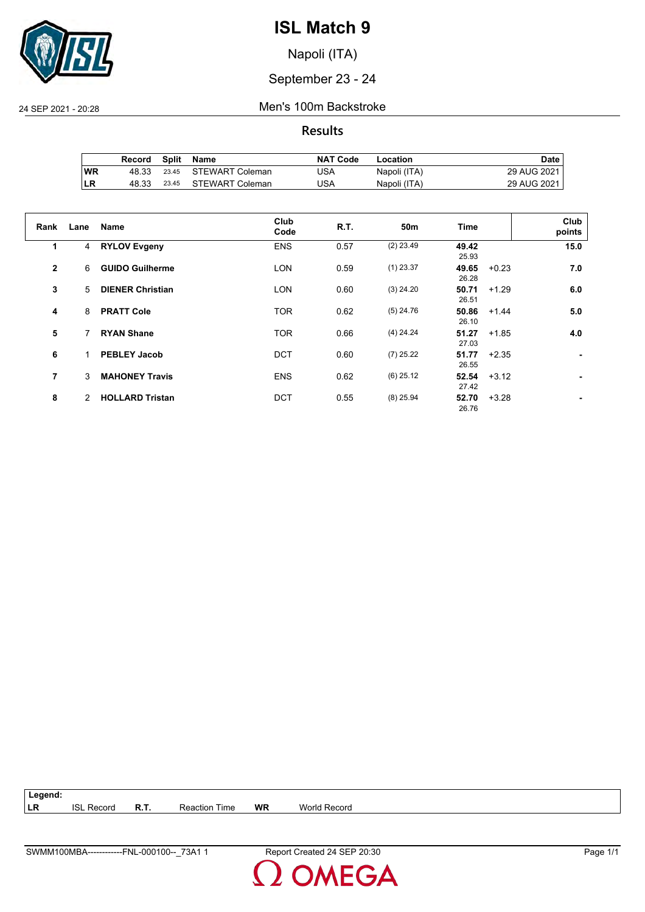# ISL Match 9

Napoli (ITA)

September 23 - 24

24 SEP 2021 - 20:28

Men's 100m Backstroke

## Results

| | Record | Split | Name | NAT Code | Location | Date |
|---|---|---|---|---|---|---|
| WR | 48.33 | 23.45 | STEWART Coleman | USA | Napoli (ITA) | 29 AUG 2021 |
| LR | 48.33 | 23.45 | STEWART Coleman | USA | Napoli (ITA) | 29 AUG 2021 |

| Rank | Lane | Name | Club Code | R.T. | 50m | Time | | Club points |
|---|---|---|---|---|---|---|---|---|
| 1 | 4 | **RYLOV Evgeny** | ENS | 0.57 | (2) 23.49 | **49.42** 25.93 | | **15.0** |
| 2 | 6 | **GUIDO Guilherme** | LON | 0.59 | (1) 23.37 | **49.65** 26.28 | +0.23 | **7.0** |
| 3 | 5 | **DIENER Christian** | LON | 0.60 | (3) 24.20 | **50.71** 26.51 | +1.29 | **6.0** |
| 4 | 8 | **PRATT Cole** | TOR | 0.62 | (5) 24.76 | **50.86** 26.10 | +1.44 | **5.0** |
| 5 | 7 | **RYAN Shane** | TOR | 0.66 | (4) 24.24 | **51.27** 27.03 | +1.85 | **4.0** |
| 6 | 1 | **PEBLEY Jacob** | DCT | 0.60 | (7) 25.22 | **51.77** 26.55 | +2.35 | **-** |
| 7 | 3 | **MAHONEY Travis** | ENS | 0.62 | (6) 25.12 | **52.54** 27.42 | +3.12 | **-** |
| 8 | 2 | **HOLLARD Tristan** | DCT | 0.55 | (8) 25.94 | **52.70** 26.76 | +3.28 | **-** |

**Legend:**

| | | | | | |
|---|---|---|---|---|---|
| **LR** | ISL Record | **R.T.** | Reaction Time | **WR** | World Record |

SWMM100MBA------------FNL-000100--_73A1 1 Report Created 24 SEP 20:30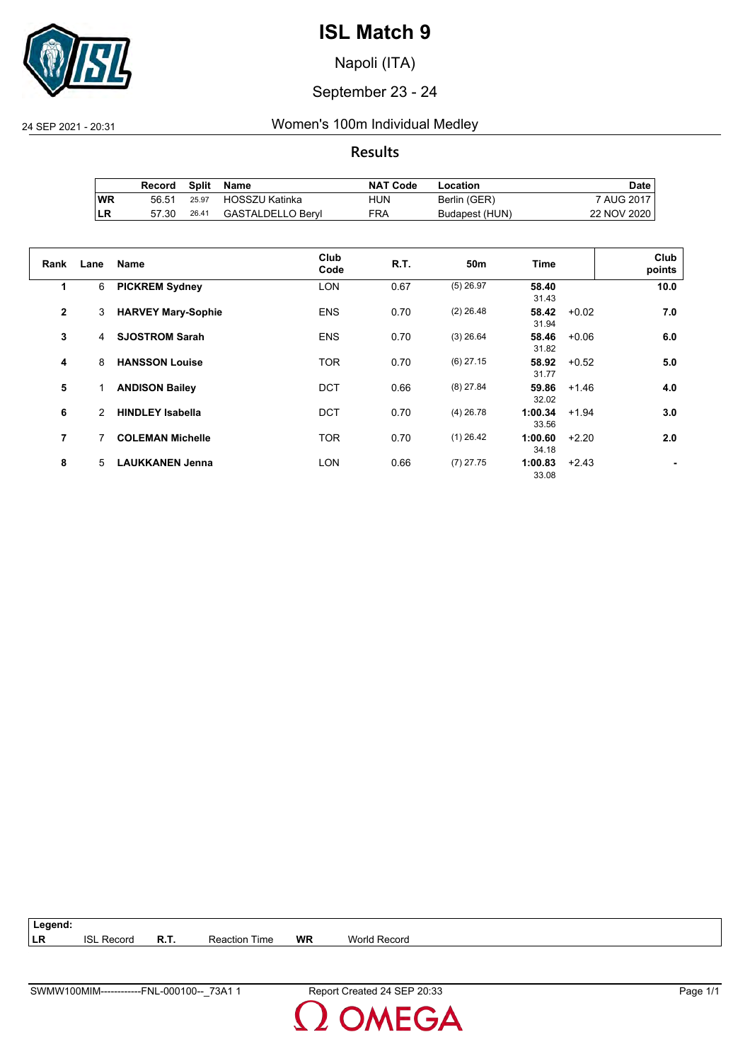# ISL Match 9

Napoli (ITA)

September 23 - 24

24 SEP 2021 - 20:31

## Women's 100m Individual Medley

### Results

| | Record | Split | Name | NAT Code | Location | Date |
|---|---|---|---|---|---|---|
| WR | 56.51 | 25.97 | HOSSZU Katinka | HUN | Berlin (GER) | 7 AUG 2017 |
| LR | 57.30 | 26.41 | GASTALDELLO Beryl | FRA | Budapest (HUN) | 22 NOV 2020 |

| Rank | Lane | Name | Club Code | R.T. | 50m | Time | | Club points |
|---|---|---|---|---|---|---|---|---|
| 1 | 6 | **PICKREM Sydney** | LON | 0.67 | (5) 26.97 | **58.40** 31.43 | | **10.0** |
| 2 | 3 | **HARVEY Mary-Sophie** | ENS | 0.70 | (2) 26.48 | **58.42** 31.94 | +0.02 | **7.0** |
| 3 | 4 | **SJOSTROM Sarah** | ENS | 0.70 | (3) 26.64 | **58.46** 31.82 | +0.06 | **6.0** |
| 4 | 8 | **HANSSON Louise** | TOR | 0.70 | (6) 27.15 | **58.92** 31.77 | +0.52 | **5.0** |
| 5 | 1 | **ANDISON Bailey** | DCT | 0.66 | (8) 27.84 | **59.86** 32.02 | +1.46 | **4.0** |
| 6 | 2 | **HINDLEY Isabella** | DCT | 0.70 | (4) 26.78 | **1:00.34** 33.56 | +1.94 | **3.0** |
| 7 | 7 | **COLEMAN Michelle** | TOR | 0.70 | (1) 26.42 | **1:00.60** 34.18 | +2.20 | **2.0** |
| 8 | 5 | **LAUKKANEN Jenna** | LON | 0.66 | (7) 27.75 | **1:00.83** 33.08 | +2.43 | **-** |

**Legend:**

| | | | | | |
|---|---|---|---|---|---|
| LR | ISL Record | R.T. | Reaction Time | WR | World Record |

SWMW100MIM------------FNL-000100--_73A1 1 Report Created 24 SEP 20:33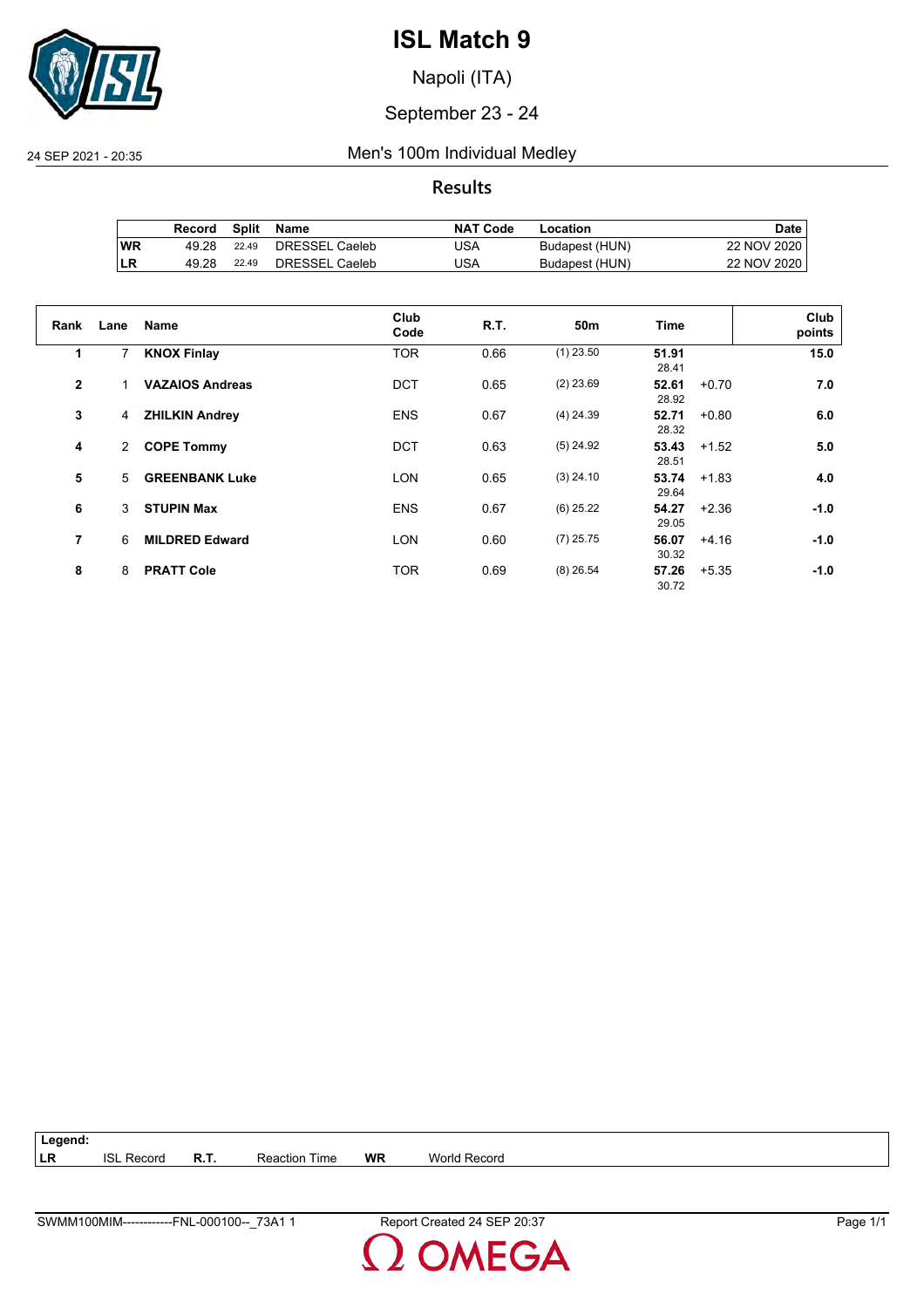# ISL Match 9

Napoli (ITA)

September 23 - 24

24 SEP 2021 - 20:35

## Men's 100m Individual Medley

### Results

| | Record | Split | Name | NAT Code | Location | Date |
|---|---|---|---|---|---|---|
| WR | 49.28 | 22.49 | DRESSEL Caeleb | USA | Budapest (HUN) | 22 NOV 2020 |
| LR | 49.28 | 22.49 | DRESSEL Caeleb | USA | Budapest (HUN) | 22 NOV 2020 |

| Rank | Lane | Name | Club Code | R.T. | 50m | Time | | Club points |
|---|---|---|---|---|---|---|---|---|
| 1 | 7 | **KNOX Finlay** | TOR | 0.66 | (1) 23.50 | **51.91** 28.41 | | **15.0** |
| 2 | 1 | **VAZAIOS Andreas** | DCT | 0.65 | (2) 23.69 | **52.61** 28.92 | +0.70 | **7.0** |
| 3 | 4 | **ZHILKIN Andrey** | ENS | 0.67 | (4) 24.39 | **52.71** 28.32 | +0.80 | **6.0** |
| 4 | 2 | **COPE Tommy** | DCT | 0.63 | (5) 24.92 | **53.43** 28.51 | +1.52 | **5.0** |
| 5 | 5 | **GREENBANK Luke** | LON | 0.65 | (3) 24.10 | **53.74** 29.64 | +1.83 | **4.0** |
| 6 | 3 | **STUPIN Max** | ENS | 0.67 | (6) 25.22 | **54.27** 29.05 | +2.36 | **-1.0** |
| 7 | 6 | **MILDRED Edward** | LON | 0.60 | (7) 25.75 | **56.07** 30.32 | +4.16 | **-1.0** |
| 8 | 8 | **PRATT Cole** | TOR | 0.69 | (8) 26.54 | **57.26** 30.72 | +5.35 | **-1.0** |

**Legend:**

| | | | | | |
|---|---|---|---|---|---|
| **LR** | ISL Record | **R.T.** | Reaction Time | **WR** | World Record |

SWMM100MIM------------FNL-000100--_73A1 1 Report Created 24 SEP 20:37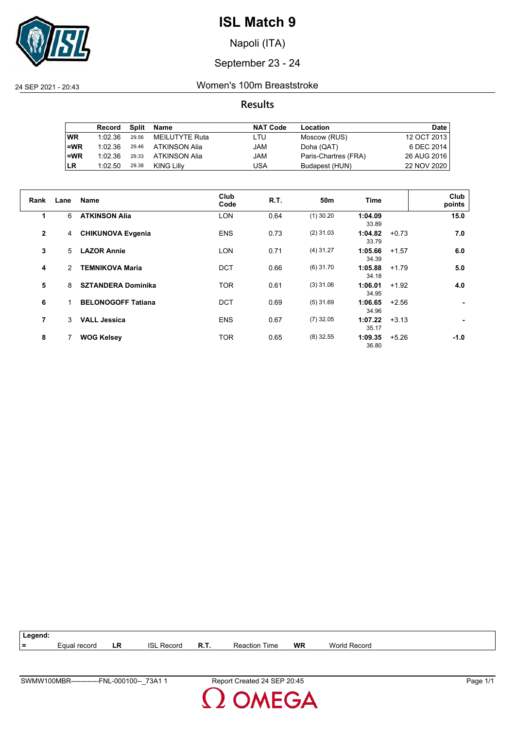# ISL Match 9

Napoli (ITA)

September 23 - 24

24 SEP 2021 - 20:43

## Women's 100m Breaststroke

### Results

| | Record | Split | Name | NAT Code | Location | Date |
|---|---|---|---|---|---|---|
| WR | 1:02.36 | 29.56 | MEILUTYTE Ruta | LTU | Moscow (RUS) | 12 OCT 2013 |
| =WR | 1:02.36 | 29.46 | ATKINSON Alia | JAM | Doha (QAT) | 6 DEC 2014 |
| =WR | 1:02.36 | 29.33 | ATKINSON Alia | JAM | Paris-Chartres (FRA) | 26 AUG 2016 |
| LR | 1:02.50 | 29.38 | KING Lilly | USA | Budapest (HUN) | 22 NOV 2020 |

| Rank | Lane | Name | Club Code | R.T. | 50m | Time | | Club points |
|---|---|---|---|---|---|---|---|---|
| 1 | 6 | **ATKINSON Alia** | LON | 0.64 | (1) 30.20 | **1:04.09** 33.89 | | **15.0** |
| 2 | 4 | **CHIKUNOVA Evgenia** | ENS | 0.73 | (2) 31.03 | **1:04.82** 33.79 | +0.73 | **7.0** |
| 3 | 5 | **LAZOR Annie** | LON | 0.71 | (4) 31.27 | **1:05.66** 34.39 | +1.57 | **6.0** |
| 4 | 2 | **TEMNIKOVA Maria** | DCT | 0.66 | (6) 31.70 | **1:05.88** 34.18 | +1.79 | **5.0** |
| 5 | 8 | **SZTANDERA Dominika** | TOR | 0.61 | (3) 31.06 | **1:06.01** 34.95 | +1.92 | **4.0** |
| 6 | 1 | **BELONOGOFF Tatiana** | DCT | 0.69 | (5) 31.69 | **1:06.65** 34.96 | +2.56 | **-** |
| 7 | 3 | **VALL Jessica** | ENS | 0.67 | (7) 32.05 | **1:07.22** 35.17 | +3.13 | **-** |
| 8 | 7 | **WOG Kelsey** | TOR | 0.65 | (8) 32.55 | **1:09.35** 36.80 | +5.26 | **-1.0** |

**Legend:**

| = | Equal record | LR | ISL Record | R.T. | Reaction Time | WR | World Record |
|---|---|---|---|---|---|---|---|

SWMW100MBR------------FNL-000100--_73A1 1 — Report Created 24 SEP 20:45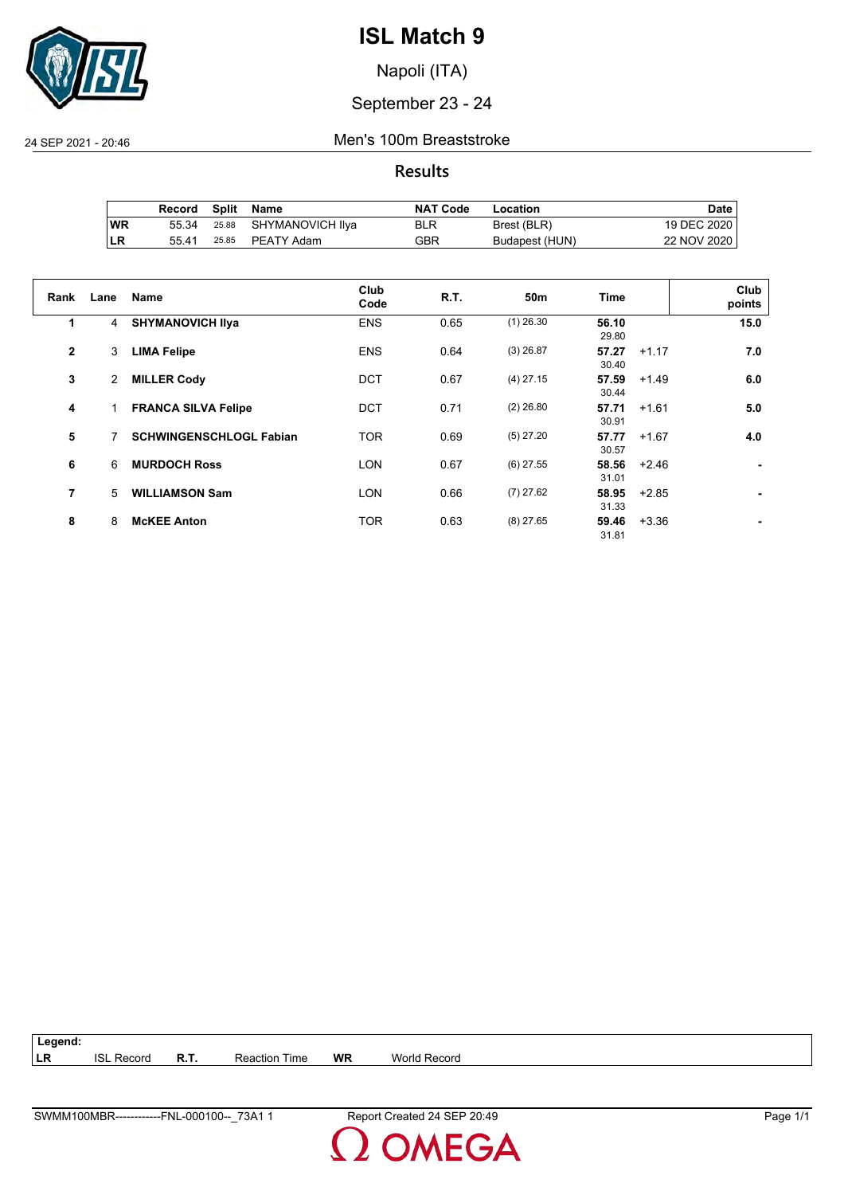# ISL Match 9

Napoli (ITA)

September 23 - 24

24 SEP 2021 - 20:46

Men's 100m Breaststroke

## Results

| | Record | Split | Name | NAT Code | Location | Date |
|---|---|---|---|---|---|---|
| WR | 55.34 | 25.88 | SHYMANOVICH Ilya | BLR | Brest (BLR) | 19 DEC 2020 |
| LR | 55.41 | 25.85 | PEATY Adam | GBR | Budapest (HUN) | 22 NOV 2020 |

| Rank | Lane | Name | Club Code | R.T. | 50m | Time | | Club points |
|---|---|---|---|---|---|---|---|---|
| 1 | 4 | **SHYMANOVICH Ilya** | ENS | 0.65 | (1) 26.30 | **56.10** 29.80 | | **15.0** |
| 2 | 3 | **LIMA Felipe** | ENS | 0.64 | (3) 26.87 | **57.27** 30.40 | +1.17 | **7.0** |
| 3 | 2 | **MILLER Cody** | DCT | 0.67 | (4) 27.15 | **57.59** 30.44 | +1.49 | **6.0** |
| 4 | 1 | **FRANCA SILVA Felipe** | DCT | 0.71 | (2) 26.80 | **57.71** 30.91 | +1.61 | **5.0** |
| 5 | 7 | **SCHWINGENSCHLOGL Fabian** | TOR | 0.69 | (5) 27.20 | **57.77** 30.57 | +1.67 | **4.0** |
| 6 | 6 | **MURDOCH Ross** | LON | 0.67 | (6) 27.55 | **58.56** 31.01 | +2.46 | **-** |
| 7 | 5 | **WILLIAMSON Sam** | LON | 0.66 | (7) 27.62 | **58.95** 31.33 | +2.85 | **-** |
| 8 | 8 | **McKEE Anton** | TOR | 0.63 | (8) 27.65 | **59.46** 31.81 | +3.36 | **-** |

**Legend:**

| | | | | | |
|---|---|---|---|---|---|
| **LR** | ISL Record | **R.T.** | Reaction Time | **WR** | World Record |

SWMM100MBR------------FNL-000100--_73A1 1 Report Created 24 SEP 20:49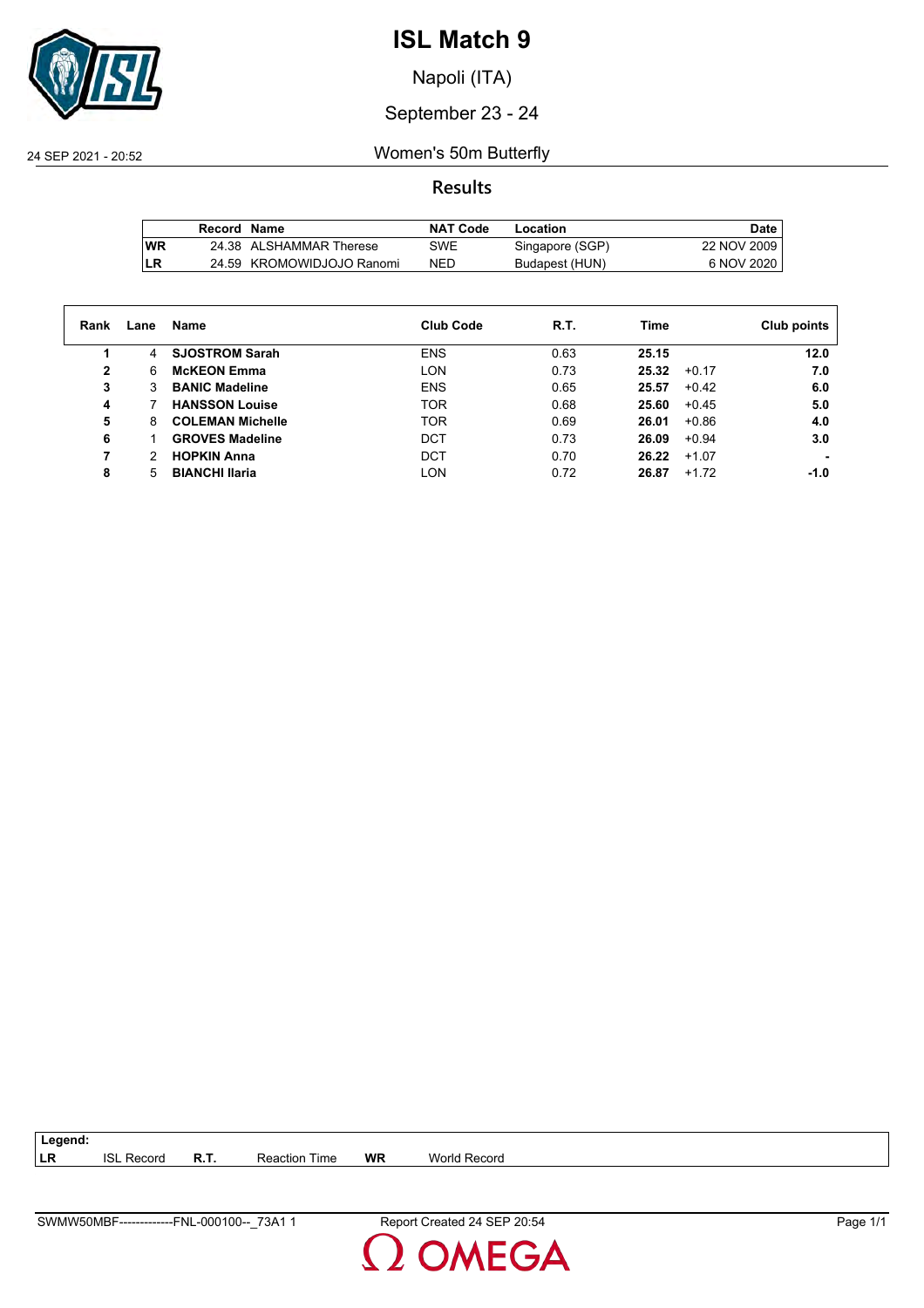# ISL Match 9

Napoli (ITA)

September 23 - 24

24 SEP 2021 - 20:52

## Women's 50m Butterfly

### Results

| | Record | Name | NAT Code | Location | Date |
|---|---|---|---|---|---|
| WR | 24.38 | ALSHAMMAR Therese | SWE | Singapore (SGP) | 22 NOV 2009 |
| LR | 24.59 | KROMOWIDJOJO Ranomi | NED | Budapest (HUN) | 6 NOV 2020 |

| Rank | Lane | Name | Club Code | R.T. | Time | | Club points |
|---|---|---|---|---|---|---|---|
| 1 | 4 | **SJOSTROM Sarah** | ENS | 0.63 | **25.15** | | **12.0** |
| 2 | 6 | **McKEON Emma** | LON | 0.73 | **25.32** | +0.17 | **7.0** |
| 3 | 3 | **BANIC Madeline** | ENS | 0.65 | **25.57** | +0.42 | **6.0** |
| 4 | 7 | **HANSSON Louise** | TOR | 0.68 | **25.60** | +0.45 | **5.0** |
| 5 | 8 | **COLEMAN Michelle** | TOR | 0.69 | **26.01** | +0.86 | **4.0** |
| 6 | 1 | **GROVES Madeline** | DCT | 0.73 | **26.09** | +0.94 | **3.0** |
| 7 | 2 | **HOPKIN Anna** | DCT | 0.70 | **26.22** | +1.07 | **-** |
| 8 | 5 | **BIANCHI Ilaria** | LON | 0.72 | **26.87** | +1.72 | **-1.0** |

**Legend:**

| | | | | | |
|---|---|---|---|---|---|
| **LR** | ISL Record | **R.T.** | Reaction Time | **WR** | World Record |

SWMW50MBF--------------FNL-000100--_73A1 1 — Report Created 24 SEP 20:54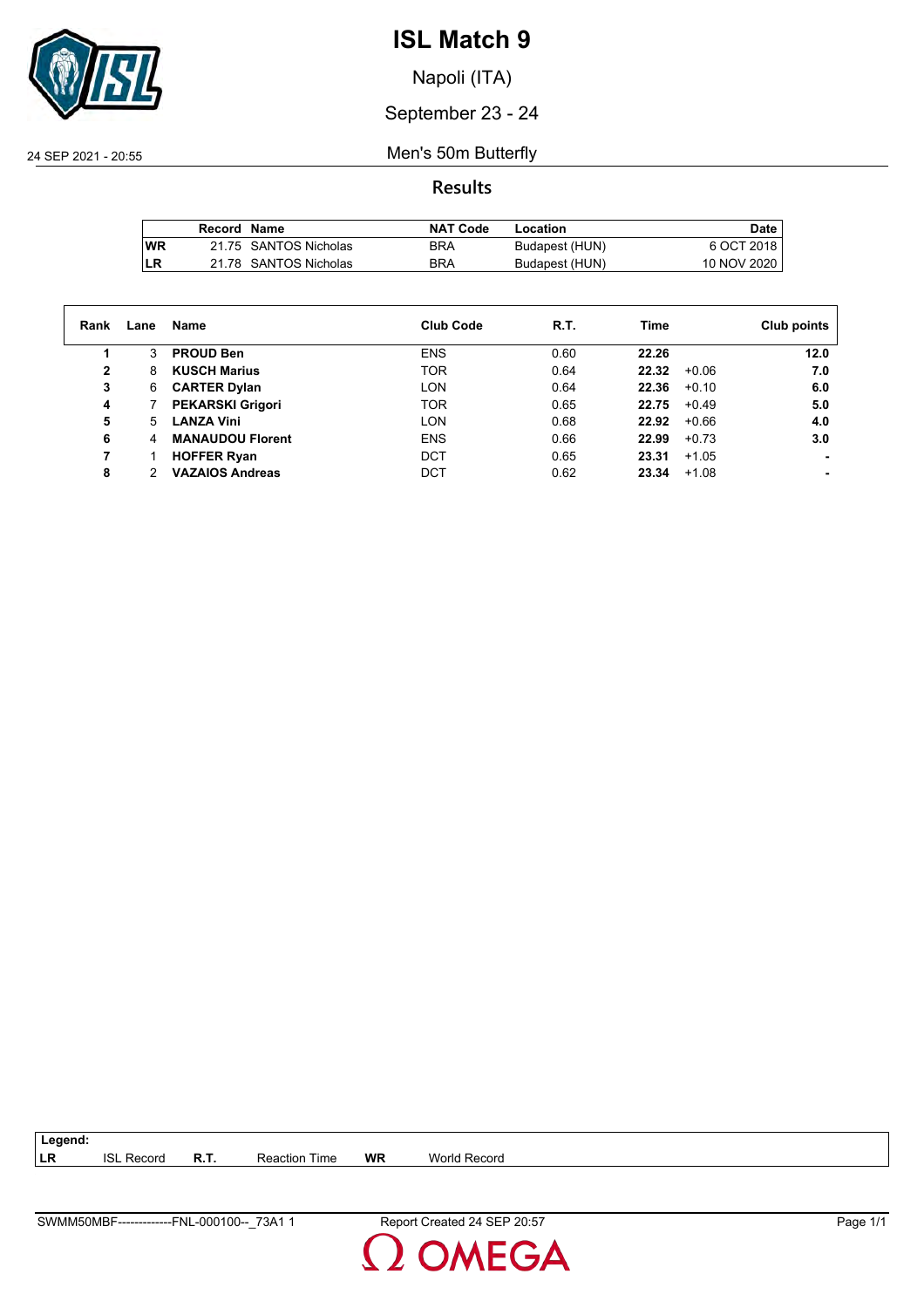# ISL Match 9

Napoli (ITA)

September 23 - 24

24 SEP 2021 - 20:55

Men's 50m Butterfly

## Results

| | Record | Name | NAT Code | Location | Date |
|---|---|---|---|---|---|
| WR | 21.75 | SANTOS Nicholas | BRA | Budapest (HUN) | 6 OCT 2018 |
| LR | 21.78 | SANTOS Nicholas | BRA | Budapest (HUN) | 10 NOV 2020 |

| Rank | Lane | Name | Club Code | R.T. | Time | | Club points |
|---|---|---|---|---|---|---|---|
| 1 | 3 | **PROUD Ben** | ENS | 0.60 | **22.26** | | **12.0** |
| 2 | 8 | **KUSCH Marius** | TOR | 0.64 | **22.32** | +0.06 | **7.0** |
| 3 | 6 | **CARTER Dylan** | LON | 0.64 | **22.36** | +0.10 | **6.0** |
| 4 | 7 | **PEKARSKI Grigori** | TOR | 0.65 | **22.75** | +0.49 | **5.0** |
| 5 | 5 | **LANZA Vini** | LON | 0.68 | **22.92** | +0.66 | **4.0** |
| 6 | 4 | **MANAUDOU Florent** | ENS | 0.66 | **22.99** | +0.73 | **3.0** |
| 7 | 1 | **HOFFER Ryan** | DCT | 0.65 | **23.31** | +1.05 | **-** |
| 8 | 2 | **VAZAIOS Andreas** | DCT | 0.62 | **23.34** | +1.08 | **-** |

**Legend:**

| | | | | | |
|---|---|---|---|---|---|
| **LR** | ISL Record | **R.T.** | Reaction Time | **WR** | World Record |

SWMM50MBF-------------FNL-000100--_73A1 1 Report Created 24 SEP 20:57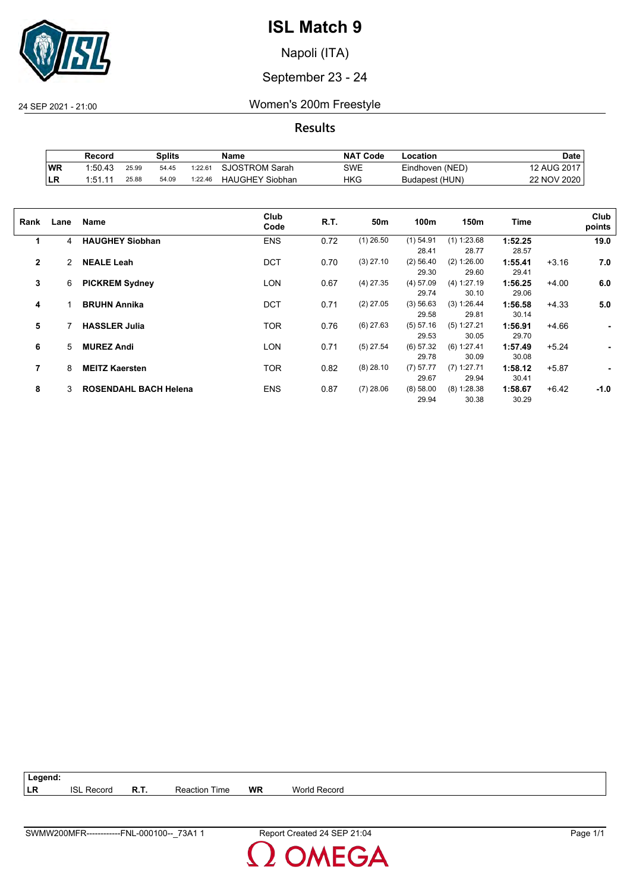# ISL Match 9

Napoli (ITA)

September 23 - 24

24 SEP 2021 - 21:00 Women's 200m Freestyle

## Results

| | Record | Splits | | | Name | NAT Code | Location | Date |
|---|---|---|---|---|---|---|---|---|
| WR | 1:50.43 | 25.99 | 54.45 | 1:22.61 | SJOSTROM Sarah | SWE | Eindhoven (NED) | 12 AUG 2017 |
| LR | 1:51.11 | 25.88 | 54.09 | 1:22.46 | HAUGHEY Siobhan | HKG | Budapest (HUN) | 22 NOV 2020 |

| Rank | Lane | Name | Club Code | R.T. | 50m | 100m | 150m | Time | | Club points |
|---|---|---|---|---|---|---|---|---|---|---|
| 1 | 4 | **HAUGHEY Siobhan** | ENS | 0.72 | (1) 26.50 | (1) 54.91 | (1) 1:23.68 | **1:52.25** | | **19.0** |
| | | | | | | 28.41 | 28.77 | 28.57 | | |
| 2 | 2 | **NEALE Leah** | DCT | 0.70 | (3) 27.10 | (2) 56.40 | (2) 1:26.00 | **1:55.41** | +3.16 | **7.0** |
| | | | | | | 29.30 | 29.60 | 29.41 | | |
| 3 | 6 | **PICKREM Sydney** | LON | 0.67 | (4) 27.35 | (4) 57.09 | (4) 1:27.19 | **1:56.25** | +4.00 | **6.0** |
| | | | | | | 29.74 | 30.10 | 29.06 | | |
| 4 | 1 | **BRUHN Annika** | DCT | 0.71 | (2) 27.05 | (3) 56.63 | (3) 1:26.44 | **1:56.58** | +4.33 | **5.0** |
| | | | | | | 29.58 | 29.81 | 30.14 | | |
| 5 | 7 | **HASSLER Julia** | TOR | 0.76 | (6) 27.63 | (5) 57.16 | (5) 1:27.21 | **1:56.91** | +4.66 | **-** |
| | | | | | | 29.53 | 30.05 | 29.70 | | |
| 6 | 5 | **MUREZ Andi** | LON | 0.71 | (5) 27.54 | (6) 57.32 | (6) 1:27.41 | **1:57.49** | +5.24 | **-** |
| | | | | | | 29.78 | 30.09 | 30.08 | | |
| 7 | 8 | **MEITZ Kaersten** | TOR | 0.82 | (8) 28.10 | (7) 57.77 | (7) 1:27.71 | **1:58.12** | +5.87 | **-** |
| | | | | | | 29.67 | 29.94 | 30.41 | | |
| 8 | 3 | **ROSENDAHL BACH Helena** | ENS | 0.87 | (7) 28.06 | (8) 58.00 | (8) 1:28.38 | **1:58.67** | +6.42 | **-1.0** |
| | | | | | | 29.94 | 30.38 | 30.29 | | |

**Legend:**

| | | | | | |
|---|---|---|---|---|---|
| LR | ISL Record | R.T. | Reaction Time | WR | World Record |

SWMW200MFR------------FNL-000100--_73A1 1 Report Created 24 SEP 21:04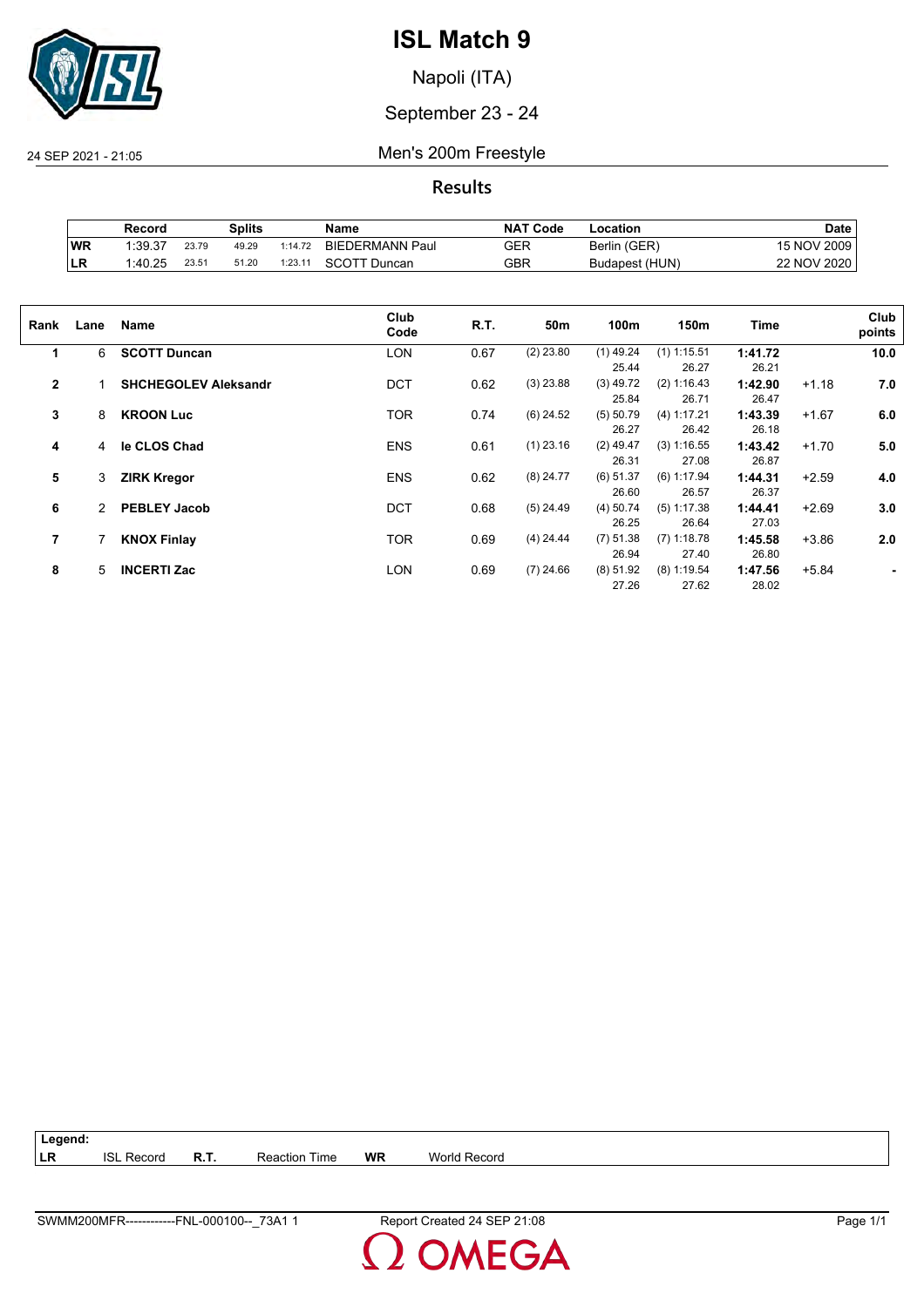# ISL Match 9

Napoli (ITA)

September 23 - 24

24 SEP 2021 - 21:05

## Men's 200m Freestyle

### Results

| | Record | Splits | | | Name | NAT Code | Location | Date |
|---|---|---|---|---|---|---|---|---|
| WR | 1:39.37 | 23.79 | 49.29 | 1:14.72 | BIEDERMANN Paul | GER | Berlin (GER) | 15 NOV 2009 |
| LR | 1:40.25 | 23.51 | 51.20 | 1:23.11 | SCOTT Duncan | GBR | Budapest (HUN) | 22 NOV 2020 |

| Rank | Lane | Name | Club Code | R.T. | 50m | 100m | 150m | Time | | Club points |
|---|---|---|---|---|---|---|---|---|---|---|
| 1 | 6 | **SCOTT Duncan** | LON | 0.67 | (2) 23.80 | (1) 49.24<br>25.44 | (1) 1:15.51<br>26.27 | **1:41.72**<br>26.21 | | **10.0** |
| 2 | 1 | **SHCHEGOLEV Aleksandr** | DCT | 0.62 | (3) 23.88 | (3) 49.72<br>25.84 | (2) 1:16.43<br>26.71 | **1:42.90**<br>26.47 | +1.18 | **7.0** |
| 3 | 8 | **KROON Luc** | TOR | 0.74 | (6) 24.52 | (5) 50.79<br>26.27 | (4) 1:17.21<br>26.42 | **1:43.39**<br>26.18 | +1.67 | **6.0** |
| 4 | 4 | **le CLOS Chad** | ENS | 0.61 | (1) 23.16 | (2) 49.47<br>26.31 | (3) 1:16.55<br>27.08 | **1:43.42**<br>26.87 | +1.70 | **5.0** |
| 5 | 3 | **ZIRK Kregor** | ENS | 0.62 | (8) 24.77 | (6) 51.37<br>26.60 | (6) 1:17.94<br>26.57 | **1:44.31**<br>26.37 | +2.59 | **4.0** |
| 6 | 2 | **PEBLEY Jacob** | DCT | 0.68 | (5) 24.49 | (4) 50.74<br>26.25 | (5) 1:17.38<br>26.64 | **1:44.41**<br>27.03 | +2.69 | **3.0** |
| 7 | 7 | **KNOX Finlay** | TOR | 0.69 | (4) 24.44 | (7) 51.38<br>26.94 | (7) 1:18.78<br>27.40 | **1:45.58**<br>26.80 | +3.86 | **2.0** |
| 8 | 5 | **INCERTI Zac** | LON | 0.69 | (7) 24.66 | (8) 51.92<br>27.26 | (8) 1:19.54<br>27.62 | **1:47.56**<br>28.02 | +5.84 | **-** |

| Legend: | | | | | |
|---|---|---|---|---|---|
| LR | ISL Record | R.T. | Reaction Time | WR | World Record |

SWMM200MFR------------FNL-000100--_73A1 1 Report Created 24 SEP 21:08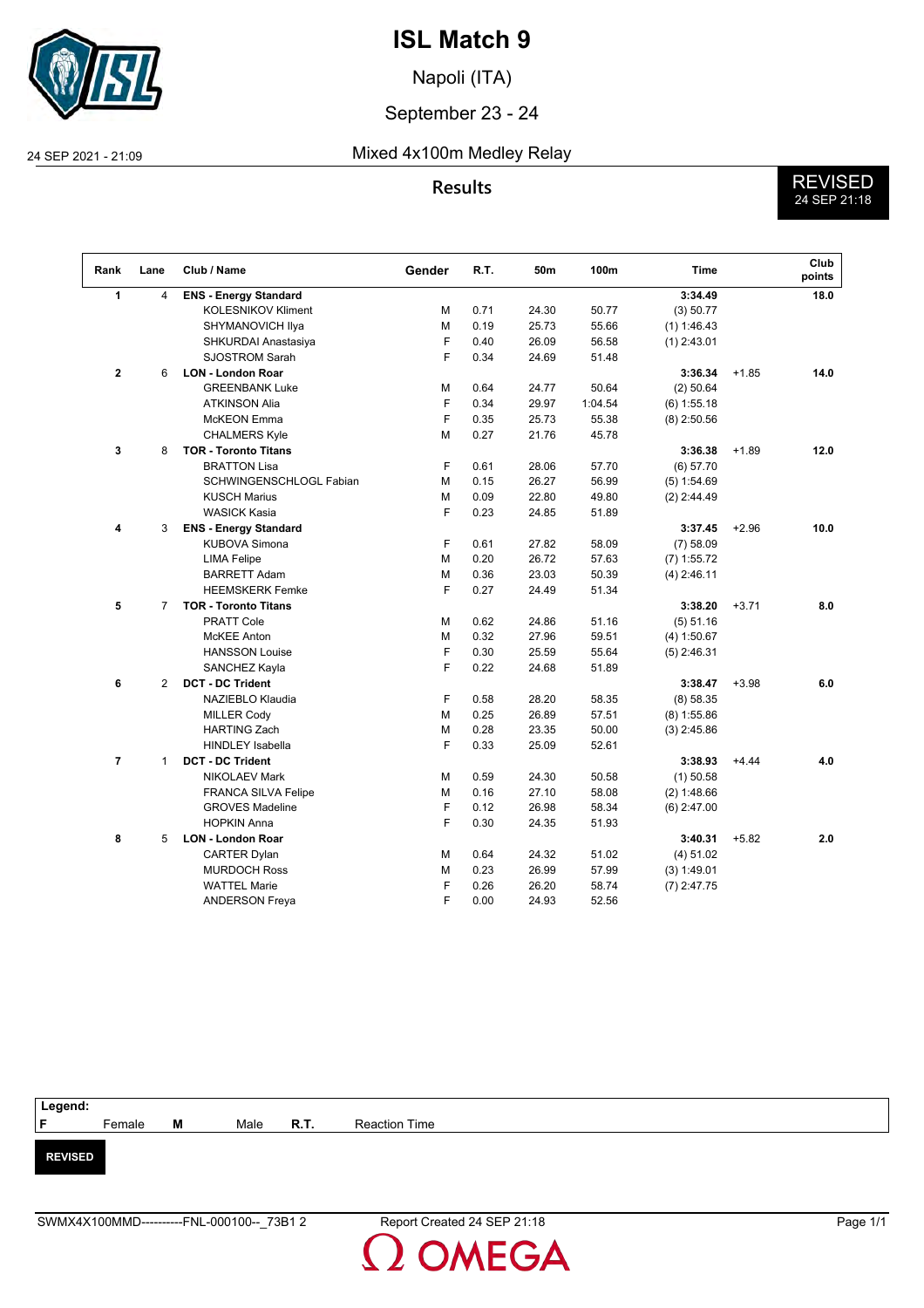# ISL Match 9

Napoli (ITA)

September 23 - 24

24 SEP 2021 - 21:09

## Mixed 4x100m Medley Relay

**Results**

REVISED
24 SEP 21:18

| Rank | Lane | Club / Name | Gender | R.T. | 50m | 100m | Time | | Club points |
|---|---|---|---|---|---|---|---|---|---|
| **1** | 4 | **ENS - Energy Standard** | | | | | **3:34.49** | | **18.0** |
| | | KOLESNIKOV Kliment | M | 0.71 | 24.30 | 50.77 | (3) 50.77 | | |
| | | SHYMANOVICH Ilya | M | 0.19 | 25.73 | 55.66 | (1) 1:46.43 | | |
| | | SHKURDAI Anastasiya | F | 0.40 | 26.09 | 56.58 | (1) 2:43.01 | | |
| | | SJOSTROM Sarah | F | 0.34 | 24.69 | 51.48 | | | |
| **2** | 6 | **LON - London Roar** | | | | | **3:36.34** | +1.85 | **14.0** |
| | | GREENBANK Luke | M | 0.64 | 24.77 | 50.64 | (2) 50.64 | | |
| | | ATKINSON Alia | F | 0.34 | 29.97 | 1:04.54 | (6) 1:55.18 | | |
| | | McKEON Emma | F | 0.35 | 25.73 | 55.38 | (8) 2:50.56 | | |
| | | CHALMERS Kyle | M | 0.27 | 21.76 | 45.78 | | | |
| **3** | 8 | **TOR - Toronto Titans** | | | | | **3:36.38** | +1.89 | **12.0** |
| | | BRATTON Lisa | F | 0.61 | 28.06 | 57.70 | (6) 57.70 | | |
| | | SCHWINGENSCHLOGL Fabian | M | 0.15 | 26.27 | 56.99 | (5) 1:54.69 | | |
| | | KUSCH Marius | M | 0.09 | 22.80 | 49.80 | (2) 2:44.49 | | |
| | | WASICK Kasia | F | 0.23 | 24.85 | 51.89 | | | |
| **4** | 3 | **ENS - Energy Standard** | | | | | **3:37.45** | +2.96 | **10.0** |
| | | KUBOVA Simona | F | 0.61 | 27.82 | 58.09 | (7) 58.09 | | |
| | | LIMA Felipe | M | 0.20 | 26.72 | 57.63 | (7) 1:55.72 | | |
| | | BARRETT Adam | M | 0.36 | 23.03 | 50.39 | (4) 2:46.11 | | |
| | | HEEMSKERK Femke | F | 0.27 | 24.49 | 51.34 | | | |
| **5** | 7 | **TOR - Toronto Titans** | | | | | **3:38.20** | +3.71 | **8.0** |
| | | PRATT Cole | M | 0.62 | 24.86 | 51.16 | (5) 51.16 | | |
| | | McKEE Anton | M | 0.32 | 27.96 | 59.51 | (4) 1:50.67 | | |
| | | HANSSON Louise | F | 0.30 | 25.59 | 55.64 | (5) 2:46.31 | | |
| | | SANCHEZ Kayla | F | 0.22 | 24.68 | 51.89 | | | |
| **6** | 2 | **DCT - DC Trident** | | | | | **3:38.47** | +3.98 | **6.0** |
| | | NAZIEBLO Klaudia | F | 0.58 | 28.20 | 58.35 | (8) 58.35 | | |
| | | MILLER Cody | M | 0.25 | 26.89 | 57.51 | (8) 1:55.86 | | |
| | | HARTING Zach | M | 0.28 | 23.35 | 50.00 | (3) 2:45.86 | | |
| | | HINDLEY Isabella | F | 0.33 | 25.09 | 52.61 | | | |
| **7** | 1 | **DCT - DC Trident** | | | | | **3:38.93** | +4.44 | **4.0** |
| | | NIKOLAEV Mark | M | 0.59 | 24.30 | 50.58 | (1) 50.58 | | |
| | | FRANCA SILVA Felipe | M | 0.16 | 27.10 | 58.08 | (2) 1:48.66 | | |
| | | GROVES Madeline | F | 0.12 | 26.98 | 58.34 | (6) 2:47.00 | | |
| | | HOPKIN Anna | F | 0.30 | 24.35 | 51.93 | | | |
| **8** | 5 | **LON - London Roar** | | | | | **3:40.31** | +5.82 | **2.0** |
| | | CARTER Dylan | M | 0.64 | 24.32 | 51.02 | (4) 51.02 | | |
| | | MURDOCH Ross | M | 0.23 | 26.99 | 57.99 | (3) 1:49.01 | | |
| | | WATTEL Marie | F | 0.26 | 26.20 | 58.74 | (7) 2:47.75 | | |
| | | ANDERSON Freya | F | 0.00 | 24.93 | 52.56 | | | |

**Legend:**
**F** Female **M** Male **R.T.** Reaction Time

**REVISED**

SWMX4X100MMD----------FNL-000100--_73B1 2 Report Created 24 SEP 21:18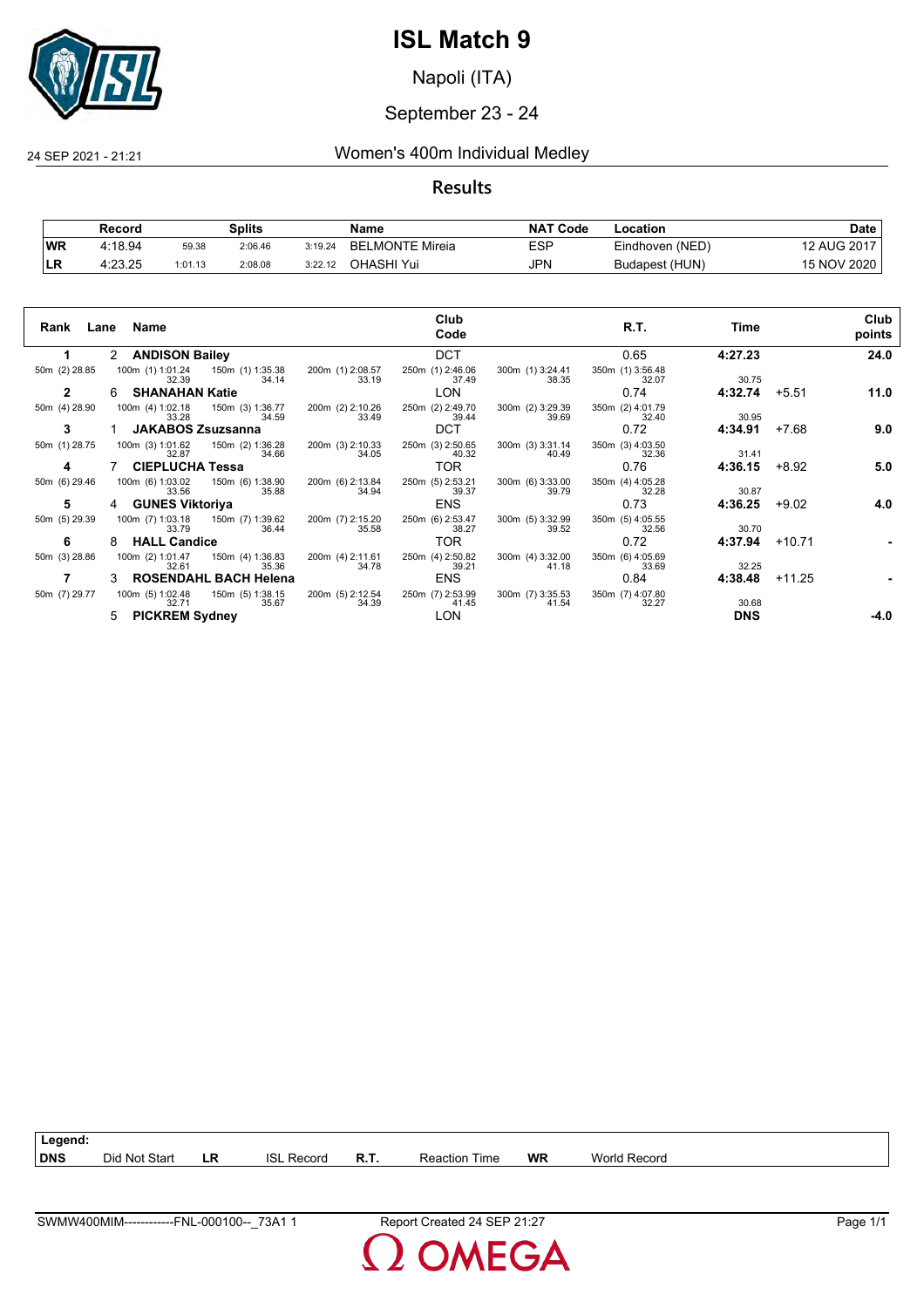# ISL Match 9

Napoli (ITA)

September 23 - 24

24 SEP 2021 - 21:21

## Women's 400m Individual Medley

### Results

| | Record | Splits | | | Name | NAT Code | Location | Date |
|---|---|---|---|---|---|---|---|---|
| WR | 4:18.94 | 59.38 | 2:06.46 | 3:19.24 | BELMONTE Mireia | ESP | Eindhoven (NED) | 12 AUG 2017 |
| LR | 4:23.25 | 1:01.13 | 2:08.08 | 3:22.12 | OHASHI Yui | JPN | Budapest (HUN) | 15 NOV 2020 |

| Rank | Lane | Name | Club Code | R.T. | Time | | Club points |
|---|---|---|---|---|---|---|---|
| 1 | 2 | **ANDISON Bailey** | DCT | 0.65 | **4:27.23** | | **24.0** |
| 50m (2) 28.85 | 100m (1) 1:01.24 32.39 | 150m (1) 1:35.38 34.14 | 200m (1) 2:08.57 33.19 | 250m (1) 2:46.06 37.49 | 300m (1) 3:24.41 38.35 | 350m (1) 3:56.48 32.07 | 30.75 |
| 2 | 6 | **SHANAHAN Katie** | LON | 0.74 | **4:32.74** | +5.51 | **11.0** |
| 50m (4) 28.90 | 100m (4) 1:02.18 33.28 | 150m (3) 1:36.77 34.59 | 200m (2) 2:10.26 33.49 | 250m (2) 2:49.70 39.44 | 300m (2) 3:29.39 39.69 | 350m (2) 4:01.79 32.40 | 30.95 |
| 3 | 1 | **JAKABOS Zsuzsanna** | DCT | 0.72 | **4:34.91** | +7.68 | **9.0** |
| 50m (1) 28.75 | 100m (3) 1:01.62 32.87 | 150m (2) 1:36.28 34.66 | 200m (3) 2:10.33 34.05 | 250m (3) 2:50.65 40.32 | 300m (3) 3:31.14 40.49 | 350m (3) 4:03.50 32.36 | 31.41 |
| 4 | 7 | **CIEPLUCHA Tessa** | TOR | 0.76 | **4:36.15** | +8.92 | **5.0** |
| 50m (6) 29.46 | 100m (6) 1:03.02 33.56 | 150m (6) 1:38.90 35.88 | 200m (6) 2:13.84 34.94 | 250m (5) 2:53.21 39.37 | 300m (6) 3:33.00 39.79 | 350m (4) 4:05.28 32.28 | 30.87 |
| 5 | 4 | **GUNES Viktoriya** | ENS | 0.73 | **4:36.25** | +9.02 | **4.0** |
| 50m (5) 29.39 | 100m (7) 1:03.18 33.79 | 150m (7) 1:39.62 36.44 | 200m (7) 2:15.20 35.58 | 250m (6) 2:53.47 38.27 | 300m (5) 3:32.99 39.52 | 350m (5) 4:05.55 32.56 | 30.70 |
| 6 | 8 | **HALL Candice** | TOR | 0.72 | **4:37.94** | +10.71 | **-** |
| 50m (3) 28.86 | 100m (2) 1:01.47 32.61 | 150m (4) 1:36.83 35.36 | 200m (4) 2:11.61 34.78 | 250m (4) 2:50.82 39.21 | 300m (4) 3:32.00 41.18 | 350m (6) 4:05.69 33.69 | 32.25 |
| 7 | 3 | **ROSENDAHL BACH Helena** | ENS | 0.84 | **4:38.48** | +11.25 | **-** |
| 50m (7) 29.77 | 100m (5) 1:02.48 32.71 | 150m (5) 1:38.15 35.67 | 200m (5) 2:12.54 34.39 | 250m (7) 2:53.99 41.45 | 300m (7) 3:35.53 41.54 | 350m (7) 4:07.80 32.27 | 30.68 |
| | 5 | **PICKREM Sydney** | LON | | **DNS** | | **-4.0** |

**Legend:**

| | | | | | | | |
|---|---|---|---|---|---|---|---|
| **DNS** | Did Not Start | **LR** | ISL Record | **R.T.** | Reaction Time | **WR** | World Record |

SWMW400MIM------------FNL-000100--_73A1 1 Report Created 24 SEP 21:27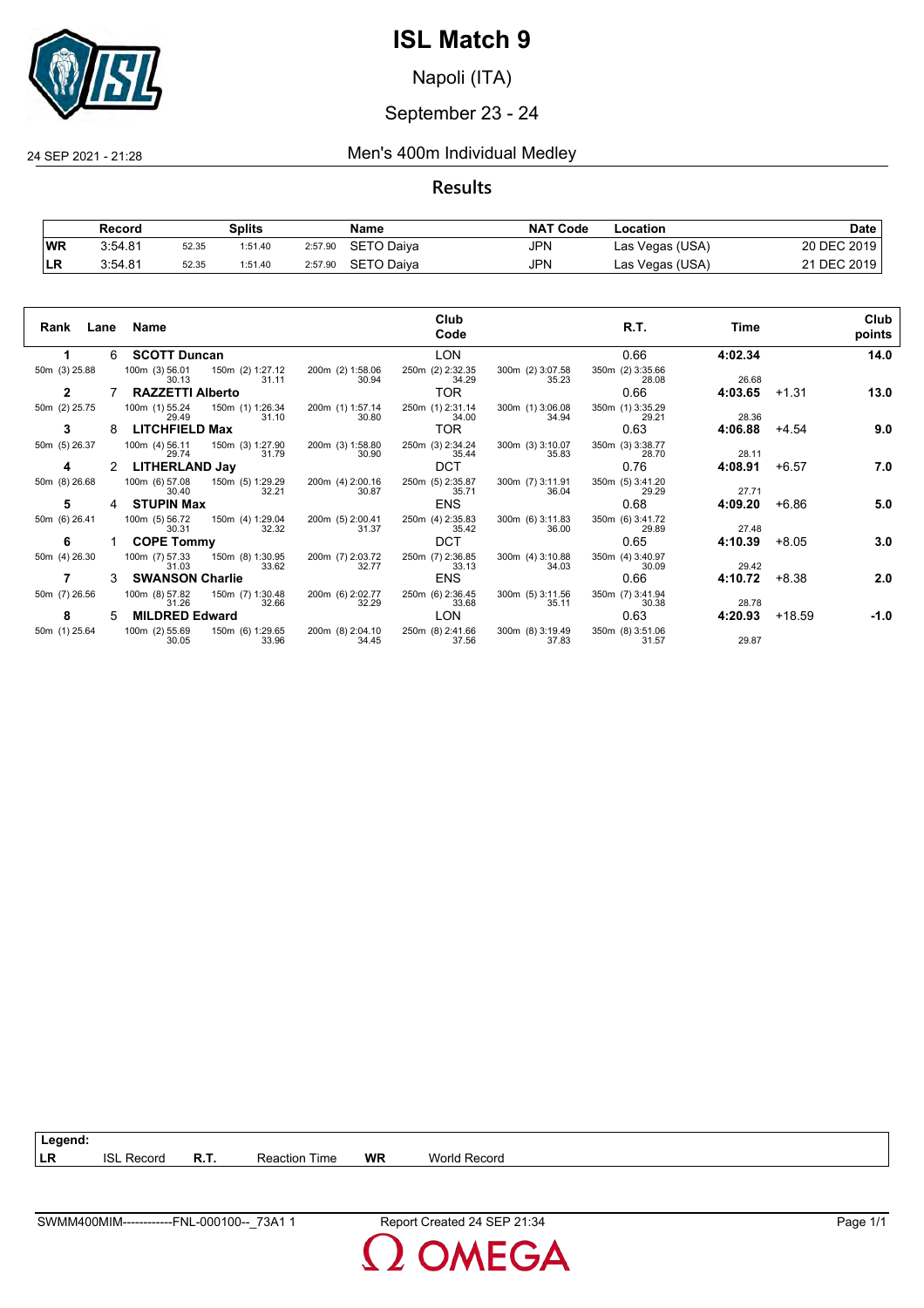# ISL Match 9

Napoli (ITA)

September 23 - 24

24 SEP 2021 - 21:28

## Men's 400m Individual Medley

### Results

| | Record | Splits | | | Name | NAT Code | Location | Date |
|---|---|---|---|---|---|---|---|---|
| WR | 3:54.81 | 52.35 | 1:51.40 | 2:57.90 | SETO Daiya | JPN | Las Vegas (USA) | 20 DEC 2019 |
| LR | 3:54.81 | 52.35 | 1:51.40 | 2:57.90 | SETO Daiya | JPN | Las Vegas (USA) | 21 DEC 2019 |

| Rank | Lane | Name | Club Code | R.T. | Time | | Club points |
|---|---|---|---|---|---|---|---|
| 1 | 6 | SCOTT Duncan | LON | 0.66 | 4:02.34 | | 14.0 |
| 2 | 7 | RAZZETTI Alberto | TOR | 0.66 | 4:03.65 | +1.31 | 13.0 |
| 3 | 8 | LITCHFIELD Max | TOR | 0.63 | 4:06.88 | +4.54 | 9.0 |
| 4 | 2 | LITHERLAND Jay | DCT | 0.76 | 4:08.91 | +6.57 | 7.0 |
| 5 | 4 | STUPIN Max | ENS | 0.68 | 4:09.20 | +6.86 | 5.0 |
| 6 | 1 | COPE Tommy | DCT | 0.65 | 4:10.39 | +8.05 | 3.0 |
| 7 | 3 | SWANSON Charlie | ENS | 0.66 | 4:10.72 | +8.38 | 2.0 |
| 8 | 5 | MILDRED Edward | LON | 0.63 | 4:20.93 | +18.59 | -1.0 |

Splits:

| Name | 50m | 100m | 150m | 200m | 250m | 300m | 350m | 400m |
|---|---|---|---|---|---|---|---|---|
| SCOTT Duncan | (3) 25.88 | (3) 56.01 / 30.13 | (2) 1:27.12 / 31.11 | (2) 1:58.06 / 30.94 | (2) 2:32.35 / 34.29 | (2) 3:07.58 / 35.23 | (2) 3:35.66 / 28.08 | 26.68 |
| RAZZETTI Alberto | (2) 25.75 | (1) 55.24 / 29.49 | (1) 1:26.34 / 31.10 | (1) 1:57.14 / 30.80 | (1) 2:31.14 / 34.00 | (1) 3:06.08 / 34.94 | (1) 3:35.29 / 29.21 | 28.36 |
| LITCHFIELD Max | (5) 26.37 | (4) 56.11 / 29.74 | (3) 1:27.90 / 31.79 | (3) 1:58.80 / 30.90 | (3) 2:34.24 / 35.44 | (3) 3:10.07 / 35.83 | (3) 3:38.77 / 28.70 | 28.11 |
| LITHERLAND Jay | (8) 26.68 | (6) 57.08 / 30.40 | (5) 1:29.29 / 32.21 | (4) 2:00.16 / 30.87 | (5) 2:35.87 / 35.71 | (7) 3:11.91 / 36.04 | (5) 3:41.20 / 29.29 | 27.71 |
| STUPIN Max | (6) 26.41 | (5) 56.72 / 30.31 | (4) 1:29.04 / 32.32 | (5) 2:00.41 / 31.37 | (4) 2:35.83 / 35.42 | (6) 3:11.83 / 36.00 | (6) 3:41.72 / 29.89 | 27.48 |
| COPE Tommy | (4) 26.30 | (7) 57.33 / 31.03 | (8) 1:30.95 / 33.62 | (7) 2:03.72 / 32.77 | (7) 2:36.85 / 33.13 | (4) 3:10.88 / 34.03 | (4) 3:40.97 / 30.09 | 29.42 |
| SWANSON Charlie | (7) 26.56 | (8) 57.82 / 31.26 | (7) 1:30.48 / 32.66 | (6) 2:02.77 / 32.29 | (6) 2:36.45 / 33.68 | (5) 3:11.56 / 35.11 | (7) 3:41.94 / 30.38 | 28.78 |
| MILDRED Edward | (1) 25.64 | (2) 55.69 / 30.05 | (6) 1:29.65 / 33.96 | (8) 2:04.10 / 34.45 | (8) 2:41.66 / 37.56 | (8) 3:19.49 / 37.83 | (8) 3:51.06 / 31.57 | 29.87 |

**Legend:**

| | | | | | |
|---|---|---|---|---|---|
| LR | ISL Record | R.T. | Reaction Time | WR | World Record |

SWMM400MIM------------FNL-000100--_73A1 1 Report Created 24 SEP 21:34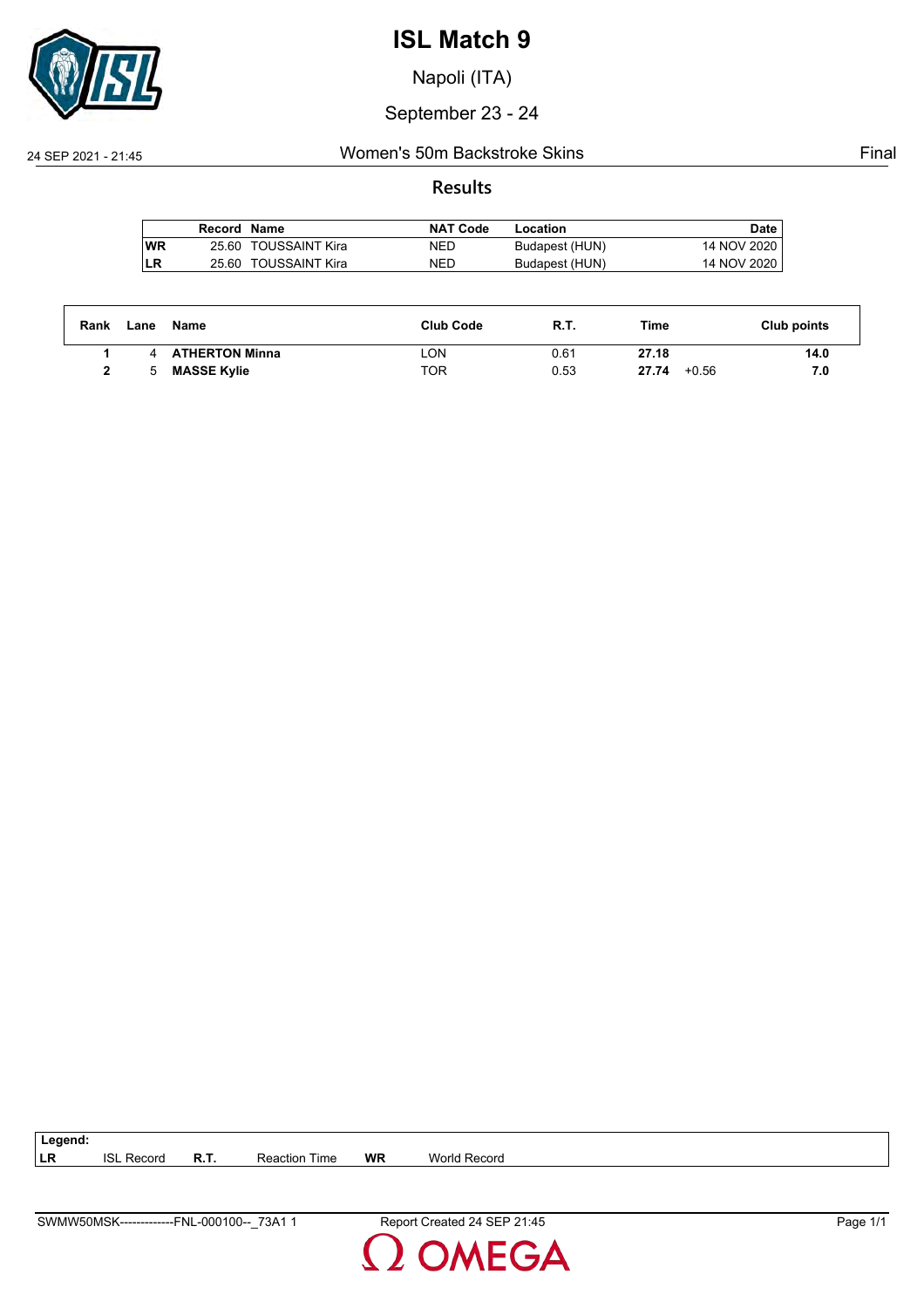# ISL Match 9

Napoli (ITA)

September 23 - 24

24 SEP 2021 - 21:45 Women's 50m Backstroke Skins Final

## Results

| | Record | Name | NAT Code | Location | Date |
|---|---|---|---|---|---|
| WR | 25.60 | TOUSSAINT Kira | NED | Budapest (HUN) | 14 NOV 2020 |
| LR | 25.60 | TOUSSAINT Kira | NED | Budapest (HUN) | 14 NOV 2020 |

| Rank | Lane | Name | Club Code | R.T. | Time | | Club points |
|---|---|---|---|---|---|---|---|
| 1 | 4 | **ATHERTON Minna** | LON | 0.61 | **27.18** | | **14.0** |
| 2 | 5 | **MASSE Kylie** | TOR | 0.53 | **27.74** | +0.56 | **7.0** |

| Legend: | | | | | |
|---|---|---|---|---|---|
| LR | ISL Record | R.T. | Reaction Time | WR | World Record |

SWMW50MSK-------------FNL-000100--_73A1 1 Report Created 24 SEP 21:45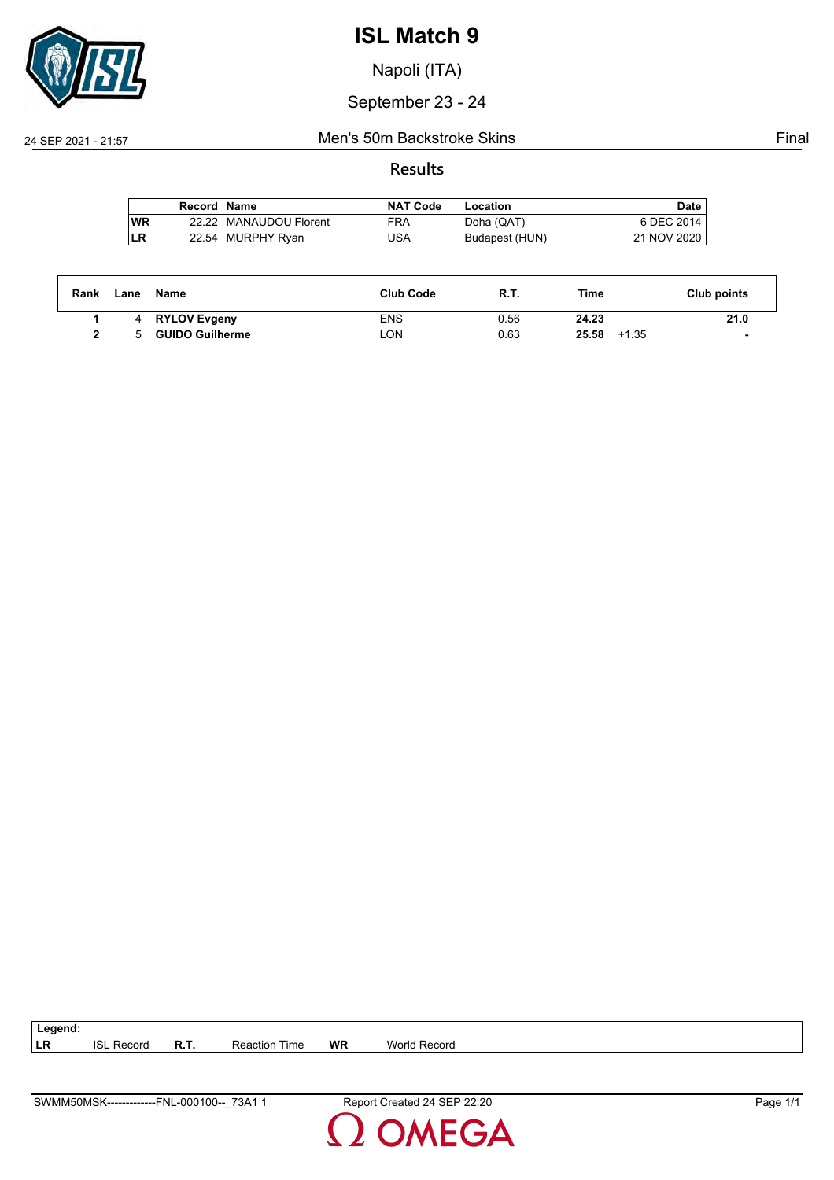# ISL Match 9

Napoli (ITA)

September 23 - 24

24 SEP 2021 - 21:57 | Men's 50m Backstroke Skins | Final

## Results

| | Record | Name | NAT Code | Location | Date |
|---|---|---|---|---|---|
| WR | 22.22 | MANAUDOU Florent | FRA | Doha (QAT) | 6 DEC 2014 |
| LR | 22.54 | MURPHY Ryan | USA | Budapest (HUN) | 21 NOV 2020 |

| Rank | Lane | Name | Club Code | R.T. | Time | | Club points |
|---|---|---|---|---|---|---|---|
| 1 | 4 | **RYLOV Evgeny** | ENS | 0.56 | **24.23** | | **21.0** |
| 2 | 5 | **GUIDO Guilherme** | LON | 0.63 | **25.58** | +1.35 | - |

**Legend:**

| | | | | | |
|---|---|---|---|---|---|
| **LR** | ISL Record | **R.T.** | Reaction Time | **WR** | World Record |

SWMM50MSK-------------FNL-000100--_73A1 1 | Report Created 24 SEP 22:20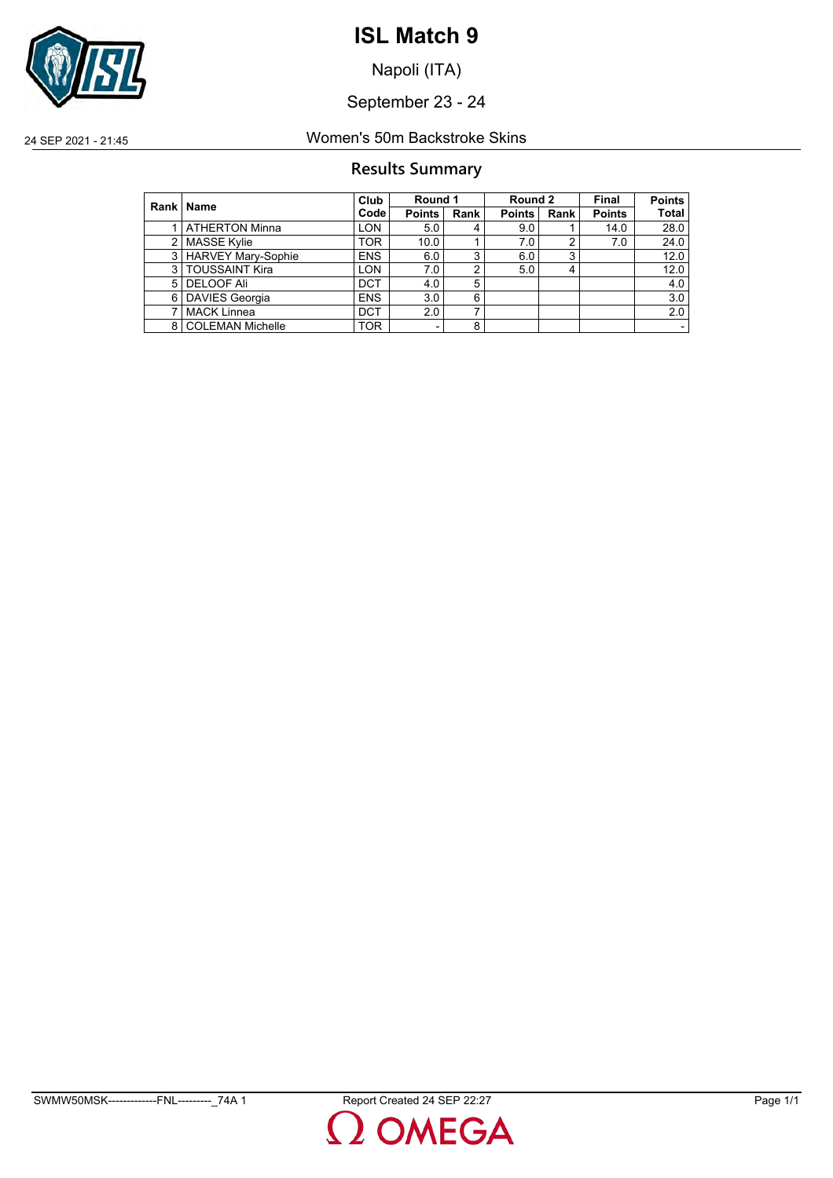# ISL Match 9

Napoli (ITA)

September 23 - 24

24 SEP 2021 - 21:45 Women's 50m Backstroke Skins

## Results Summary

| Rank | Name | Club Code | Round 1 | | Round 2 | | Final | Points |
|---|---|---|---|---|---|---|---|---|
| | | | Points | Rank | Points | Rank | Points | Total |
| 1 | ATHERTON Minna | LON | 5.0 | 4 | 9.0 | 1 | 14.0 | 28.0 |
| 2 | MASSE Kylie | TOR | 10.0 | 1 | 7.0 | 2 | 7.0 | 24.0 |
| 3 | HARVEY Mary-Sophie | ENS | 6.0 | 3 | 6.0 | 3 | | 12.0 |
| 3 | TOUSSAINT Kira | LON | 7.0 | 2 | 5.0 | 4 | | 12.0 |
| 5 | DELOOF Ali | DCT | 4.0 | 5 | | | | 4.0 |
| 6 | DAVIES Georgia | ENS | 3.0 | 6 | | | | 3.0 |
| 7 | MACK Linnea | DCT | 2.0 | 7 | | | | 2.0 |
| 8 | COLEMAN Michelle | TOR | - | 8 | | | | - |

SWMW50MSK--------------FNL---------_74A 1 Report Created 24 SEP 22:27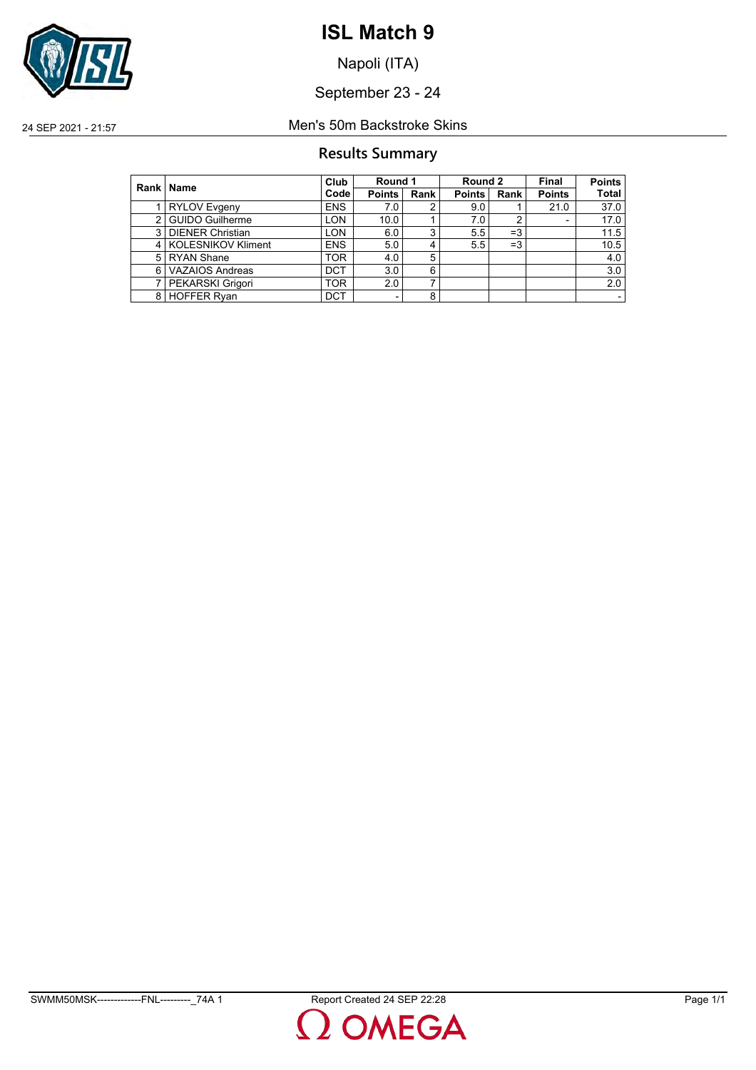# ISL Match 9

Napoli (ITA)

September 23 - 24

24 SEP 2021 - 21:57 Men's 50m Backstroke Skins

## Results Summary

| Rank | Name | Club Code | Round 1 | | Round 2 | | Final | Points |
|---|---|---|---|---|---|---|---|---|
| | | | Points | Rank | Points | Rank | Points | Total |
| 1 | RYLOV Evgeny | ENS | 7.0 | 2 | 9.0 | 1 | 21.0 | 37.0 |
| 2 | GUIDO Guilherme | LON | 10.0 | 1 | 7.0 | 2 | - | 17.0 |
| 3 | DIENER Christian | LON | 6.0 | 3 | 5.5 | =3 | | 11.5 |
| 4 | KOLESNIKOV Kliment | ENS | 5.0 | 4 | 5.5 | =3 | | 10.5 |
| 5 | RYAN Shane | TOR | 4.0 | 5 | | | | 4.0 |
| 6 | VAZAIOS Andreas | DCT | 3.0 | 6 | | | | 3.0 |
| 7 | PEKARSKI Grigori | TOR | 2.0 | 7 | | | | 2.0 |
| 8 | HOFFER Ryan | DCT | - | 8 | | | | - |

SWMM50MSK-------------FNL---------_74A 1 Report Created 24 SEP 22:28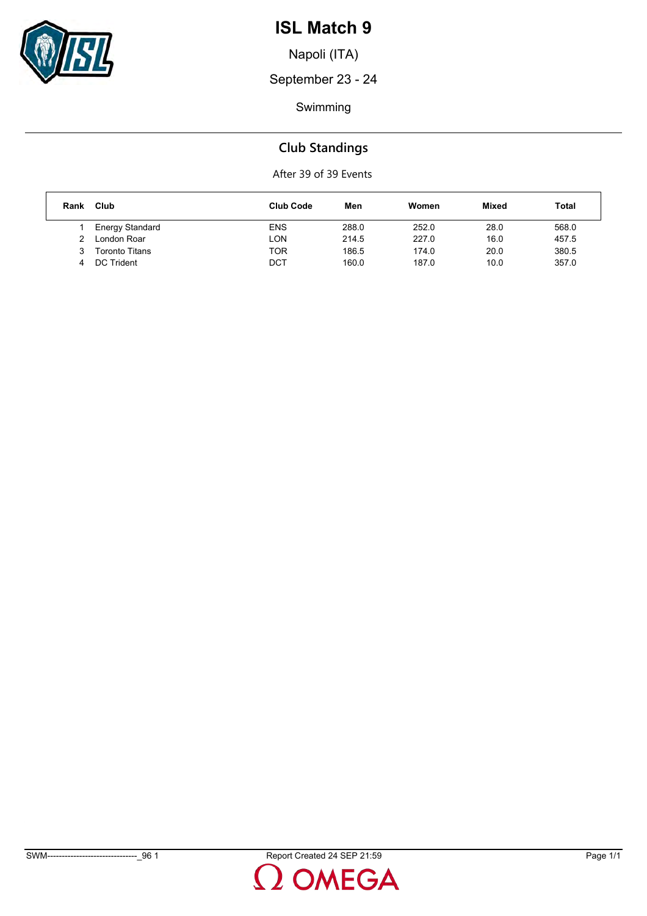# ISL Match 9

Napoli (ITA)

September 23 - 24

Swimming

## Club Standings

After 39 of 39 Events

| Rank | Club | Club Code | Men | Women | Mixed | Total |
|---|---|---|---|---|---|---|
| 1 | Energy Standard | ENS | 288.0 | 252.0 | 28.0 | 568.0 |
| 2 | London Roar | LON | 214.5 | 227.0 | 16.0 | 457.5 |
| 3 | Toronto Titans | TOR | 186.5 | 174.0 | 20.0 | 380.5 |
| 4 | DC Trident | DCT | 160.0 | 187.0 | 10.0 | 357.0 |

SWM-------------------------------_96 1 Report Created 24 SEP 21:59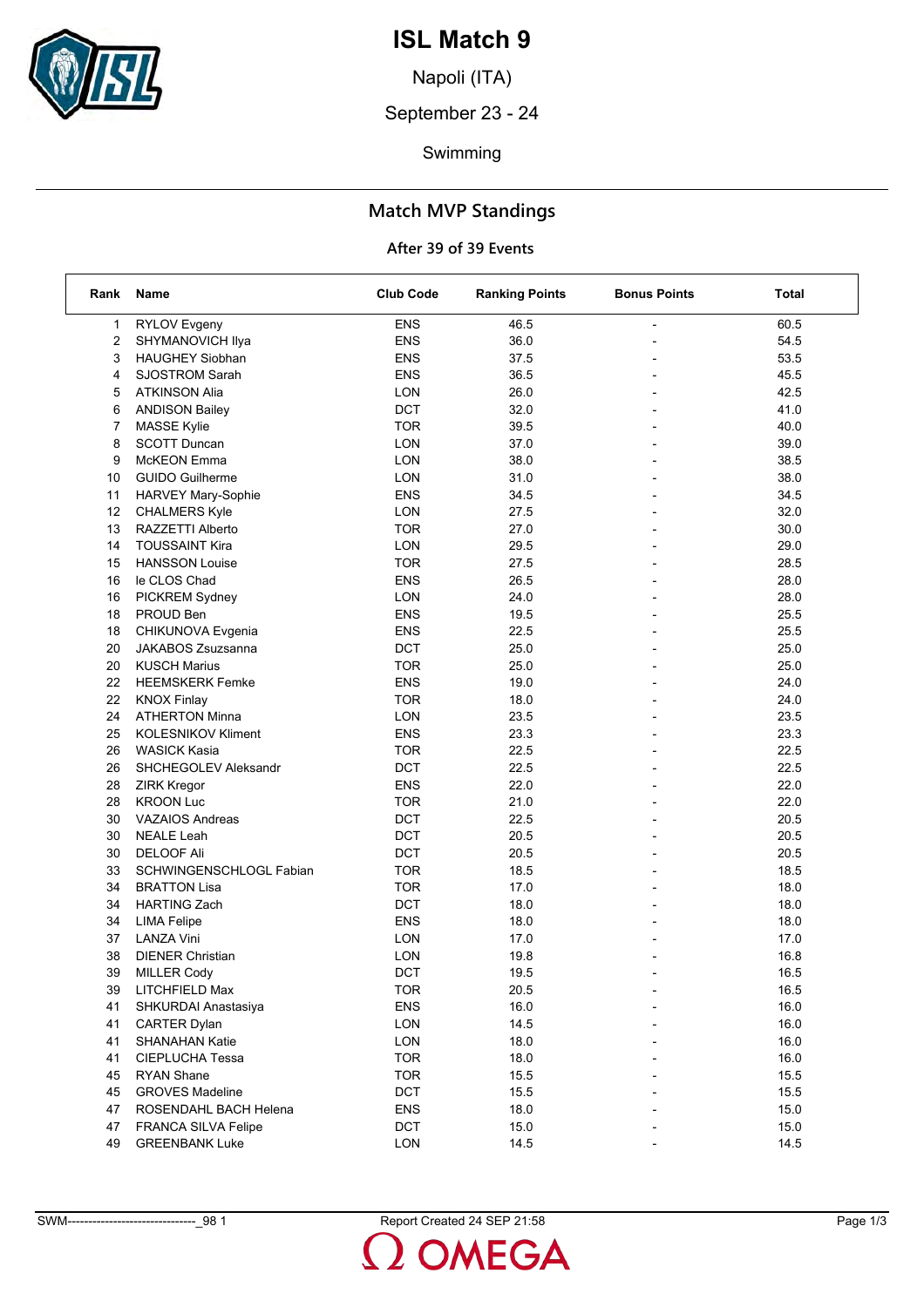# ISL Match 9

Napoli (ITA)

September 23 - 24

Swimming

## Match MVP Standings

### After 39 of 39 Events

| Rank | Name | Club Code | Ranking Points | Bonus Points | Total |
|---|---|---|---|---|---|
| 1 | RYLOV Evgeny | ENS | 46.5 | - | 60.5 |
| 2 | SHYMANOVICH Ilya | ENS | 36.0 | - | 54.5 |
| 3 | HAUGHEY Siobhan | ENS | 37.5 | - | 53.5 |
| 4 | SJOSTROM Sarah | ENS | 36.5 | - | 45.5 |
| 5 | ATKINSON Alia | LON | 26.0 | - | 42.5 |
| 6 | ANDISON Bailey | DCT | 32.0 | - | 41.0 |
| 7 | MASSE Kylie | TOR | 39.5 | - | 40.0 |
| 8 | SCOTT Duncan | LON | 37.0 | - | 39.0 |
| 9 | McKEON Emma | LON | 38.0 | - | 38.5 |
| 10 | GUIDO Guilherme | LON | 31.0 | - | 38.0 |
| 11 | HARVEY Mary-Sophie | ENS | 34.5 | - | 34.5 |
| 12 | CHALMERS Kyle | LON | 27.5 | - | 32.0 |
| 13 | RAZZETTI Alberto | TOR | 27.0 | - | 30.0 |
| 14 | TOUSSAINT Kira | LON | 29.5 | - | 29.0 |
| 15 | HANSSON Louise | TOR | 27.5 | - | 28.5 |
| 16 | le CLOS Chad | ENS | 26.5 | - | 28.0 |
| 16 | PICKREM Sydney | LON | 24.0 | - | 28.0 |
| 18 | PROUD Ben | ENS | 19.5 | - | 25.5 |
| 18 | CHIKUNOVA Evgenia | ENS | 22.5 | - | 25.5 |
| 20 | JAKABOS Zsuzsanna | DCT | 25.0 | - | 25.0 |
| 20 | KUSCH Marius | TOR | 25.0 | - | 25.0 |
| 22 | HEEMSKERK Femke | ENS | 19.0 | - | 24.0 |
| 22 | KNOX Finlay | TOR | 18.0 | - | 24.0 |
| 24 | ATHERTON Minna | LON | 23.5 | - | 23.5 |
| 25 | KOLESNIKOV Kliment | ENS | 23.3 | - | 23.3 |
| 26 | WASICK Kasia | TOR | 22.5 | - | 22.5 |
| 26 | SHCHEGOLEV Aleksandr | DCT | 22.5 | - | 22.5 |
| 28 | ZIRK Kregor | ENS | 22.0 | - | 22.0 |
| 28 | KROON Luc | TOR | 21.0 | - | 22.0 |
| 30 | VAZAIOS Andreas | DCT | 22.5 | - | 20.5 |
| 30 | NEALE Leah | DCT | 20.5 | - | 20.5 |
| 30 | DELOOF Ali | DCT | 20.5 | - | 20.5 |
| 33 | SCHWINGENSCHLOGL Fabian | TOR | 18.5 | - | 18.5 |
| 34 | BRATTON Lisa | TOR | 17.0 | - | 18.0 |
| 34 | HARTING Zach | DCT | 18.0 | - | 18.0 |
| 34 | LIMA Felipe | ENS | 18.0 | - | 18.0 |
| 37 | LANZA Vini | LON | 17.0 | - | 17.0 |
| 38 | DIENER Christian | LON | 19.8 | - | 16.8 |
| 39 | MILLER Cody | DCT | 19.5 | - | 16.5 |
| 39 | LITCHFIELD Max | TOR | 20.5 | - | 16.5 |
| 41 | SHKURDAI Anastasiya | ENS | 16.0 | - | 16.0 |
| 41 | CARTER Dylan | LON | 14.5 | - | 16.0 |
| 41 | SHANAHAN Katie | LON | 18.0 | - | 16.0 |
| 41 | CIEPLUCHA Tessa | TOR | 18.0 | - | 16.0 |
| 45 | RYAN Shane | TOR | 15.5 | - | 15.5 |
| 45 | GROVES Madeline | DCT | 15.5 | - | 15.5 |
| 47 | ROSENDAHL BACH Helena | ENS | 18.0 | - | 15.0 |
| 47 | FRANCA SILVA Felipe | DCT | 15.0 | - | 15.0 |
| 49 | GREENBANK Luke | LON | 14.5 | - | 14.5 |

SWM-------------------------------_98 1 Report Created 24 SEP 21:58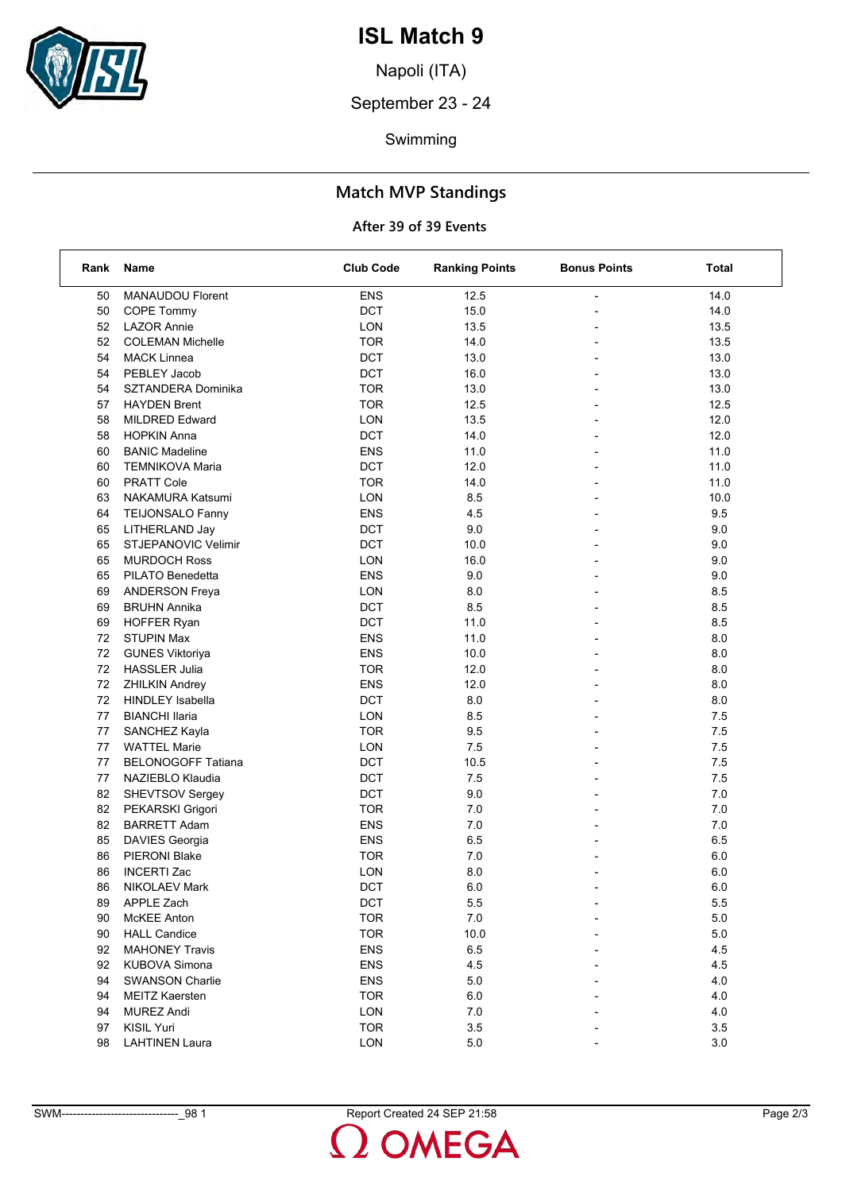# ISL Match 9

Napoli (ITA)

September 23 - 24

Swimming

## Match MVP Standings

### After 39 of 39 Events

| Rank | Name | Club Code | Ranking Points | Bonus Points | Total |
|---|---|---|---|---|---|
| 50 | MANAUDOU Florent | ENS | 12.5 | - | 14.0 |
| 50 | COPE Tommy | DCT | 15.0 | - | 14.0 |
| 52 | LAZOR Annie | LON | 13.5 | - | 13.5 |
| 52 | COLEMAN Michelle | TOR | 14.0 | - | 13.5 |
| 54 | MACK Linnea | DCT | 13.0 | - | 13.0 |
| 54 | PEBLEY Jacob | DCT | 16.0 | - | 13.0 |
| 54 | SZTANDERA Dominika | TOR | 13.0 | - | 13.0 |
| 57 | HAYDEN Brent | TOR | 12.5 | - | 12.5 |
| 58 | MILDRED Edward | LON | 13.5 | - | 12.0 |
| 58 | HOPKIN Anna | DCT | 14.0 | - | 12.0 |
| 60 | BANIC Madeline | ENS | 11.0 | - | 11.0 |
| 60 | TEMNIKOVA Maria | DCT | 12.0 | - | 11.0 |
| 60 | PRATT Cole | TOR | 14.0 | - | 11.0 |
| 63 | NAKAMURA Katsumi | LON | 8.5 | - | 10.0 |
| 64 | TEIJONSALO Fanny | ENS | 4.5 | - | 9.5 |
| 65 | LITHERLAND Jay | DCT | 9.0 | - | 9.0 |
| 65 | STJEPANOVIC Velimir | DCT | 10.0 | - | 9.0 |
| 65 | MURDOCH Ross | LON | 16.0 | - | 9.0 |
| 65 | PILATO Benedetta | ENS | 9.0 | - | 9.0 |
| 69 | ANDERSON Freya | LON | 8.0 | - | 8.5 |
| 69 | BRUHN Annika | DCT | 8.5 | - | 8.5 |
| 69 | HOFFER Ryan | DCT | 11.0 | - | 8.5 |
| 72 | STUPIN Max | ENS | 11.0 | - | 8.0 |
| 72 | GUNES Viktoriya | ENS | 10.0 | - | 8.0 |
| 72 | HASSLER Julia | TOR | 12.0 | - | 8.0 |
| 72 | ZHILKIN Andrey | ENS | 12.0 | - | 8.0 |
| 72 | HINDLEY Isabella | DCT | 8.0 | - | 8.0 |
| 77 | BIANCHI Ilaria | LON | 8.5 | - | 7.5 |
| 77 | SANCHEZ Kayla | TOR | 9.5 | - | 7.5 |
| 77 | WATTEL Marie | LON | 7.5 | - | 7.5 |
| 77 | BELONOGOFF Tatiana | DCT | 10.5 | - | 7.5 |
| 77 | NAZIEBLO Klaudia | DCT | 7.5 | - | 7.5 |
| 82 | SHEVTSOV Sergey | DCT | 9.0 | - | 7.0 |
| 82 | PEKARSKI Grigori | TOR | 7.0 | - | 7.0 |
| 82 | BARRETT Adam | ENS | 7.0 | - | 7.0 |
| 85 | DAVIES Georgia | ENS | 6.5 | - | 6.5 |
| 86 | PIERONI Blake | TOR | 7.0 | - | 6.0 |
| 86 | INCERTI Zac | LON | 8.0 | - | 6.0 |
| 86 | NIKOLAEV Mark | DCT | 6.0 | - | 6.0 |
| 89 | APPLE Zach | DCT | 5.5 | - | 5.5 |
| 90 | McKEE Anton | TOR | 7.0 | - | 5.0 |
| 90 | HALL Candice | TOR | 10.0 | - | 5.0 |
| 92 | MAHONEY Travis | ENS | 6.5 | - | 4.5 |
| 92 | KUBOVA Simona | ENS | 4.5 | - | 4.5 |
| 94 | SWANSON Charlie | ENS | 5.0 | - | 4.0 |
| 94 | MEITZ Kaersten | TOR | 6.0 | - | 4.0 |
| 94 | MUREZ Andi | LON | 7.0 | - | 4.0 |
| 97 | KISIL Yuri | TOR | 3.5 | - | 3.5 |
| 98 | LAHTINEN Laura | LON | 5.0 | - | 3.0 |

SWM-------------------------------_98 1 Report Created 24 SEP 21:58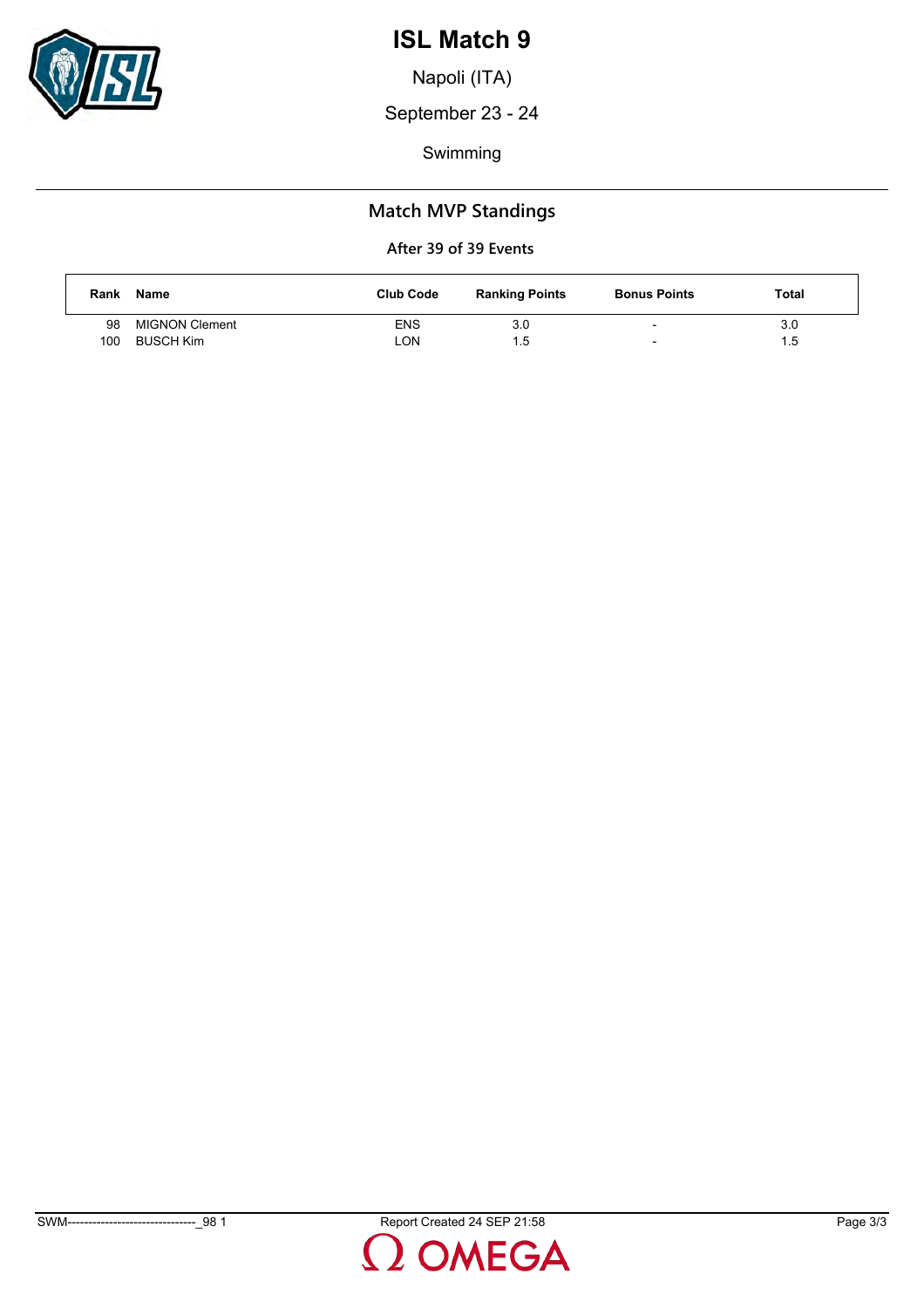# ISL Match 9

Napoli (ITA)

September 23 - 24

Swimming

## Match MVP Standings

### After 39 of 39 Events

| Rank | Name | Club Code | Ranking Points | Bonus Points | Total |
|---|---|---|---|---|---|
| 98 | MIGNON Clement | ENS | 3.0 | - | 3.0 |
| 100 | BUSCH Kim | LON | 1.5 | - | 1.5 |

SWM-------------------------------_98 1 Report Created 24 SEP 21:58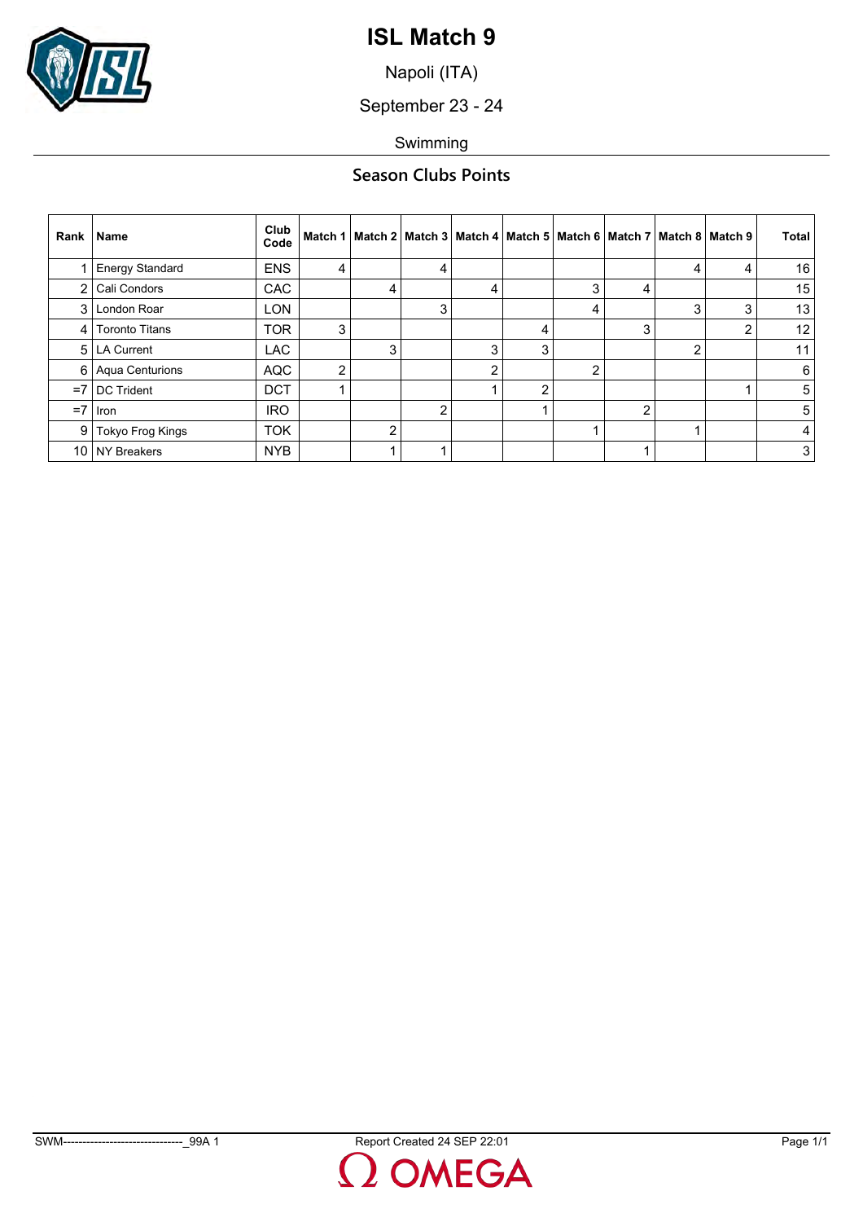# ISL Match 9

Napoli (ITA)

September 23 - 24

Swimming

## Season Clubs Points

| Rank | Name | Club Code | Match 1 | Match 2 | Match 3 | Match 4 | Match 5 | Match 6 | Match 7 | Match 8 | Match 9 | Total |
|---|---|---|---|---|---|---|---|---|---|---|---|---|
| 1 | Energy Standard | ENS | 4 | | 4 | | | | | 4 | 4 | 16 |
| 2 | Cali Condors | CAC | | 4 | | 4 | | 3 | 4 | | | 15 |
| 3 | London Roar | LON | | | 3 | | | 4 | | 3 | 3 | 13 |
| 4 | Toronto Titans | TOR | 3 | | | | 4 | | 3 | | 2 | 12 |
| 5 | LA Current | LAC | | 3 | | 3 | 3 | | | 2 | | 11 |
| 6 | Aqua Centurions | AQC | 2 | | | 2 | | 2 | | | | 6 |
| =7 | DC Trident | DCT | 1 | | | 1 | 2 | | | | 1 | 5 |
| =7 | Iron | IRO | | | 2 | | 1 | | 2 | | | 5 |
| 9 | Tokyo Frog Kings | TOK | | 2 | | | | 1 | | 1 | | 4 |
| 10 | NY Breakers | NYB | | 1 | 1 | | | | 1 | | | 3 |

SWM-------------------------------_99A 1 Report Created 24 SEP 22:01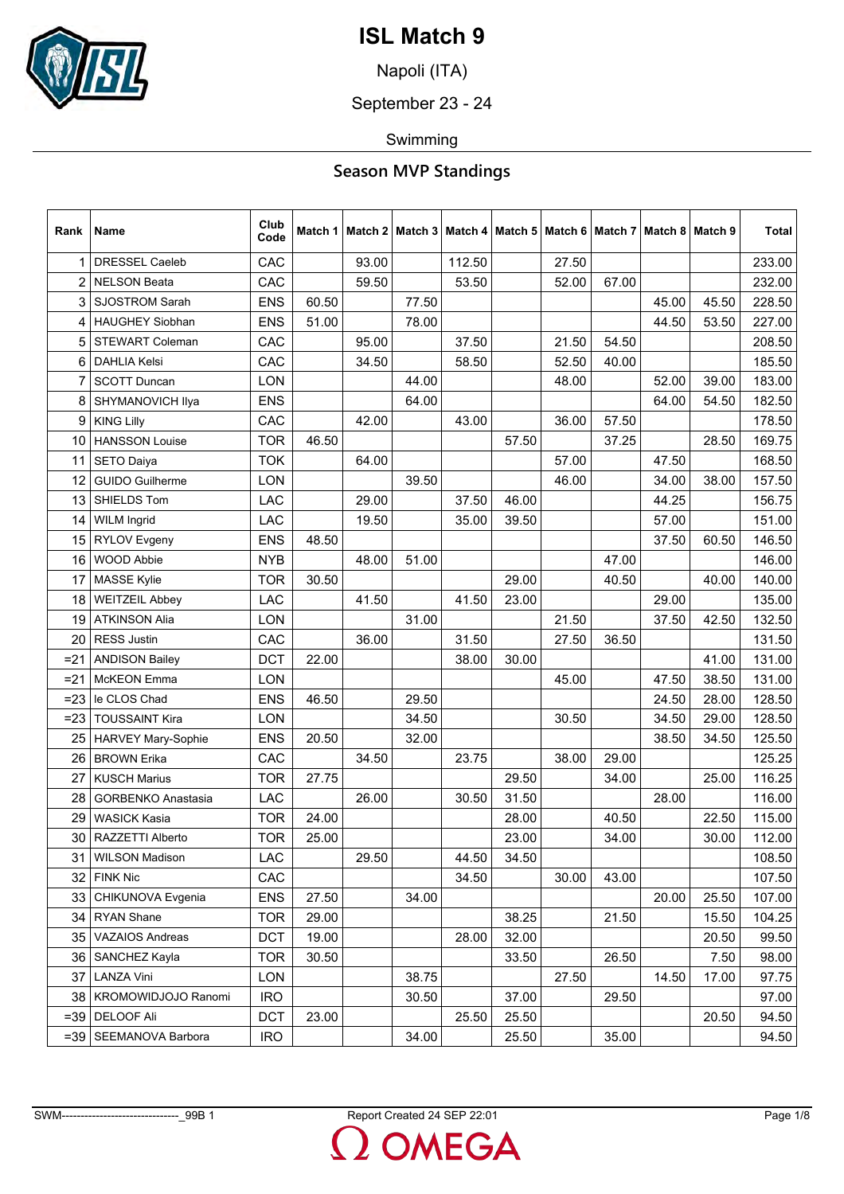# ISL Match 9

Napoli (ITA)

September 23 - 24

Swimming

## Season MVP Standings

| Rank | Name | Club Code | Match 1 | Match 2 | Match 3 | Match 4 | Match 5 | Match 6 | Match 7 | Match 8 | Match 9 | Total |
|---|---|---|---|---|---|---|---|---|---|---|---|---|
| 1 | DRESSEL Caeleb | CAC | | 93.00 | | 112.50 | | 27.50 | | | | 233.00 |
| 2 | NELSON Beata | CAC | | 59.50 | | 53.50 | | 52.00 | 67.00 | | | 232.00 |
| 3 | SJOSTROM Sarah | ENS | 60.50 | | 77.50 | | | | | 45.00 | 45.50 | 228.50 |
| 4 | HAUGHEY Siobhan | ENS | 51.00 | | 78.00 | | | | | 44.50 | 53.50 | 227.00 |
| 5 | STEWART Coleman | CAC | | 95.00 | | 37.50 | | 21.50 | 54.50 | | | 208.50 |
| 6 | DAHLIA Kelsi | CAC | | 34.50 | | 58.50 | | 52.50 | 40.00 | | | 185.50 |
| 7 | SCOTT Duncan | LON | | | 44.00 | | | 48.00 | | 52.00 | 39.00 | 183.00 |
| 8 | SHYMANOVICH Ilya | ENS | | | 64.00 | | | | | 64.00 | 54.50 | 182.50 |
| 9 | KING Lilly | CAC | | 42.00 | | 43.00 | | 36.00 | 57.50 | | | 178.50 |
| 10 | HANSSON Louise | TOR | 46.50 | | | | 57.50 | | 37.25 | | 28.50 | 169.75 |
| 11 | SETO Daiya | TOK | | 64.00 | | | | 57.00 | | 47.50 | | 168.50 |
| 12 | GUIDO Guilherme | LON | | | 39.50 | | | 46.00 | | 34.00 | 38.00 | 157.50 |
| 13 | SHIELDS Tom | LAC | | 29.00 | | 37.50 | 46.00 | | | 44.25 | | 156.75 |
| 14 | WILM Ingrid | LAC | | 19.50 | | 35.00 | 39.50 | | | 57.00 | | 151.00 |
| 15 | RYLOV Evgeny | ENS | 48.50 | | | | | | | 37.50 | 60.50 | 146.50 |
| 16 | WOOD Abbie | NYB | | 48.00 | 51.00 | | | | 47.00 | | | 146.00 |
| 17 | MASSE Kylie | TOR | 30.50 | | | | 29.00 | | 40.50 | | 40.00 | 140.00 |
| 18 | WEITZEIL Abbey | LAC | | 41.50 | | 41.50 | 23.00 | | | 29.00 | | 135.00 |
| 19 | ATKINSON Alia | LON | | | 31.00 | | | 21.50 | | 37.50 | 42.50 | 132.50 |
| 20 | RESS Justin | CAC | | 36.00 | | 31.50 | | 27.50 | 36.50 | | | 131.50 |
| =21 | ANDISON Bailey | DCT | 22.00 | | | 38.00 | 30.00 | | | | 41.00 | 131.00 |
| =21 | McKEON Emma | LON | | | | | | 45.00 | | 47.50 | 38.50 | 131.00 |
| =23 | le CLOS Chad | ENS | 46.50 | | 29.50 | | | | | 24.50 | 28.00 | 128.50 |
| =23 | TOUSSAINT Kira | LON | | | 34.50 | | | 30.50 | | 34.50 | 29.00 | 128.50 |
| 25 | HARVEY Mary-Sophie | ENS | 20.50 | | 32.00 | | | | | 38.50 | 34.50 | 125.50 |
| 26 | BROWN Erika | CAC | | 34.50 | | 23.75 | | 38.00 | 29.00 | | | 125.25 |
| 27 | KUSCH Marius | TOR | 27.75 | | | | 29.50 | | 34.00 | | 25.00 | 116.25 |
| 28 | GORBENKO Anastasia | LAC | | 26.00 | | 30.50 | 31.50 | | | 28.00 | | 116.00 |
| 29 | WASICK Kasia | TOR | 24.00 | | | | 28.00 | | 40.50 | | 22.50 | 115.00 |
| 30 | RAZZETTI Alberto | TOR | 25.00 | | | | 23.00 | | 34.00 | | 30.00 | 112.00 |
| 31 | WILSON Madison | LAC | | 29.50 | | 44.50 | 34.50 | | | | | 108.50 |
| 32 | FINK Nic | CAC | | | | 34.50 | | 30.00 | 43.00 | | | 107.50 |
| 33 | CHIKUNOVA Evgenia | ENS | 27.50 | | 34.00 | | | | | 20.00 | 25.50 | 107.00 |
| 34 | RYAN Shane | TOR | 29.00 | | | | 38.25 | | 21.50 | | 15.50 | 104.25 |
| 35 | VAZAIOS Andreas | DCT | 19.00 | | | 28.00 | 32.00 | | | | 20.50 | 99.50 |
| 36 | SANCHEZ Kayla | TOR | 30.50 | | | | 33.50 | | 26.50 | | 7.50 | 98.00 |
| 37 | LANZA Vini | LON | | | 38.75 | | | 27.50 | | 14.50 | 17.00 | 97.75 |
| 38 | KROMOWIDJOJO Ranomi | IRO | | | 30.50 | | 37.00 | | 29.50 | | | 97.00 |
| =39 | DELOOF Ali | DCT | 23.00 | | | 25.50 | 25.50 | | | | 20.50 | 94.50 |
| =39 | SEEMANOVA Barbora | IRO | | | 34.00 | | 25.50 | | 35.00 | | | 94.50 |

SWM--------------------------------_99B 1 | Report Created 24 SEP 22:01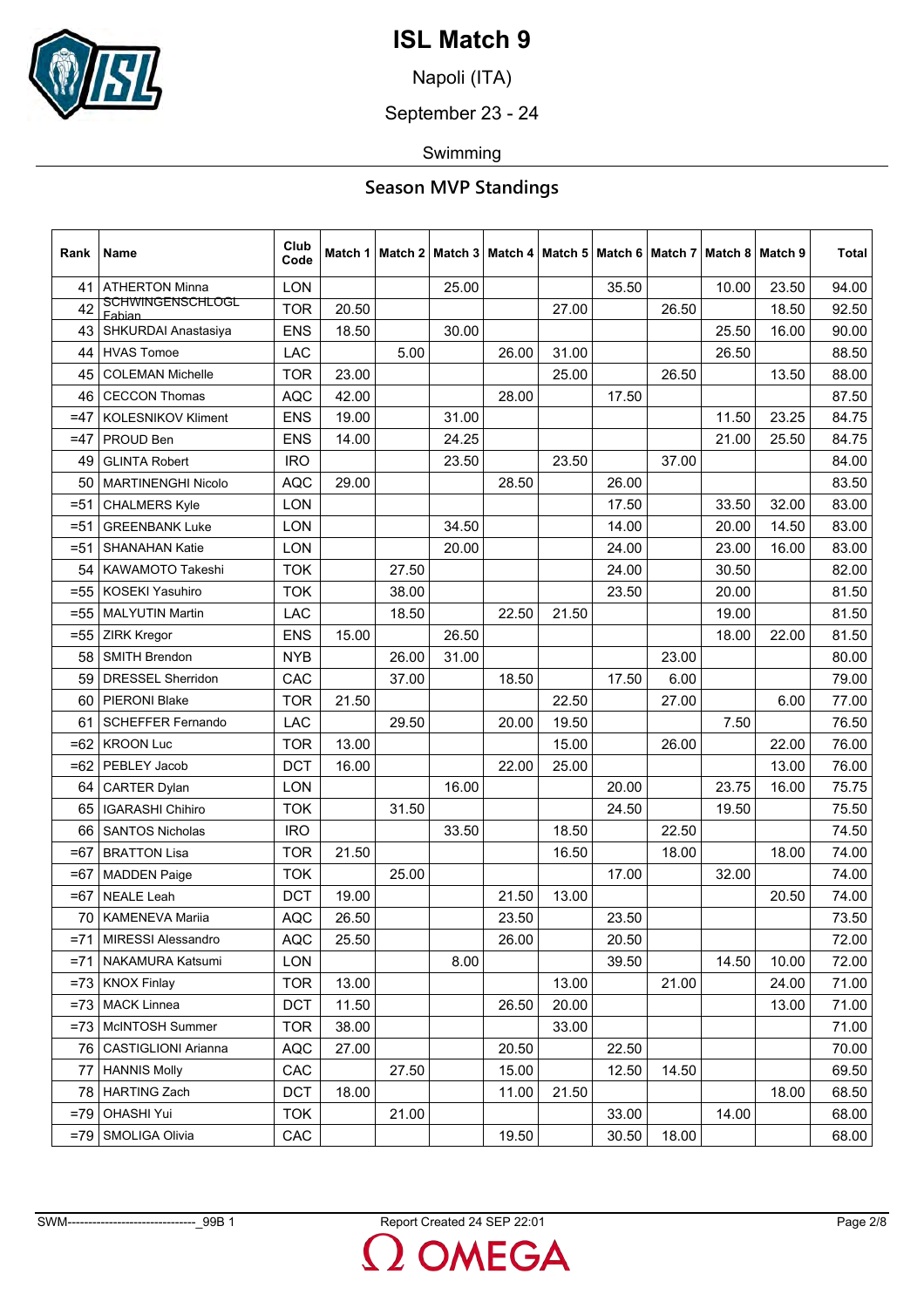# ISL Match 9

Napoli (ITA)

September 23 - 24

Swimming

## Season MVP Standings

| Rank | Name | Club Code | Match 1 | Match 2 | Match 3 | Match 4 | Match 5 | Match 6 | Match 7 | Match 8 | Match 9 | Total |
|---|---|---|---|---|---|---|---|---|---|---|---|---|
| 41 | ATHERTON Minna | LON | | | 25.00 | | | 35.50 | | 10.00 | 23.50 | 94.00 |
| 42 | SCHWINGENSCHLOGL Fabian | TOR | 20.50 | | | | 27.00 | | 26.50 | | 18.50 | 92.50 |
| 43 | SHKURDAI Anastasiya | ENS | 18.50 | | 30.00 | | | | | 25.50 | 16.00 | 90.00 |
| 44 | HVAS Tomoe | LAC | | 5.00 | | 26.00 | 31.00 | | | 26.50 | | 88.50 |
| 45 | COLEMAN Michelle | TOR | 23.00 | | | | 25.00 | | 26.50 | | 13.50 | 88.00 |
| 46 | CECCON Thomas | AQC | 42.00 | | | 28.00 | | 17.50 | | | | 87.50 |
| =47 | KOLESNIKOV Kliment | ENS | 19.00 | | 31.00 | | | | | 11.50 | 23.25 | 84.75 |
| =47 | PROUD Ben | ENS | 14.00 | | 24.25 | | | | | 21.00 | 25.50 | 84.75 |
| 49 | GLINTA Robert | IRO | | | 23.50 | | 23.50 | | 37.00 | | | 84.00 |
| 50 | MARTINENGHI Nicolo | AQC | 29.00 | | | 28.50 | | 26.00 | | | | 83.50 |
| =51 | CHALMERS Kyle | LON | | | | | | 17.50 | | 33.50 | 32.00 | 83.00 |
| =51 | GREENBANK Luke | LON | | | 34.50 | | | 14.00 | | 20.00 | 14.50 | 83.00 |
| =51 | SHANAHAN Katie | LON | | | 20.00 | | | 24.00 | | 23.00 | 16.00 | 83.00 |
| 54 | KAWAMOTO Takeshi | TOK | | 27.50 | | | | 24.00 | | 30.50 | | 82.00 |
| =55 | KOSEKI Yasuhiro | TOK | | 38.00 | | | | 23.50 | | 20.00 | | 81.50 |
| =55 | MALYUTIN Martin | LAC | | 18.50 | | 22.50 | 21.50 | | | 19.00 | | 81.50 |
| =55 | ZIRK Kregor | ENS | 15.00 | | 26.50 | | | | | 18.00 | 22.00 | 81.50 |
| 58 | SMITH Brendon | NYB | | 26.00 | 31.00 | | | | 23.00 | | | 80.00 |
| 59 | DRESSEL Sherridon | CAC | | 37.00 | | 18.50 | | 17.50 | 6.00 | | | 79.00 |
| 60 | PIERONI Blake | TOR | 21.50 | | | | 22.50 | | 27.00 | | 6.00 | 77.00 |
| 61 | SCHEFFER Fernando | LAC | | 29.50 | | 20.00 | 19.50 | | | 7.50 | | 76.50 |
| =62 | KROON Luc | TOR | 13.00 | | | | 15.00 | | 26.00 | | 22.00 | 76.00 |
| =62 | PEBLEY Jacob | DCT | 16.00 | | | 22.00 | 25.00 | | | | 13.00 | 76.00 |
| 64 | CARTER Dylan | LON | | | 16.00 | | | 20.00 | | 23.75 | 16.00 | 75.75 |
| 65 | IGARASHI Chihiro | TOK | | 31.50 | | | | 24.50 | | 19.50 | | 75.50 |
| 66 | SANTOS Nicholas | IRO | | | 33.50 | | 18.50 | | 22.50 | | | 74.50 |
| =67 | BRATTON Lisa | TOR | 21.50 | | | | 16.50 | | 18.00 | | 18.00 | 74.00 |
| =67 | MADDEN Paige | TOK | | 25.00 | | | | 17.00 | | 32.00 | | 74.00 |
| =67 | NEALE Leah | DCT | 19.00 | | | 21.50 | 13.00 | | | | 20.50 | 74.00 |
| 70 | KAMENEVA Mariia | AQC | 26.50 | | | 23.50 | | 23.50 | | | | 73.50 |
| =71 | MIRESSI Alessandro | AQC | 25.50 | | | 26.00 | | 20.50 | | | | 72.00 |
| =71 | NAKAMURA Katsumi | LON | | | 8.00 | | | 39.50 | | 14.50 | 10.00 | 72.00 |
| =73 | KNOX Finlay | TOR | 13.00 | | | | 13.00 | | 21.00 | | 24.00 | 71.00 |
| =73 | MACK Linnea | DCT | 11.50 | | | 26.50 | 20.00 | | | | 13.00 | 71.00 |
| =73 | McINTOSH Summer | TOR | 38.00 | | | | 33.00 | | | | | 71.00 |
| 76 | CASTIGLIONI Arianna | AQC | 27.00 | | | 20.50 | | 22.50 | | | | 70.00 |
| 77 | HANNIS Molly | CAC | | 27.50 | | 15.00 | | 12.50 | 14.50 | | | 69.50 |
| 78 | HARTING Zach | DCT | 18.00 | | | 11.00 | 21.50 | | | | 18.00 | 68.50 |
| =79 | OHASHI Yui | TOK | | 21.00 | | | | 33.00 | | 14.00 | | 68.00 |
| =79 | SMOLIGA Olivia | CAC | | | | 19.50 | | 30.50 | 18.00 | | | 68.00 |

SWM-------------------------------_99B 1 Report Created 24 SEP 22:01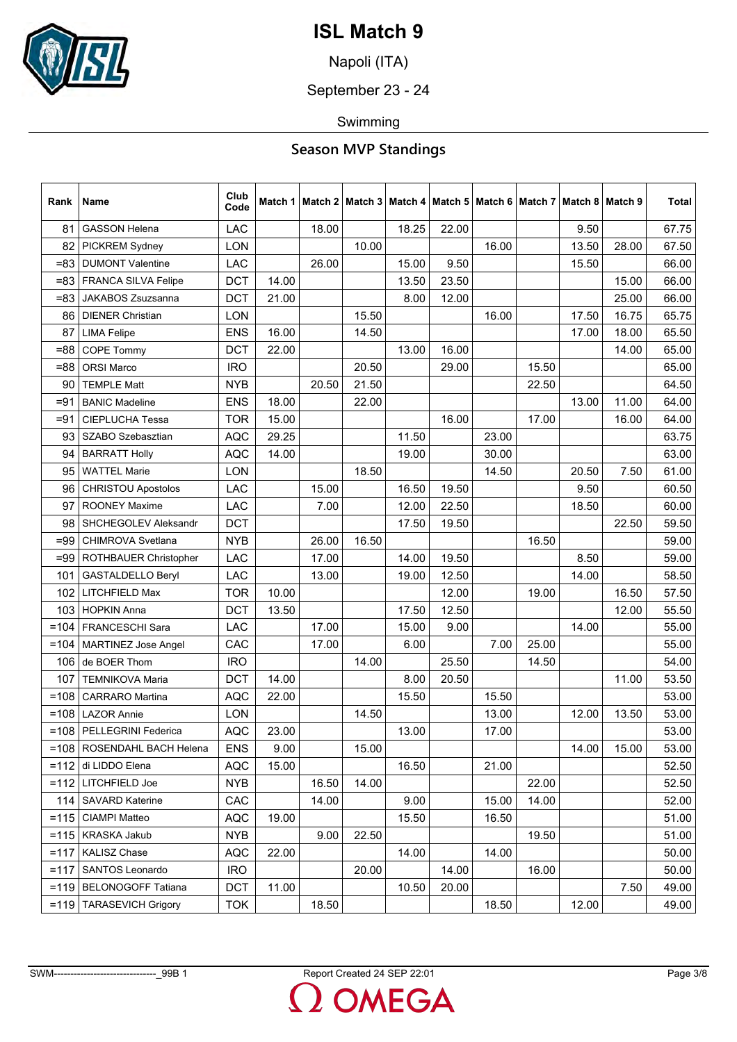# ISL Match 9

Napoli (ITA)

September 23 - 24

Swimming

## Season MVP Standings

| Rank | Name | Club Code | Match 1 | Match 2 | Match 3 | Match 4 | Match 5 | Match 6 | Match 7 | Match 8 | Match 9 | Total |
|---|---|---|---|---|---|---|---|---|---|---|---|---|
| 81 | GASSON Helena | LAC | | 18.00 | | 18.25 | 22.00 | | | 9.50 | | 67.75 |
| 82 | PICKREM Sydney | LON | | | 10.00 | | | 16.00 | | 13.50 | 28.00 | 67.50 |
| =83 | DUMONT Valentine | LAC | | 26.00 | | 15.00 | 9.50 | | | 15.50 | | 66.00 |
| =83 | FRANCA SILVA Felipe | DCT | 14.00 | | | 13.50 | 23.50 | | | | 15.00 | 66.00 |
| =83 | JAKABOS Zsuzsanna | DCT | 21.00 | | | 8.00 | 12.00 | | | | 25.00 | 66.00 |
| 86 | DIENER Christian | LON | | | 15.50 | | | 16.00 | | 17.50 | 16.75 | 65.75 |
| 87 | LIMA Felipe | ENS | 16.00 | | 14.50 | | | | | 17.00 | 18.00 | 65.50 |
| =88 | COPE Tommy | DCT | 22.00 | | | 13.00 | 16.00 | | | | 14.00 | 65.00 |
| =88 | ORSI Marco | IRO | | | 20.50 | | 29.00 | | 15.50 | | | 65.00 |
| 90 | TEMPLE Matt | NYB | | 20.50 | 21.50 | | | | 22.50 | | | 64.50 |
| =91 | BANIC Madeline | ENS | 18.00 | | 22.00 | | | | | 13.00 | 11.00 | 64.00 |
| =91 | CIEPLUCHA Tessa | TOR | 15.00 | | | | 16.00 | | 17.00 | | 16.00 | 64.00 |
| 93 | SZABO Szebasztian | AQC | 29.25 | | | 11.50 | | 23.00 | | | | 63.75 |
| 94 | BARRATT Holly | AQC | 14.00 | | | 19.00 | | 30.00 | | | | 63.00 |
| 95 | WATTEL Marie | LON | | | 18.50 | | | 14.50 | | 20.50 | 7.50 | 61.00 |
| 96 | CHRISTOU Apostolos | LAC | | 15.00 | | 16.50 | 19.50 | | | 9.50 | | 60.50 |
| 97 | ROONEY Maxime | LAC | | 7.00 | | 12.00 | 22.50 | | | 18.50 | | 60.00 |
| 98 | SHCHEGOLEV Aleksandr | DCT | | | | 17.50 | 19.50 | | | | 22.50 | 59.50 |
| =99 | CHIMROVA Svetlana | NYB | | 26.00 | 16.50 | | | | 16.50 | | | 59.00 |
| =99 | ROTHBAUER Christopher | LAC | | 17.00 | | 14.00 | 19.50 | | | 8.50 | | 59.00 |
| 101 | GASTALDELLO Beryl | LAC | | 13.00 | | 19.00 | 12.50 | | | 14.00 | | 58.50 |
| 102 | LITCHFIELD Max | TOR | 10.00 | | | | 12.00 | | 19.00 | | 16.50 | 57.50 |
| 103 | HOPKIN Anna | DCT | 13.50 | | | 17.50 | 12.50 | | | | 12.00 | 55.50 |
| =104 | FRANCESCHI Sara | LAC | | 17.00 | | 15.00 | 9.00 | | | 14.00 | | 55.00 |
| =104 | MARTINEZ Jose Angel | CAC | | 17.00 | | 6.00 | | 7.00 | 25.00 | | | 55.00 |
| 106 | de BOER Thom | IRO | | | 14.00 | | 25.50 | | 14.50 | | | 54.00 |
| 107 | TEMNIKOVA Maria | DCT | 14.00 | | | 8.00 | 20.50 | | | | 11.00 | 53.50 |
| =108 | CARRARO Martina | AQC | 22.00 | | | 15.50 | | 15.50 | | | | 53.00 |
| =108 | LAZOR Annie | LON | | | 14.50 | | | 13.00 | | 12.00 | 13.50 | 53.00 |
| =108 | PELLEGRINI Federica | AQC | 23.00 | | | 13.00 | | 17.00 | | | | 53.00 |
| =108 | ROSENDAHL BACH Helena | ENS | 9.00 | | 15.00 | | | | | 14.00 | 15.00 | 53.00 |
| =112 | di LIDDO Elena | AQC | 15.00 | | | 16.50 | | 21.00 | | | | 52.50 |
| =112 | LITCHFIELD Joe | NYB | | 16.50 | 14.00 | | | | 22.00 | | | 52.50 |
| 114 | SAVARD Katerine | CAC | | 14.00 | | 9.00 | | 15.00 | 14.00 | | | 52.00 |
| =115 | CIAMPI Matteo | AQC | 19.00 | | | 15.50 | | 16.50 | | | | 51.00 |
| =115 | KRASKA Jakub | NYB | | 9.00 | 22.50 | | | | 19.50 | | | 51.00 |
| =117 | KALISZ Chase | AQC | 22.00 | | | 14.00 | | 14.00 | | | | 50.00 |
| =117 | SANTOS Leonardo | IRO | | | 20.00 | | 14.00 | | 16.00 | | | 50.00 |
| =119 | BELONOGOFF Tatiana | DCT | 11.00 | | | 10.50 | 20.00 | | | | 7.50 | 49.00 |
| =119 | TARASEVICH Grigory | TOK | | 18.50 | | | | 18.50 | | 12.00 | | 49.00 |

SWM-------------------------------_99B 1 Report Created 24 SEP 22:01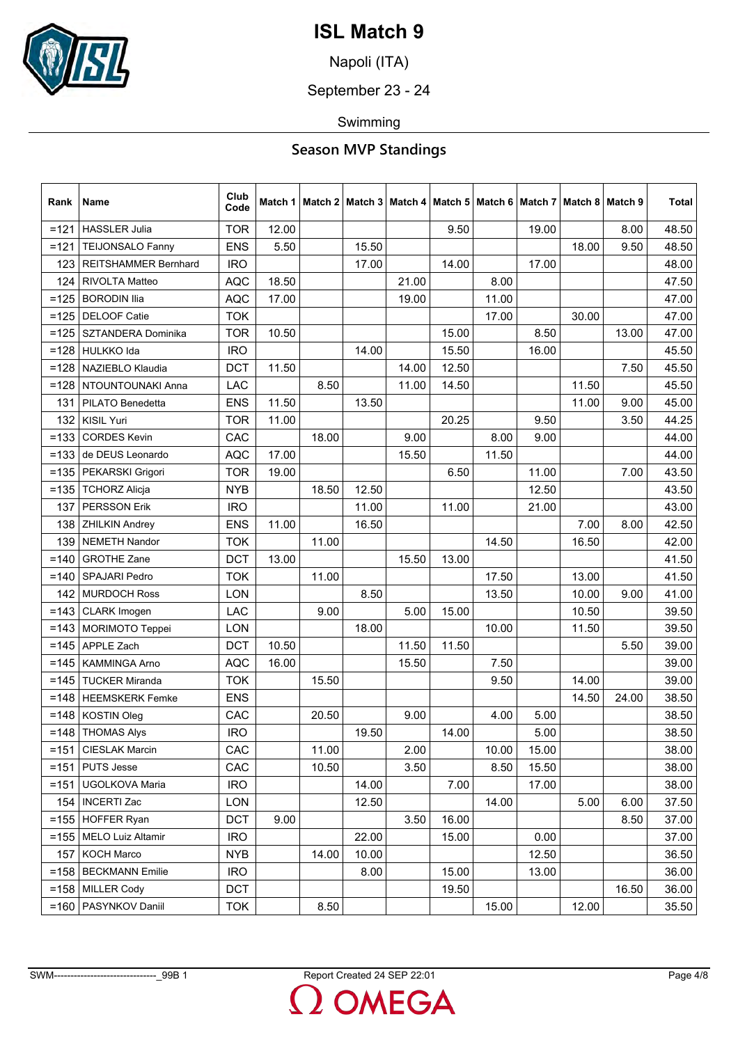# ISL Match 9

Napoli (ITA)

September 23 - 24

Swimming

## Season MVP Standings

| Rank | Name | Club Code | Match 1 | Match 2 | Match 3 | Match 4 | Match 5 | Match 6 | Match 7 | Match 8 | Match 9 | Total |
|---|---|---|---|---|---|---|---|---|---|---|---|---|
| =121 | HASSLER Julia | TOR | 12.00 | | | | 9.50 | | 19.00 | | 8.00 | 48.50 |
| =121 | TEIJONSALO Fanny | ENS | 5.50 | | 15.50 | | | | | 18.00 | 9.50 | 48.50 |
| 123 | REITSHAMMER Bernhard | IRO | | | 17.00 | | 14.00 | | 17.00 | | | 48.00 |
| 124 | RIVOLTA Matteo | AQC | 18.50 | | | 21.00 | | 8.00 | | | | 47.50 |
| =125 | BORODIN Ilia | AQC | 17.00 | | | 19.00 | | 11.00 | | | | 47.00 |
| =125 | DELOOF Catie | TOK | | | | | | 17.00 | | 30.00 | | 47.00 |
| =125 | SZTANDERA Dominika | TOR | 10.50 | | | | 15.00 | | 8.50 | | 13.00 | 47.00 |
| =128 | HULKKO Ida | IRO | | | 14.00 | | 15.50 | | 16.00 | | | 45.50 |
| =128 | NAZIEBLO Klaudia | DCT | 11.50 | | | 14.00 | 12.50 | | | | 7.50 | 45.50 |
| =128 | NTOUNTOUNAKI Anna | LAC | | 8.50 | | 11.00 | 14.50 | | | 11.50 | | 45.50 |
| 131 | PILATO Benedetta | ENS | 11.50 | | 13.50 | | | | | 11.00 | 9.00 | 45.00 |
| 132 | KISIL Yuri | TOR | 11.00 | | | | 20.25 | | 9.50 | | 3.50 | 44.25 |
| =133 | CORDES Kevin | CAC | | 18.00 | | 9.00 | | 8.00 | 9.00 | | | 44.00 |
| =133 | de DEUS Leonardo | AQC | 17.00 | | | 15.50 | | 11.50 | | | | 44.00 |
| =135 | PEKARSKI Grigori | TOR | 19.00 | | | | 6.50 | | 11.00 | | 7.00 | 43.50 |
| =135 | TCHORZ Alicja | NYB | | 18.50 | 12.50 | | | | 12.50 | | | 43.50 |
| 137 | PERSSON Erik | IRO | | | 11.00 | | 11.00 | | 21.00 | | | 43.00 |
| 138 | ZHILKIN Andrey | ENS | 11.00 | | 16.50 | | | | | 7.00 | 8.00 | 42.50 |
| 139 | NEMETH Nandor | TOK | | 11.00 | | | | 14.50 | | 16.50 | | 42.00 |
| =140 | GROTHE Zane | DCT | 13.00 | | | 15.50 | 13.00 | | | | | 41.50 |
| =140 | SPAJARI Pedro | TOK | | 11.00 | | | | 17.50 | | 13.00 | | 41.50 |
| 142 | MURDOCH Ross | LON | | | 8.50 | | | 13.50 | | 10.00 | 9.00 | 41.00 |
| =143 | CLARK Imogen | LAC | | 9.00 | | 5.00 | 15.00 | | | 10.50 | | 39.50 |
| =143 | MORIMOTO Teppei | LON | | | 18.00 | | | 10.00 | | 11.50 | | 39.50 |
| =145 | APPLE Zach | DCT | 10.50 | | | 11.50 | 11.50 | | | | 5.50 | 39.00 |
| =145 | KAMMINGA Arno | AQC | 16.00 | | | 15.50 | | 7.50 | | | | 39.00 |
| =145 | TUCKER Miranda | TOK | | 15.50 | | | | 9.50 | | 14.00 | | 39.00 |
| =148 | HEEMSKERK Femke | ENS | | | | | | | | 14.50 | 24.00 | 38.50 |
| =148 | KOSTIN Oleg | CAC | | 20.50 | | 9.00 | | 4.00 | 5.00 | | | 38.50 |
| =148 | THOMAS Alys | IRO | | | 19.50 | | 14.00 | | 5.00 | | | 38.50 |
| =151 | CIESLAK Marcin | CAC | | 11.00 | | 2.00 | | 10.00 | 15.00 | | | 38.00 |
| =151 | PUTS Jesse | CAC | | 10.50 | | 3.50 | | 8.50 | 15.50 | | | 38.00 |
| =151 | UGOLKOVA Maria | IRO | | | 14.00 | | 7.00 | | 17.00 | | | 38.00 |
| 154 | INCERTI Zac | LON | | | 12.50 | | | 14.00 | | 5.00 | 6.00 | 37.50 |
| =155 | HOFFER Ryan | DCT | 9.00 | | | 3.50 | 16.00 | | | | 8.50 | 37.00 |
| =155 | MELO Luiz Altamir | IRO | | | 22.00 | | 15.00 | | 0.00 | | | 37.00 |
| 157 | KOCH Marco | NYB | | 14.00 | 10.00 | | | | 12.50 | | | 36.50 |
| =158 | BECKMANN Emilie | IRO | | | 8.00 | | 15.00 | | 13.00 | | | 36.00 |
| =158 | MILLER Cody | DCT | | | | | 19.50 | | | | 16.50 | 36.00 |
| =160 | PASYNKOV Daniil | TOK | | 8.50 | | | | 15.00 | | 12.00 | | 35.50 |

SWM-------------------------------_99B 1 Report Created 24 SEP 22:01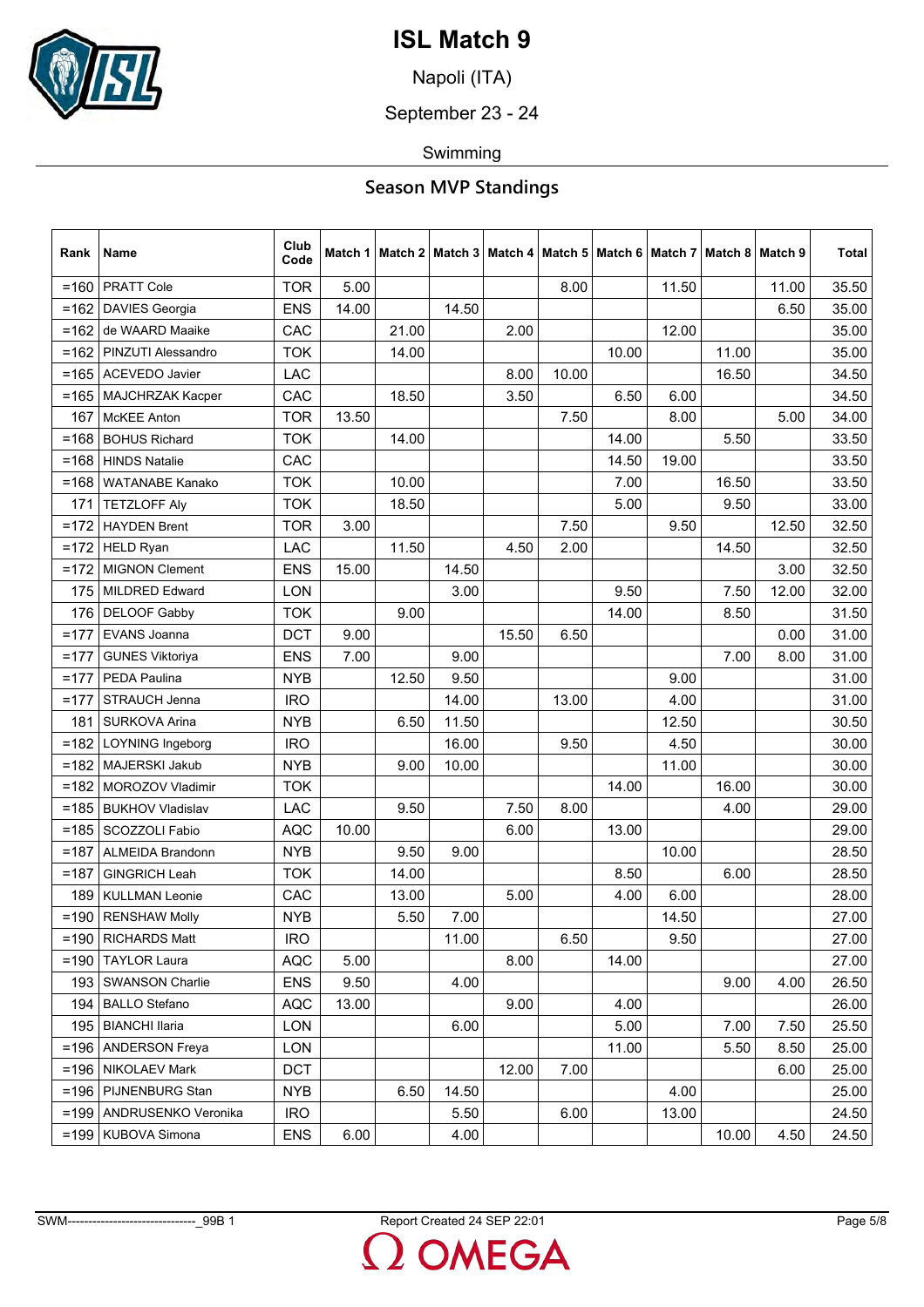# ISL Match 9

Napoli (ITA)

September 23 - 24

Swimming

## Season MVP Standings

| Rank | Name | Club Code | Match 1 | Match 2 | Match 3 | Match 4 | Match 5 | Match 6 | Match 7 | Match 8 | Match 9 | Total |
|---|---|---|---|---|---|---|---|---|---|---|---|---|
| =160 | PRATT Cole | TOR | 5.00 | | | | 8.00 | | 11.50 | | 11.00 | 35.50 |
| =162 | DAVIES Georgia | ENS | 14.00 | | 14.50 | | | | | | 6.50 | 35.00 |
| =162 | de WAARD Maaike | CAC | | 21.00 | | 2.00 | | | 12.00 | | | 35.00 |
| =162 | PINZUTI Alessandro | TOK | | 14.00 | | | | 10.00 | | 11.00 | | 35.00 |
| =165 | ACEVEDO Javier | LAC | | | | 8.00 | 10.00 | | | 16.50 | | 34.50 |
| =165 | MAJCHRZAK Kacper | CAC | | 18.50 | | 3.50 | | 6.50 | 6.00 | | | 34.50 |
| 167 | McKEE Anton | TOR | 13.50 | | | | 7.50 | | 8.00 | | 5.00 | 34.00 |
| =168 | BOHUS Richard | TOK | | 14.00 | | | | 14.00 | | 5.50 | | 33.50 |
| =168 | HINDS Natalie | CAC | | | | | | 14.50 | 19.00 | | | 33.50 |
| =168 | WATANABE Kanako | TOK | | 10.00 | | | | 7.00 | | 16.50 | | 33.50 |
| 171 | TETZLOFF Aly | TOK | | 18.50 | | | | 5.00 | | 9.50 | | 33.00 |
| =172 | HAYDEN Brent | TOR | 3.00 | | | | 7.50 | | 9.50 | | 12.50 | 32.50 |
| =172 | HELD Ryan | LAC | | 11.50 | | 4.50 | 2.00 | | | 14.50 | | 32.50 |
| =172 | MIGNON Clement | ENS | 15.00 | | 14.50 | | | | | | 3.00 | 32.50 |
| 175 | MILDRED Edward | LON | | | 3.00 | | | 9.50 | | 7.50 | 12.00 | 32.00 |
| 176 | DELOOF Gabby | TOK | | 9.00 | | | | 14.00 | | 8.50 | | 31.50 |
| =177 | EVANS Joanna | DCT | 9.00 | | | 15.50 | 6.50 | | | | 0.00 | 31.00 |
| =177 | GUNES Viktoriya | ENS | 7.00 | | 9.00 | | | | | 7.00 | 8.00 | 31.00 |
| =177 | PEDA Paulina | NYB | | 12.50 | 9.50 | | | | 9.00 | | | 31.00 |
| =177 | STRAUCH Jenna | IRO | | | 14.00 | | 13.00 | | 4.00 | | | 31.00 |
| 181 | SURKOVA Arina | NYB | | 6.50 | 11.50 | | | | 12.50 | | | 30.50 |
| =182 | LOYNING Ingeborg | IRO | | | 16.00 | | 9.50 | | 4.50 | | | 30.00 |
| =182 | MAJERSKI Jakub | NYB | | 9.00 | 10.00 | | | | 11.00 | | | 30.00 |
| =182 | MOROZOV Vladimir | TOK | | | | | | 14.00 | | 16.00 | | 30.00 |
| =185 | BUKHOV Vladislav | LAC | | 9.50 | | 7.50 | 8.00 | | | 4.00 | | 29.00 |
| =185 | SCOZZOLI Fabio | AQC | 10.00 | | | 6.00 | | 13.00 | | | | 29.00 |
| =187 | ALMEIDA Brandonn | NYB | | 9.50 | 9.00 | | | | 10.00 | | | 28.50 |
| =187 | GINGRICH Leah | TOK | | 14.00 | | | | 8.50 | | 6.00 | | 28.50 |
| 189 | KULLMAN Leonie | CAC | | 13.00 | | 5.00 | | 4.00 | 6.00 | | | 28.00 |
| =190 | RENSHAW Molly | NYB | | 5.50 | 7.00 | | | | 14.50 | | | 27.00 |
| =190 | RICHARDS Matt | IRO | | | 11.00 | | 6.50 | | 9.50 | | | 27.00 |
| =190 | TAYLOR Laura | AQC | 5.00 | | | 8.00 | | 14.00 | | | | 27.00 |
| 193 | SWANSON Charlie | ENS | 9.50 | | 4.00 | | | | | 9.00 | 4.00 | 26.50 |
| 194 | BALLO Stefano | AQC | 13.00 | | | 9.00 | | 4.00 | | | | 26.00 |
| 195 | BIANCHI Ilaria | LON | | | 6.00 | | | 5.00 | | 7.00 | 7.50 | 25.50 |
| =196 | ANDERSON Freya | LON | | | | | | 11.00 | | 5.50 | 8.50 | 25.00 |
| =196 | NIKOLAEV Mark | DCT | | | | 12.00 | 7.00 | | | | 6.00 | 25.00 |
| =196 | PIJNENBURG Stan | NYB | | 6.50 | 14.50 | | | | 4.00 | | | 25.00 |
| =199 | ANDRUSENKO Veronika | IRO | | | 5.50 | | 6.00 | | 13.00 | | | 24.50 |
| =199 | KUBOVA Simona | ENS | 6.00 | | 4.00 | | | | | 10.00 | 4.50 | 24.50 |

SWM-------------------------------_99B 1 Report Created 24 SEP 22:01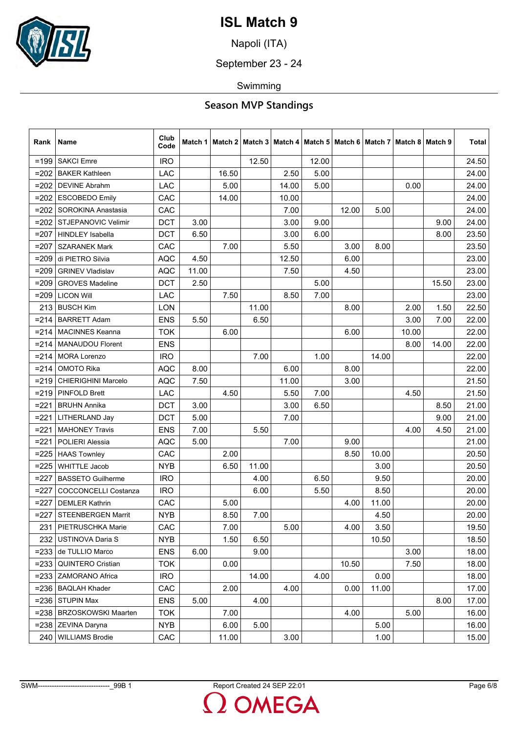# ISL Match 9

Napoli (ITA)

September 23 - 24

Swimming

## Season MVP Standings

| Rank | Name | Club Code | Match 1 | Match 2 | Match 3 | Match 4 | Match 5 | Match 6 | Match 7 | Match 8 | Match 9 | Total |
|---|---|---|---|---|---|---|---|---|---|---|---|---|
| =199 | SAKCI Emre | IRO | | | 12.50 | | 12.00 | | | | | 24.50 |
| =202 | BAKER Kathleen | LAC | | 16.50 | | 2.50 | 5.00 | | | | | 24.00 |
| =202 | DEVINE Abrahm | LAC | | 5.00 | | 14.00 | 5.00 | | | 0.00 | | 24.00 |
| =202 | ESCOBEDO Emily | CAC | | 14.00 | | 10.00 | | | | | | 24.00 |
| =202 | SOROKINA Anastasia | CAC | | | | 7.00 | | 12.00 | 5.00 | | | 24.00 |
| =202 | STJEPANOVIC Velimir | DCT | 3.00 | | | 3.00 | 9.00 | | | | 9.00 | 24.00 |
| =207 | HINDLEY Isabella | DCT | 6.50 | | | 3.00 | 6.00 | | | | 8.00 | 23.50 |
| =207 | SZARANEK Mark | CAC | | 7.00 | | 5.50 | | 3.00 | 8.00 | | | 23.50 |
| =209 | di PIETRO Silvia | AQC | 4.50 | | | 12.50 | | 6.00 | | | | 23.00 |
| =209 | GRINEV Vladislav | AQC | 11.00 | | | 7.50 | | 4.50 | | | | 23.00 |
| =209 | GROVES Madeline | DCT | 2.50 | | | | 5.00 | | | | 15.50 | 23.00 |
| =209 | LICON Will | LAC | | 7.50 | | 8.50 | 7.00 | | | | | 23.00 |
| 213 | BUSCH Kim | LON | | | 11.00 | | | 8.00 | | 2.00 | 1.50 | 22.50 |
| =214 | BARRETT Adam | ENS | 5.50 | | 6.50 | | | | | 3.00 | 7.00 | 22.00 |
| =214 | MACINNES Keanna | TOK | | 6.00 | | | | 6.00 | | 10.00 | | 22.00 |
| =214 | MANAUDOU Florent | ENS | | | | | | | | 8.00 | 14.00 | 22.00 |
| =214 | MORA Lorenzo | IRO | | | 7.00 | | 1.00 | | 14.00 | | | 22.00 |
| =214 | OMOTO Rika | AQC | 8.00 | | | 6.00 | | 8.00 | | | | 22.00 |
| =219 | CHIERIGHINI Marcelo | AQC | 7.50 | | | 11.00 | | 3.00 | | | | 21.50 |
| =219 | PINFOLD Brett | LAC | | 4.50 | | 5.50 | 7.00 | | | 4.50 | | 21.50 |
| =221 | BRUHN Annika | DCT | 3.00 | | | 3.00 | 6.50 | | | | 8.50 | 21.00 |
| =221 | LITHERLAND Jay | DCT | 5.00 | | | 7.00 | | | | | 9.00 | 21.00 |
| =221 | MAHONEY Travis | ENS | 7.00 | | 5.50 | | | | | 4.00 | 4.50 | 21.00 |
| =221 | POLIERI Alessia | AQC | 5.00 | | | 7.00 | | 9.00 | | | | 21.00 |
| =225 | HAAS Townley | CAC | | 2.00 | | | | 8.50 | 10.00 | | | 20.50 |
| =225 | WHITTLE Jacob | NYB | | 6.50 | 11.00 | | | | 3.00 | | | 20.50 |
| =227 | BASSETO Guilherme | IRO | | | 4.00 | | 6.50 | | 9.50 | | | 20.00 |
| =227 | COCCONCELLI Costanza | IRO | | | 6.00 | | 5.50 | | 8.50 | | | 20.00 |
| =227 | DEMLER Kathrin | CAC | | 5.00 | | | | 4.00 | 11.00 | | | 20.00 |
| =227 | STEENBERGEN Marrit | NYB | | 8.50 | 7.00 | | | | 4.50 | | | 20.00 |
| 231 | PIETRUSCHKA Marie | CAC | | 7.00 | | 5.00 | | 4.00 | 3.50 | | | 19.50 |
| 232 | USTINOVA Daria S | NYB | | 1.50 | 6.50 | | | | 10.50 | | | 18.50 |
| =233 | de TULLIO Marco | ENS | 6.00 | | 9.00 | | | | | 3.00 | | 18.00 |
| =233 | QUINTERO Cristian | TOK | | 0.00 | | | | 10.50 | | 7.50 | | 18.00 |
| =233 | ZAMORANO Africa | IRO | | | 14.00 | | 4.00 | | 0.00 | | | 18.00 |
| =236 | BAQLAH Khader | CAC | | 2.00 | | 4.00 | | 0.00 | 11.00 | | | 17.00 |
| =236 | STUPIN Max | ENS | 5.00 | | 4.00 | | | | | | 8.00 | 17.00 |
| =238 | BRZOSKOWSKI Maarten | TOK | | 7.00 | | | | 4.00 | | 5.00 | | 16.00 |
| =238 | ZEVINA Daryna | NYB | | 6.00 | 5.00 | | | | 5.00 | | | 16.00 |
| 240 | WILLIAMS Brodie | CAC | | 11.00 | | 3.00 | | | 1.00 | | | 15.00 |

SWM-------------------------------_99B 1 | Report Created 24 SEP 22:01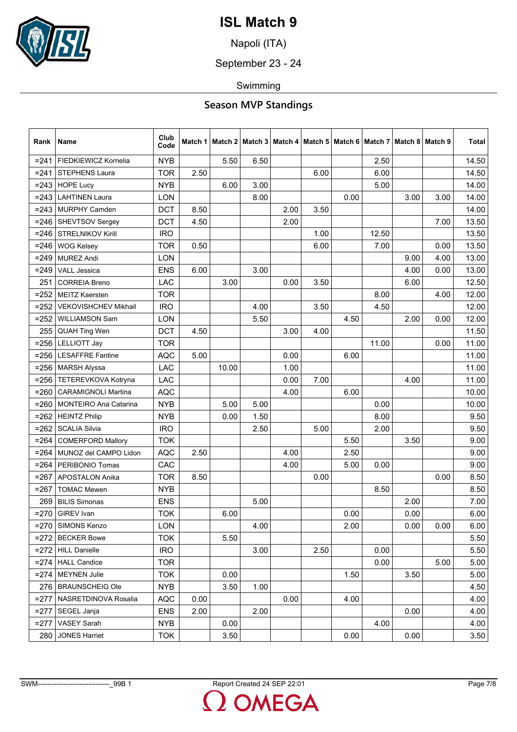# ISL Match 9

Napoli (ITA)

September 23 - 24

Swimming

## Season MVP Standings

| Rank | Name | Club Code | Match 1 | Match 2 | Match 3 | Match 4 | Match 5 | Match 6 | Match 7 | Match 8 | Match 9 | Total |
|---|---|---|---|---|---|---|---|---|---|---|---|---|
| =241 | FIEDKIEWICZ Kornelia | NYB | | 5.50 | 6.50 | | | | 2.50 | | | 14.50 |
| =241 | STEPHENS Laura | TOR | 2.50 | | | | 6.00 | | 6.00 | | | 14.50 |
| =243 | HOPE Lucy | NYB | | 6.00 | 3.00 | | | | 5.00 | | | 14.00 |
| =243 | LAHTINEN Laura | LON | | | 8.00 | | | 0.00 | | 3.00 | 3.00 | 14.00 |
| =243 | MURPHY Camden | DCT | 8.50 | | | 2.00 | 3.50 | | | | | 14.00 |
| =246 | SHEVTSOV Sergey | DCT | 4.50 | | | 2.00 | | | | | 7.00 | 13.50 |
| =246 | STRELNIKOV Kirill | IRO | | | | | 1.00 | | 12.50 | | | 13.50 |
| =246 | WOG Kelsey | TOR | 0.50 | | | | 6.00 | | 7.00 | | 0.00 | 13.50 |
| =249 | MUREZ Andi | LON | | | | | | | | 9.00 | 4.00 | 13.00 |
| =249 | VALL Jessica | ENS | 6.00 | | 3.00 | | | | | 4.00 | 0.00 | 13.00 |
| 251 | CORREIA Breno | LAC | | 3.00 | | 0.00 | 3.50 | | | 6.00 | | 12.50 |
| =252 | MEITZ Kaersten | TOR | | | | | | | 8.00 | | 4.00 | 12.00 |
| =252 | VEKOVISHCHEV Mikhail | IRO | | | 4.00 | | 3.50 | | 4.50 | | | 12.00 |
| =252 | WILLIAMSON Sam | LON | | | 5.50 | | | 4.50 | | 2.00 | 0.00 | 12.00 |
| 255 | QUAH Ting Wen | DCT | 4.50 | | | 3.00 | 4.00 | | | | | 11.50 |
| =256 | LELLIOTT Jay | TOR | | | | | | | 11.00 | | 0.00 | 11.00 |
| =256 | LESAFFRE Fantine | AQC | 5.00 | | | 0.00 | | 6.00 | | | | 11.00 |
| =256 | MARSH Alyssa | LAC | | 10.00 | | 1.00 | | | | | | 11.00 |
| =256 | TETEREVKOVA Kotryna | LAC | | | | 0.00 | 7.00 | | | 4.00 | | 11.00 |
| =260 | CARAMIGNOLI Martina | AQC | | | | 4.00 | | 6.00 | | | | 10.00 |
| =260 | MONTEIRO Ana Catarina | NYB | | 5.00 | 5.00 | | | | 0.00 | | | 10.00 |
| =262 | HEINTZ Philip | NYB | | 0.00 | 1.50 | | | | 8.00 | | | 9.50 |
| =262 | SCALIA Silvia | IRO | | | 2.50 | | 5.00 | | 2.00 | | | 9.50 |
| =264 | COMERFORD Mallory | TOK | | | | | | 5.50 | | 3.50 | | 9.00 |
| =264 | MUNOZ del CAMPO Lidon | AQC | 2.50 | | | 4.00 | | 2.50 | | | | 9.00 |
| =264 | PERIBONIO Tomas | CAC | | | | 4.00 | | 5.00 | 0.00 | | | 9.00 |
| =267 | APOSTALON Anika | TOR | 8.50 | | | | 0.00 | | | | 0.00 | 8.50 |
| =267 | TOMAC Mewen | NYB | | | | | | | 8.50 | | | 8.50 |
| 269 | BILIS Simonas | ENS | | | 5.00 | | | | | 2.00 | | 7.00 |
| =270 | GIREV Ivan | TOK | | 6.00 | | | | 0.00 | | 0.00 | | 6.00 |
| =270 | SIMONS Kenzo | LON | | | 4.00 | | | 2.00 | | 0.00 | 0.00 | 6.00 |
| =272 | BECKER Bowe | TOK | | 5.50 | | | | | | | | 5.50 |
| =272 | HILL Danielle | IRO | | | 3.00 | | 2.50 | | 0.00 | | | 5.50 |
| =274 | HALL Candice | TOR | | | | | | | 0.00 | | 5.00 | 5.00 |
| =274 | MEYNEN Julie | TOK | | 0.00 | | | | 1.50 | | 3.50 | | 5.00 |
| 276 | BRAUNSCHEIG Ole | NYB | | 3.50 | 1.00 | | | | | | | 4.50 |
| =277 | NASRETDINOVA Rosalia | AQC | 0.00 | | | 0.00 | | 4.00 | | | | 4.00 |
| =277 | SEGEL Janja | ENS | 2.00 | | 2.00 | | | | | 0.00 | | 4.00 |
| =277 | VASEY Sarah | NYB | | 0.00 | | | | | 4.00 | | | 4.00 |
| 280 | JONES Harriet | TOK | | 3.50 | | | | 0.00 | | 0.00 | | 3.50 |

SWM-------------------------------_99B 1 Report Created 24 SEP 22:01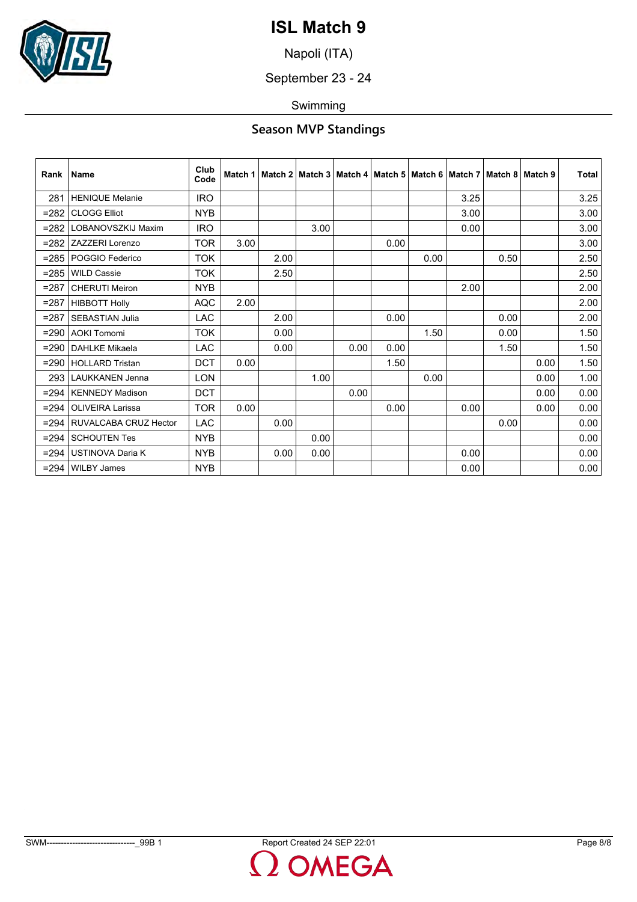# ISL Match 9

Napoli (ITA)

September 23 - 24

Swimming

## Season MVP Standings

| Rank | Name | Club Code | Match 1 | Match 2 | Match 3 | Match 4 | Match 5 | Match 6 | Match 7 | Match 8 | Match 9 | Total |
|---|---|---|---|---|---|---|---|---|---|---|---|---|
| 281 | HENIQUE Melanie | IRO | | | | | | | 3.25 | | | 3.25 |
| =282 | CLOGG Elliot | NYB | | | | | | | 3.00 | | | 3.00 |
| =282 | LOBANOVSZKIJ Maxim | IRO | | | 3.00 | | | | 0.00 | | | 3.00 |
| =282 | ZAZZERI Lorenzo | TOR | 3.00 | | | | 0.00 | | | | | 3.00 |
| =285 | POGGIO Federico | TOK | | 2.00 | | | | 0.00 | | 0.50 | | 2.50 |
| =285 | WILD Cassie | TOK | | 2.50 | | | | | | | | 2.50 |
| =287 | CHERUTI Meiron | NYB | | | | | | | 2.00 | | | 2.00 |
| =287 | HIBBOTT Holly | AQC | 2.00 | | | | | | | | | 2.00 |
| =287 | SEBASTIAN Julia | LAC | | 2.00 | | | 0.00 | | | 0.00 | | 2.00 |
| =290 | AOKI Tomomi | TOK | | 0.00 | | | | 1.50 | | 0.00 | | 1.50 |
| =290 | DAHLKE Mikaela | LAC | | 0.00 | | 0.00 | 0.00 | | | 1.50 | | 1.50 |
| =290 | HOLLARD Tristan | DCT | 0.00 | | | | 1.50 | | | | 0.00 | 1.50 |
| 293 | LAUKKANEN Jenna | LON | | | 1.00 | | | 0.00 | | | 0.00 | 1.00 |
| =294 | KENNEDY Madison | DCT | | | | 0.00 | | | | | 0.00 | 0.00 |
| =294 | OLIVEIRA Larissa | TOR | 0.00 | | | | 0.00 | | 0.00 | | 0.00 | 0.00 |
| =294 | RUVALCABA CRUZ Hector | LAC | | 0.00 | | | | | | 0.00 | | 0.00 |
| =294 | SCHOUTEN Tes | NYB | | | 0.00 | | | | | | | 0.00 |
| =294 | USTINOVA Daria K | NYB | | 0.00 | 0.00 | | | | 0.00 | | | 0.00 |
| =294 | WILBY James | NYB | | | | | | | 0.00 | | | 0.00 |

SWM-------------------------------_99B 1 Report Created 24 SEP 22:01